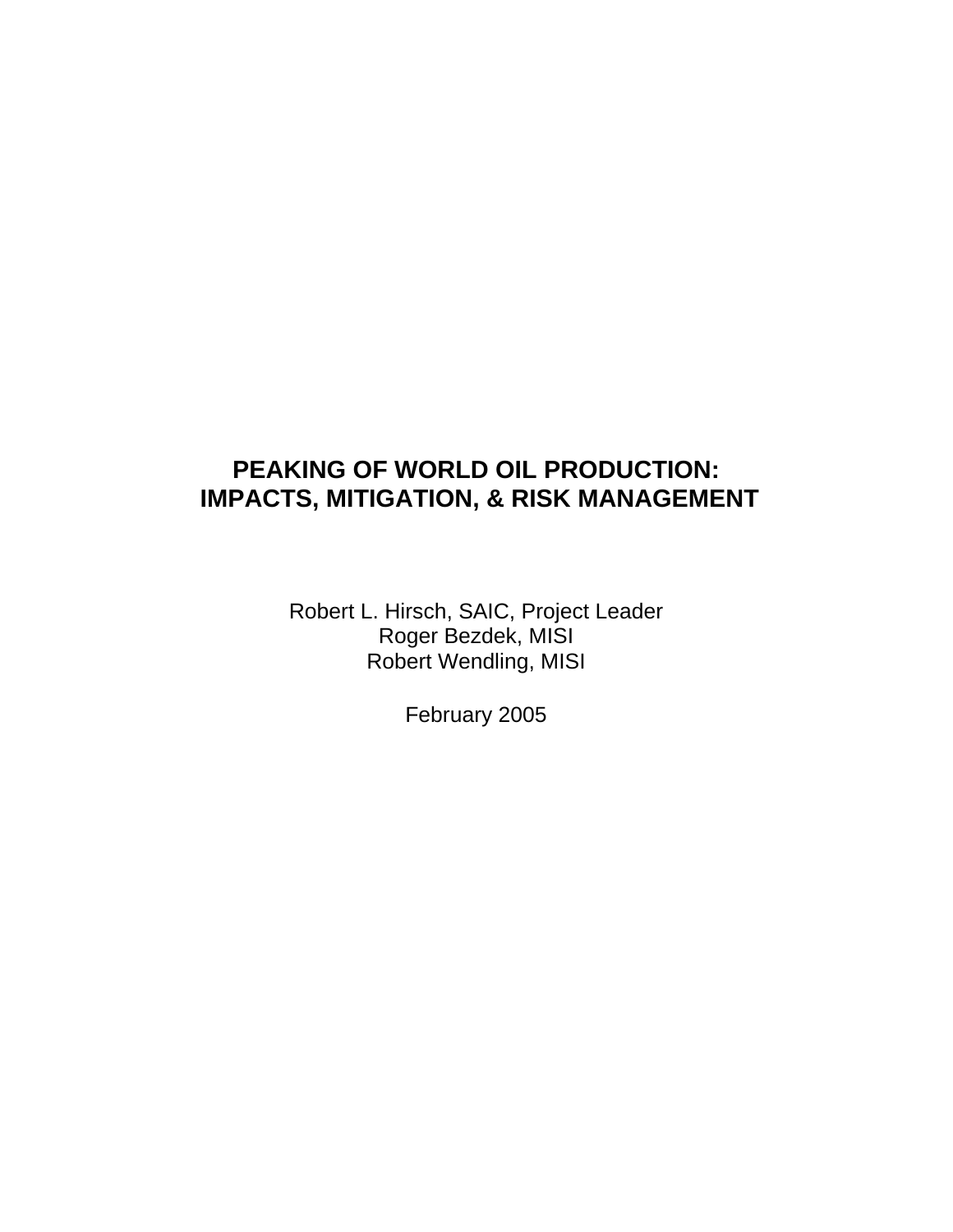# PEAKING OF WORLD OIL PRODUCTION: IMPACTS, MITIGATION, & RISK MANAGEMENT

Robert L. Hirsch, SAIC, Project Leader
Roger Bezdek, MISI
Robert Wendling, MISI

February 2005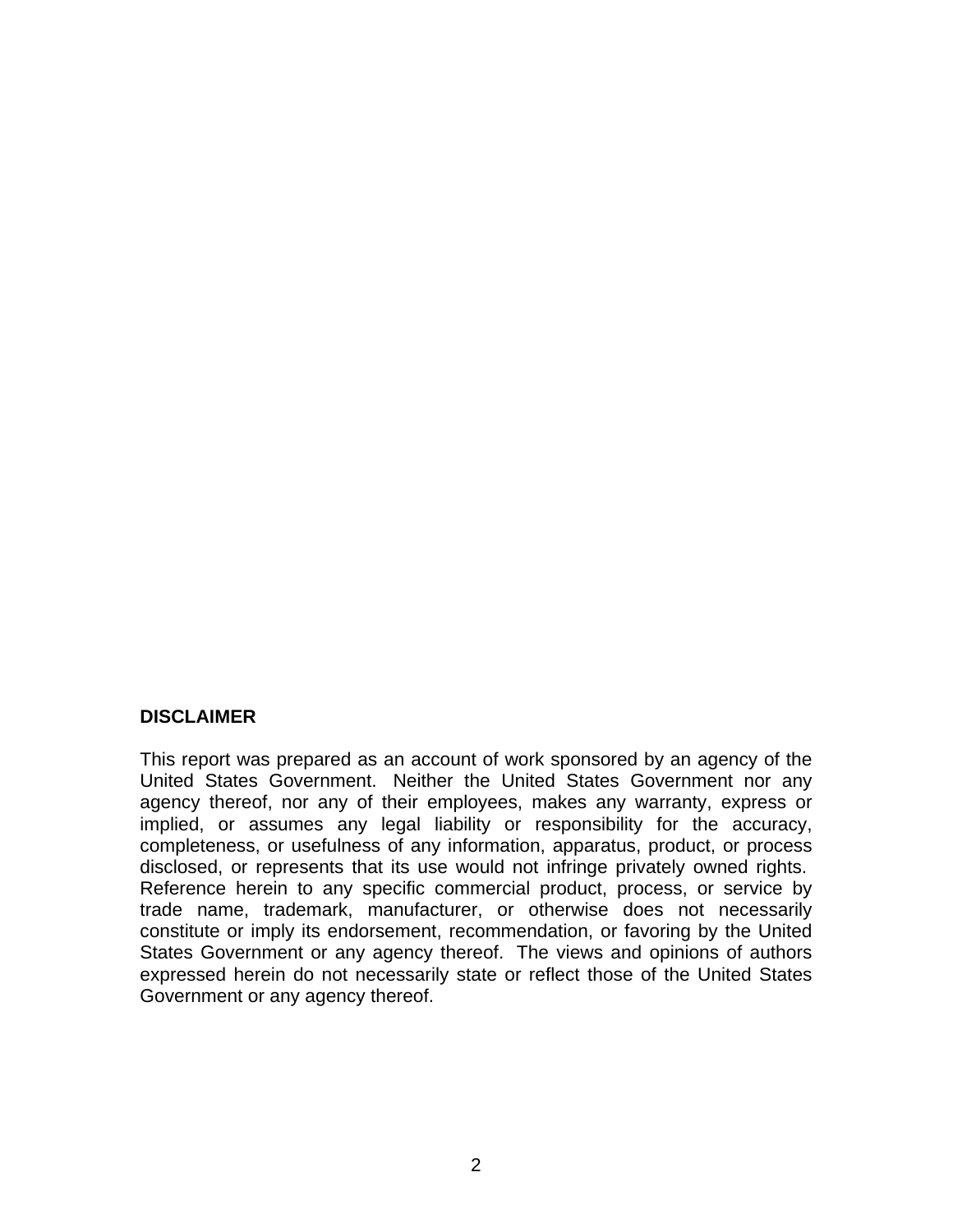**DISCLAIMER**

This report was prepared as an account of work sponsored by an agency of the United States Government. Neither the United States Government nor any agency thereof, nor any of their employees, makes any warranty, express or implied, or assumes any legal liability or responsibility for the accuracy, completeness, or usefulness of any information, apparatus, product, or process disclosed, or represents that its use would not infringe privately owned rights. Reference herein to any specific commercial product, process, or service by trade name, trademark, manufacturer, or otherwise does not necessarily constitute or imply its endorsement, recommendation, or favoring by the United States Government or any agency thereof. The views and opinions of authors expressed herein do not necessarily state or reflect those of the United States Government or any agency thereof.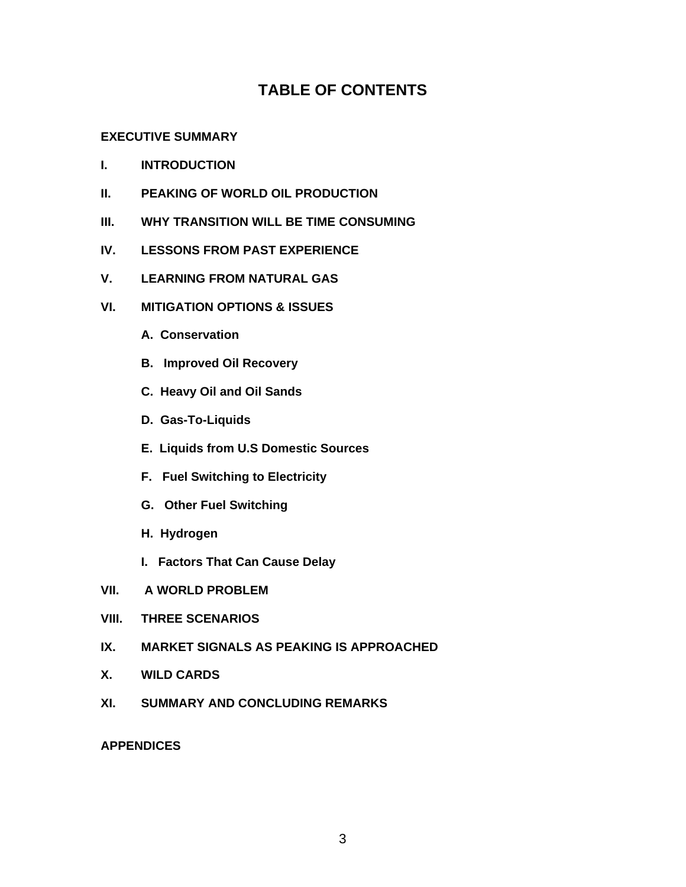# TABLE OF CONTENTS

**EXECUTIVE SUMMARY**

**I. INTRODUCTION**

**II. PEAKING OF WORLD OIL PRODUCTION**

**III. WHY TRANSITION WILL BE TIME CONSUMING**

**IV. LESSONS FROM PAST EXPERIENCE**

**V. LEARNING FROM NATURAL GAS**

**VI. MITIGATION OPTIONS & ISSUES**

- **A. Conservation**
- **B. Improved Oil Recovery**
- **C. Heavy Oil and Oil Sands**
- **D. Gas-To-Liquids**
- **E. Liquids from U.S Domestic Sources**
- **F. Fuel Switching to Electricity**
- **G. Other Fuel Switching**
- **H. Hydrogen**
- **I. Factors That Can Cause Delay**

**VII. A WORLD PROBLEM**

**VIII. THREE SCENARIOS**

**IX. MARKET SIGNALS AS PEAKING IS APPROACHED**

**X. WILD CARDS**

**XI. SUMMARY AND CONCLUDING REMARKS**

**APPENDICES**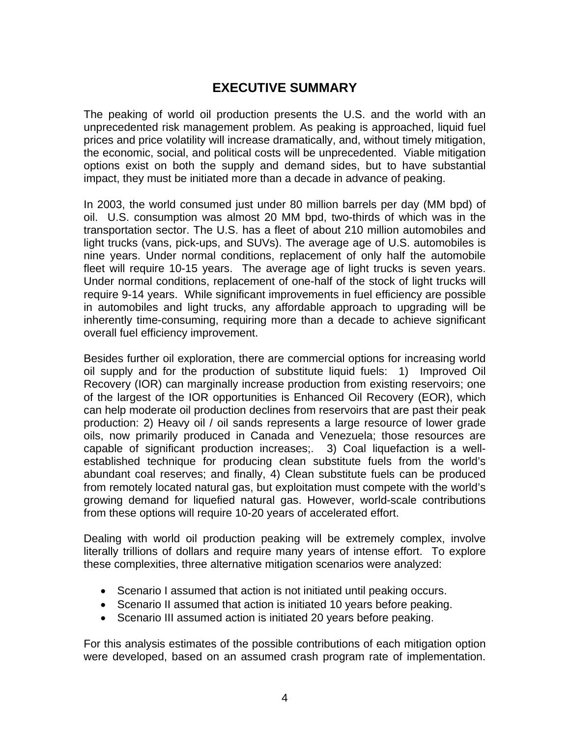# EXECUTIVE SUMMARY

The peaking of world oil production presents the U.S. and the world with an unprecedented risk management problem. As peaking is approached, liquid fuel prices and price volatility will increase dramatically, and, without timely mitigation, the economic, social, and political costs will be unprecedented. Viable mitigation options exist on both the supply and demand sides, but to have substantial impact, they must be initiated more than a decade in advance of peaking.

In 2003, the world consumed just under 80 million barrels per day (MM bpd) of oil. U.S. consumption was almost 20 MM bpd, two-thirds of which was in the transportation sector. The U.S. has a fleet of about 210 million automobiles and light trucks (vans, pick-ups, and SUVs). The average age of U.S. automobiles is nine years. Under normal conditions, replacement of only half the automobile fleet will require 10-15 years. The average age of light trucks is seven years. Under normal conditions, replacement of one-half of the stock of light trucks will require 9-14 years. While significant improvements in fuel efficiency are possible in automobiles and light trucks, any affordable approach to upgrading will be inherently time-consuming, requiring more than a decade to achieve significant overall fuel efficiency improvement.

Besides further oil exploration, there are commercial options for increasing world oil supply and for the production of substitute liquid fuels: 1) Improved Oil Recovery (IOR) can marginally increase production from existing reservoirs; one of the largest of the IOR opportunities is Enhanced Oil Recovery (EOR), which can help moderate oil production declines from reservoirs that are past their peak production: 2) Heavy oil / oil sands represents a large resource of lower grade oils, now primarily produced in Canada and Venezuela; those resources are capable of significant production increases;. 3) Coal liquefaction is a well-established technique for producing clean substitute fuels from the world's abundant coal reserves; and finally, 4) Clean substitute fuels can be produced from remotely located natural gas, but exploitation must compete with the world's growing demand for liquefied natural gas. However, world-scale contributions from these options will require 10-20 years of accelerated effort.

Dealing with world oil production peaking will be extremely complex, involve literally trillions of dollars and require many years of intense effort. To explore these complexities, three alternative mitigation scenarios were analyzed:

- Scenario I assumed that action is not initiated until peaking occurs.
- Scenario II assumed that action is initiated 10 years before peaking.
- Scenario III assumed action is initiated 20 years before peaking.

For this analysis estimates of the possible contributions of each mitigation option were developed, based on an assumed crash program rate of implementation.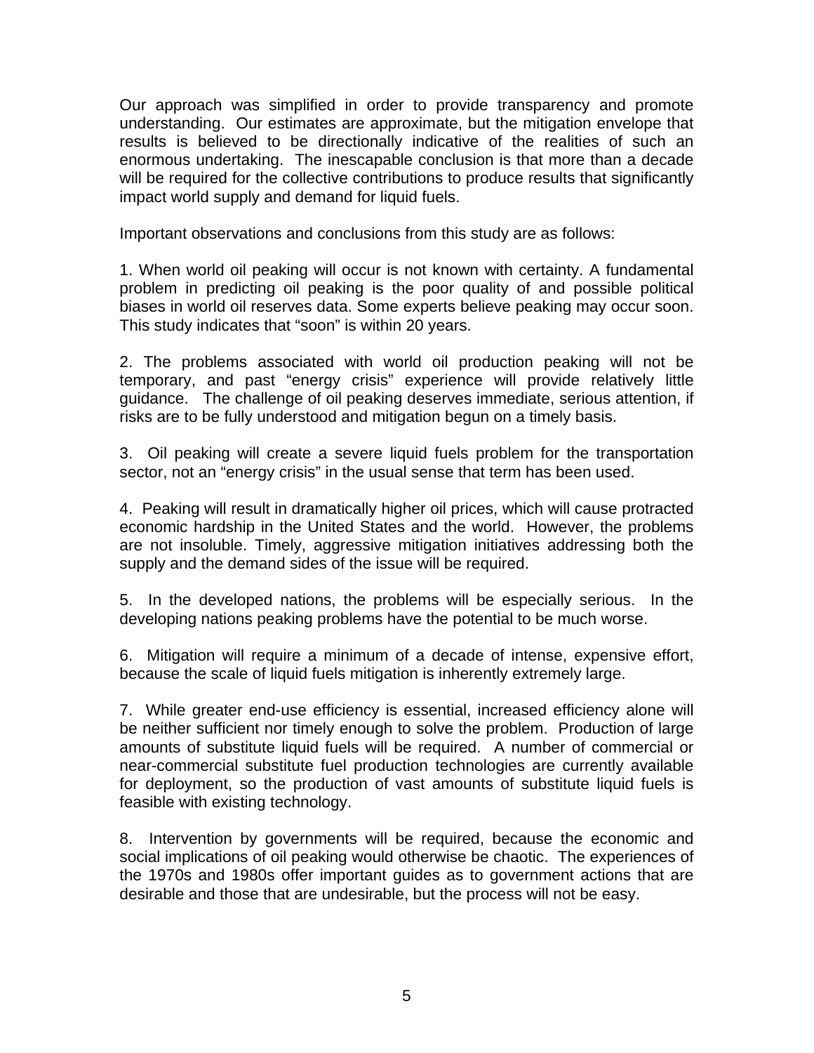Our approach was simplified in order to provide transparency and promote understanding. Our estimates are approximate, but the mitigation envelope that results is believed to be directionally indicative of the realities of such an enormous undertaking. The inescapable conclusion is that more than a decade will be required for the collective contributions to produce results that significantly impact world supply and demand for liquid fuels.

Important observations and conclusions from this study are as follows:

1. When world oil peaking will occur is not known with certainty. A fundamental problem in predicting oil peaking is the poor quality of and possible political biases in world oil reserves data. Some experts believe peaking may occur soon. This study indicates that "soon" is within 20 years.

2. The problems associated with world oil production peaking will not be temporary, and past "energy crisis" experience will provide relatively little guidance. The challenge of oil peaking deserves immediate, serious attention, if risks are to be fully understood and mitigation begun on a timely basis.

3. Oil peaking will create a severe liquid fuels problem for the transportation sector, not an "energy crisis" in the usual sense that term has been used.

4. Peaking will result in dramatically higher oil prices, which will cause protracted economic hardship in the United States and the world. However, the problems are not insoluble. Timely, aggressive mitigation initiatives addressing both the supply and the demand sides of the issue will be required.

5. In the developed nations, the problems will be especially serious. In the developing nations peaking problems have the potential to be much worse.

6. Mitigation will require a minimum of a decade of intense, expensive effort, because the scale of liquid fuels mitigation is inherently extremely large.

7. While greater end-use efficiency is essential, increased efficiency alone will be neither sufficient nor timely enough to solve the problem. Production of large amounts of substitute liquid fuels will be required. A number of commercial or near-commercial substitute fuel production technologies are currently available for deployment, so the production of vast amounts of substitute liquid fuels is feasible with existing technology.

8. Intervention by governments will be required, because the economic and social implications of oil peaking would otherwise be chaotic. The experiences of the 1970s and 1980s offer important guides as to government actions that are desirable and those that are undesirable, but the process will not be easy.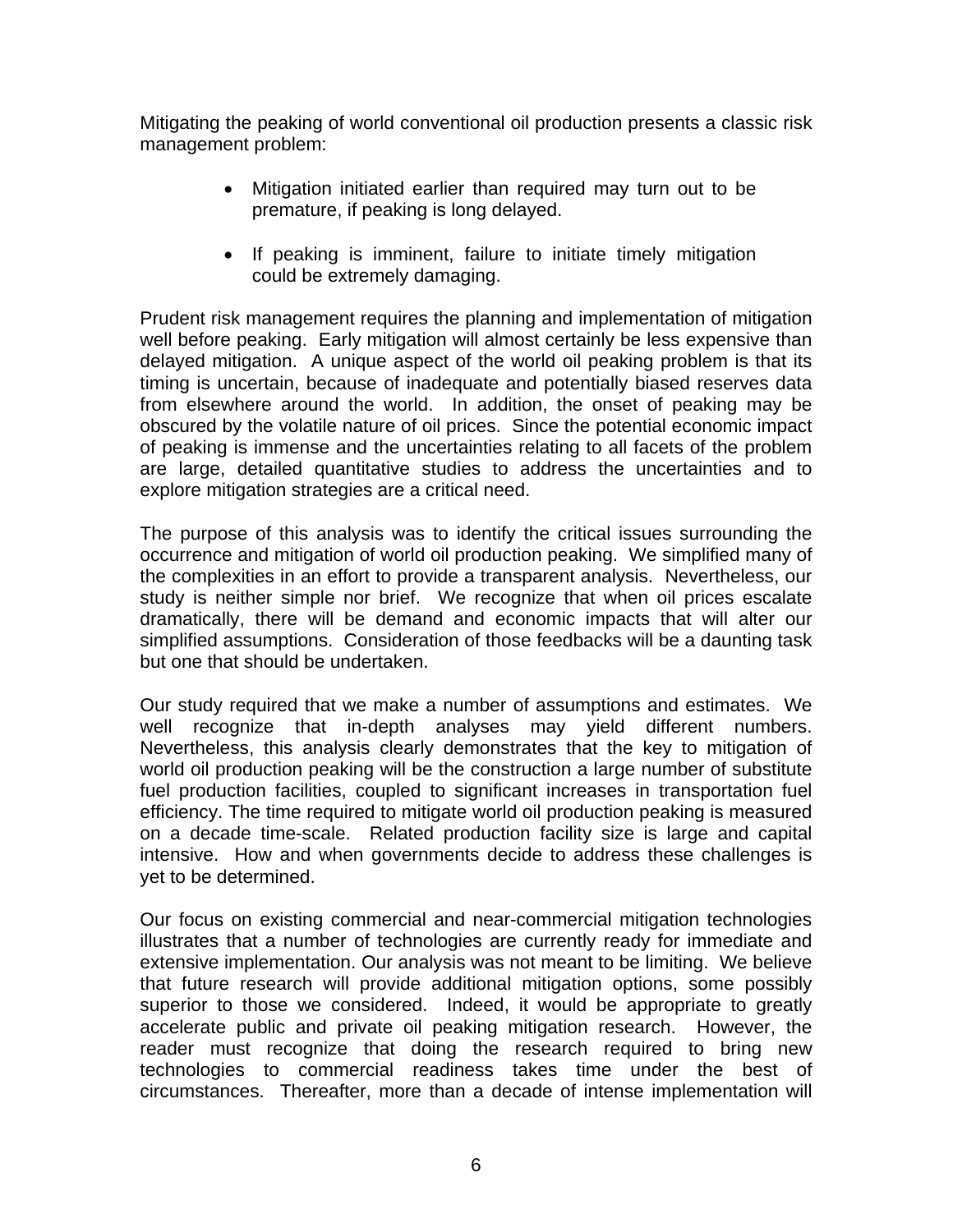Mitigating the peaking of world conventional oil production presents a classic risk management problem:

- Mitigation initiated earlier than required may turn out to be premature, if peaking is long delayed.
- If peaking is imminent, failure to initiate timely mitigation could be extremely damaging.

Prudent risk management requires the planning and implementation of mitigation well before peaking. Early mitigation will almost certainly be less expensive than delayed mitigation. A unique aspect of the world oil peaking problem is that its timing is uncertain, because of inadequate and potentially biased reserves data from elsewhere around the world. In addition, the onset of peaking may be obscured by the volatile nature of oil prices. Since the potential economic impact of peaking is immense and the uncertainties relating to all facets of the problem are large, detailed quantitative studies to address the uncertainties and to explore mitigation strategies are a critical need.

The purpose of this analysis was to identify the critical issues surrounding the occurrence and mitigation of world oil production peaking. We simplified many of the complexities in an effort to provide a transparent analysis. Nevertheless, our study is neither simple nor brief. We recognize that when oil prices escalate dramatically, there will be demand and economic impacts that will alter our simplified assumptions. Consideration of those feedbacks will be a daunting task but one that should be undertaken.

Our study required that we make a number of assumptions and estimates. We well recognize that in-depth analyses may yield different numbers. Nevertheless, this analysis clearly demonstrates that the key to mitigation of world oil production peaking will be the construction a large number of substitute fuel production facilities, coupled to significant increases in transportation fuel efficiency. The time required to mitigate world oil production peaking is measured on a decade time-scale. Related production facility size is large and capital intensive. How and when governments decide to address these challenges is yet to be determined.

Our focus on existing commercial and near-commercial mitigation technologies illustrates that a number of technologies are currently ready for immediate and extensive implementation. Our analysis was not meant to be limiting. We believe that future research will provide additional mitigation options, some possibly superior to those we considered. Indeed, it would be appropriate to greatly accelerate public and private oil peaking mitigation research. However, the reader must recognize that doing the research required to bring new technologies to commercial readiness takes time under the best of circumstances. Thereafter, more than a decade of intense implementation will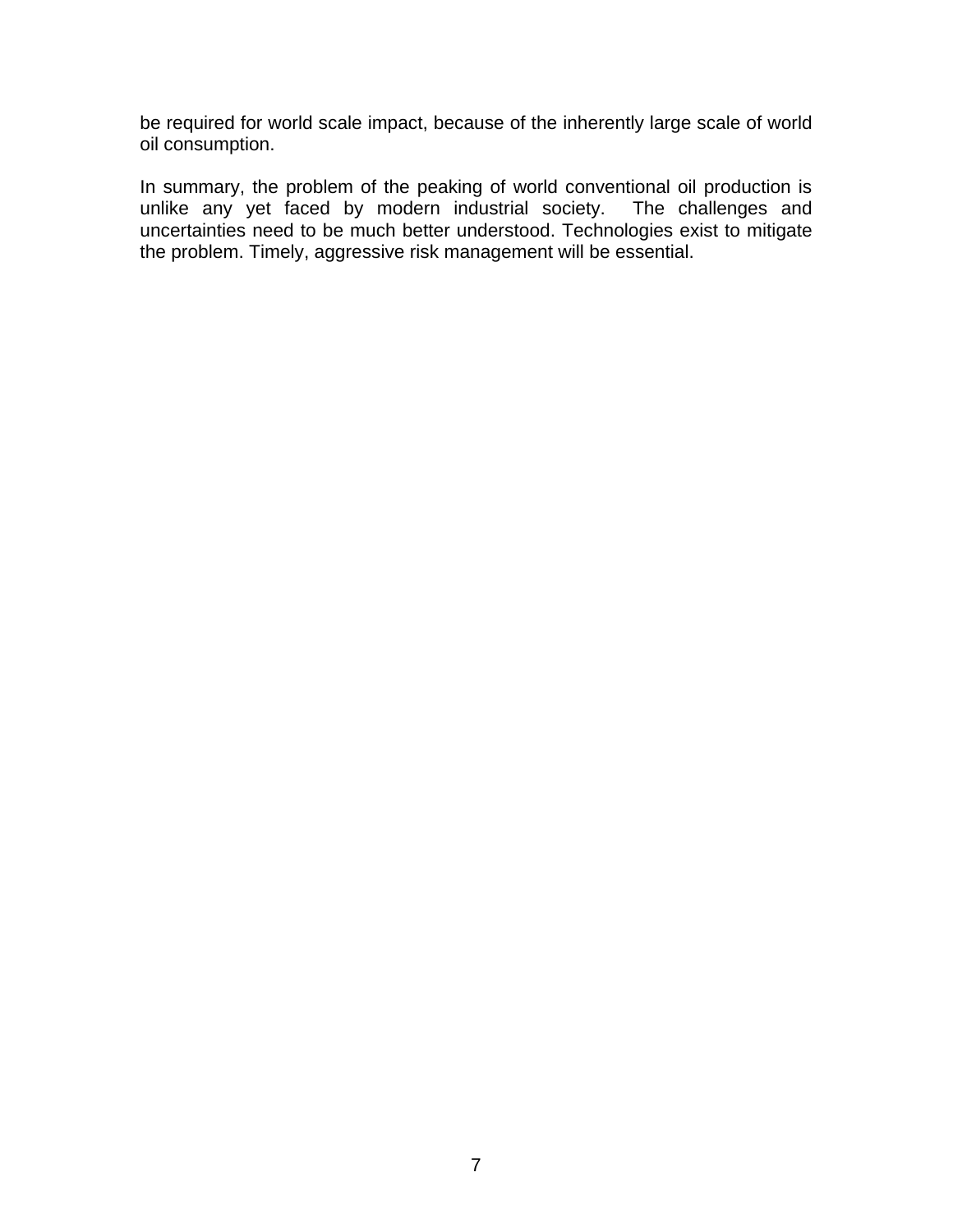be required for world scale impact, because of the inherently large scale of world oil consumption.

In summary, the problem of the peaking of world conventional oil production is unlike any yet faced by modern industrial society. The challenges and uncertainties need to be much better understood. Technologies exist to mitigate the problem. Timely, aggressive risk management will be essential.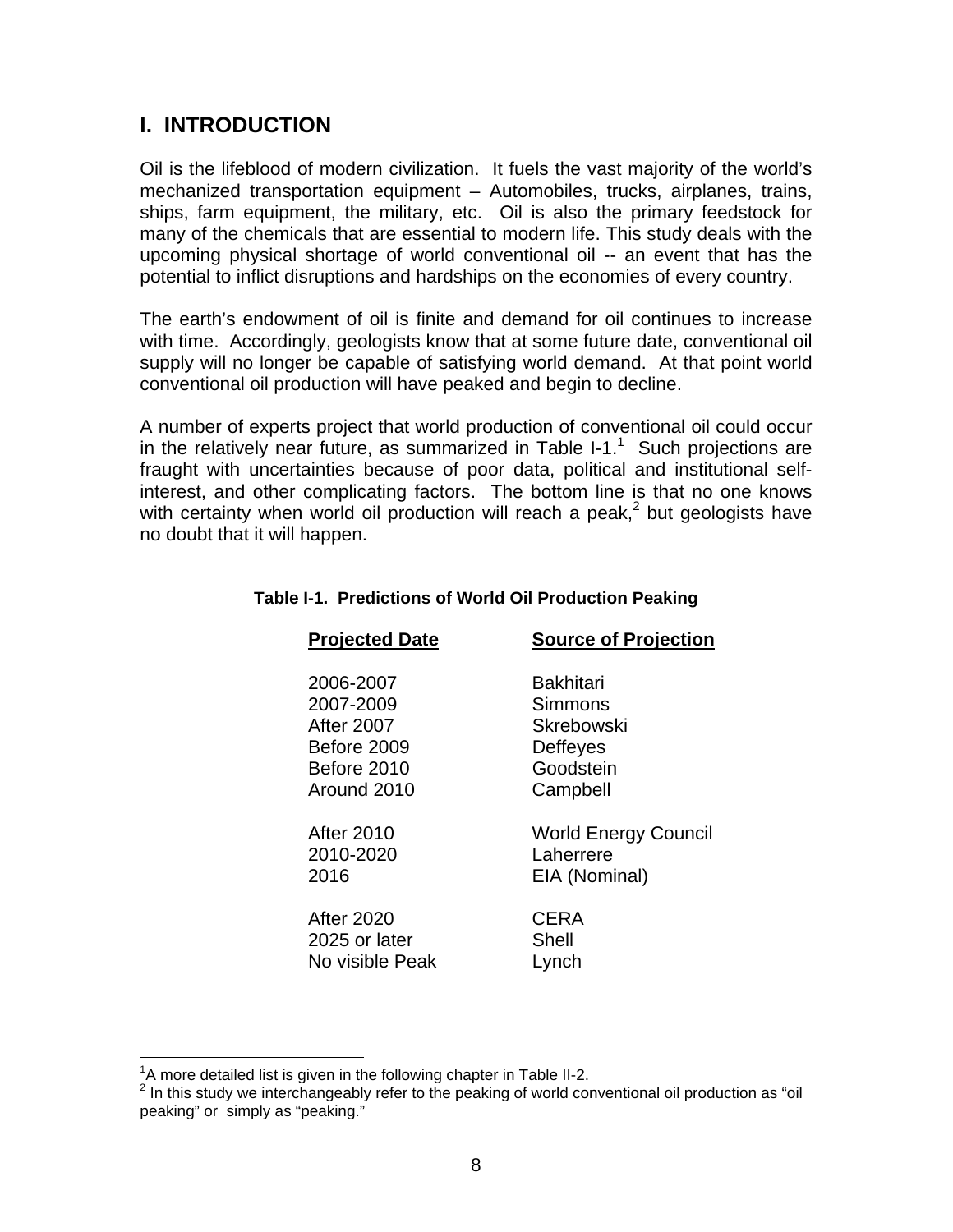# I. INTRODUCTION

Oil is the lifeblood of modern civilization. It fuels the vast majority of the world's mechanized transportation equipment – Automobiles, trucks, airplanes, trains, ships, farm equipment, the military, etc. Oil is also the primary feedstock for many of the chemicals that are essential to modern life. This study deals with the upcoming physical shortage of world conventional oil -- an event that has the potential to inflict disruptions and hardships on the economies of every country.

The earth's endowment of oil is finite and demand for oil continues to increase with time. Accordingly, geologists know that at some future date, conventional oil supply will no longer be capable of satisfying world demand. At that point world conventional oil production will have peaked and begin to decline.

A number of experts project that world production of conventional oil could occur in the relatively near future, as summarized in Table I-1.[1] Such projections are fraught with uncertainties because of poor data, political and institutional self-interest, and other complicating factors. The bottom line is that no one knows with certainty when world oil production will reach a peak,[2] but geologists have no doubt that it will happen.

**Table I-1. Predictions of World Oil Production Peaking**

| Projected Date | Source of Projection |
|---|---|
| 2006-2007 | Bakhitari |
| 2007-2009 | Simmons |
| After 2007 | Skrebowski |
| Before 2009 | Deffeyes |
| Before 2010 | Goodstein |
| Around 2010 | Campbell |
| After 2010 | World Energy Council |
| 2010-2020 | Laherrere |
| 2016 | EIA (Nominal) |
| After 2020 | CERA |
| 2025 or later | Shell |
| No visible Peak | Lynch |

[1] A more detailed list is given in the following chapter in Table II-2.

[2] In this study we interchangeably refer to the peaking of world conventional oil production as "oil peaking" or simply as "peaking."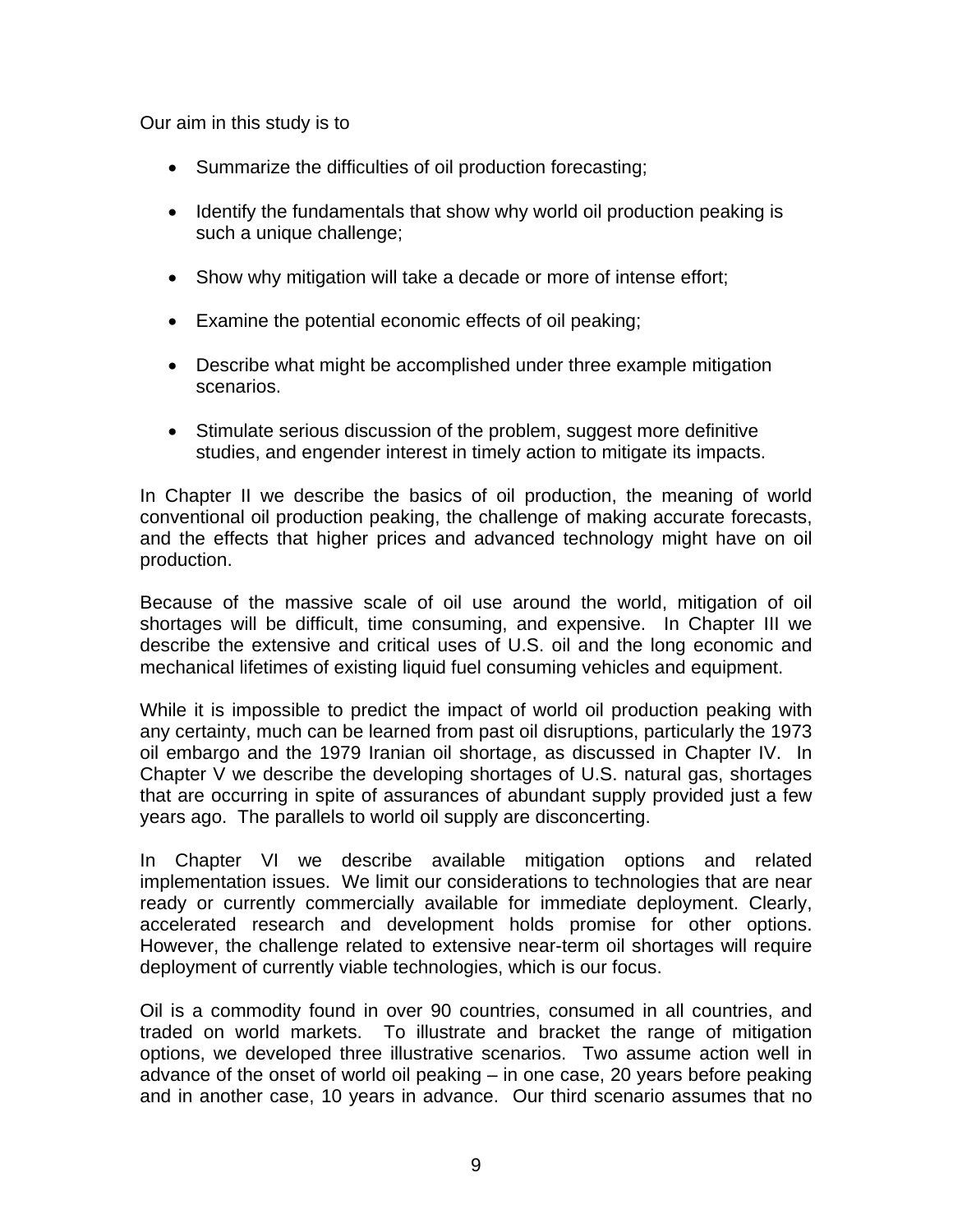Our aim in this study is to

- Summarize the difficulties of oil production forecasting;
- Identify the fundamentals that show why world oil production peaking is such a unique challenge;
- Show why mitigation will take a decade or more of intense effort;
- Examine the potential economic effects of oil peaking;
- Describe what might be accomplished under three example mitigation scenarios.
- Stimulate serious discussion of the problem, suggest more definitive studies, and engender interest in timely action to mitigate its impacts.

In Chapter II we describe the basics of oil production, the meaning of world conventional oil production peaking, the challenge of making accurate forecasts, and the effects that higher prices and advanced technology might have on oil production.

Because of the massive scale of oil use around the world, mitigation of oil shortages will be difficult, time consuming, and expensive. In Chapter III we describe the extensive and critical uses of U.S. oil and the long economic and mechanical lifetimes of existing liquid fuel consuming vehicles and equipment.

While it is impossible to predict the impact of world oil production peaking with any certainty, much can be learned from past oil disruptions, particularly the 1973 oil embargo and the 1979 Iranian oil shortage, as discussed in Chapter IV. In Chapter V we describe the developing shortages of U.S. natural gas, shortages that are occurring in spite of assurances of abundant supply provided just a few years ago. The parallels to world oil supply are disconcerting.

In Chapter VI we describe available mitigation options and related implementation issues. We limit our considerations to technologies that are near ready or currently commercially available for immediate deployment. Clearly, accelerated research and development holds promise for other options. However, the challenge related to extensive near-term oil shortages will require deployment of currently viable technologies, which is our focus.

Oil is a commodity found in over 90 countries, consumed in all countries, and traded on world markets. To illustrate and bracket the range of mitigation options, we developed three illustrative scenarios. Two assume action well in advance of the onset of world oil peaking – in one case, 20 years before peaking and in another case, 10 years in advance. Our third scenario assumes that no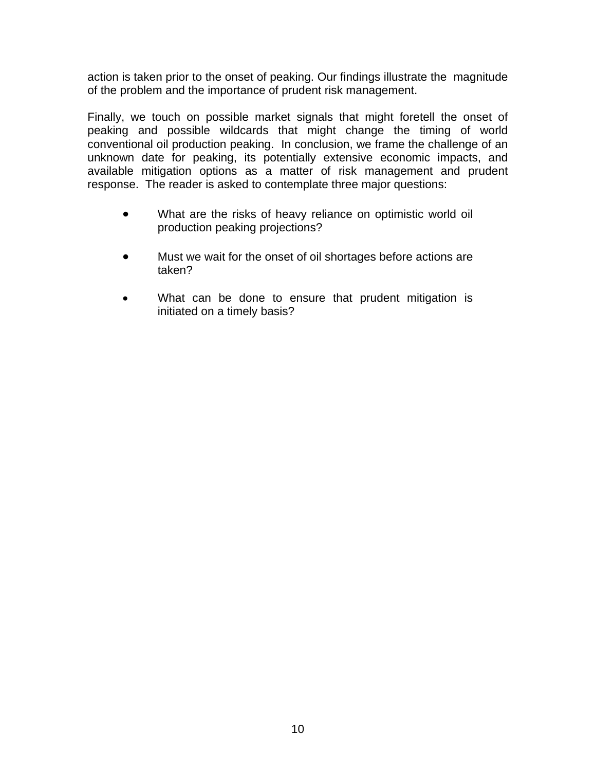action is taken prior to the onset of peaking. Our findings illustrate the magnitude of the problem and the importance of prudent risk management.

Finally, we touch on possible market signals that might foretell the onset of peaking and possible wildcards that might change the timing of world conventional oil production peaking. In conclusion, we frame the challenge of an unknown date for peaking, its potentially extensive economic impacts, and available mitigation options as a matter of risk management and prudent response. The reader is asked to contemplate three major questions:

- What are the risks of heavy reliance on optimistic world oil production peaking projections?
- Must we wait for the onset of oil shortages before actions are taken?
- What can be done to ensure that prudent mitigation is initiated on a timely basis?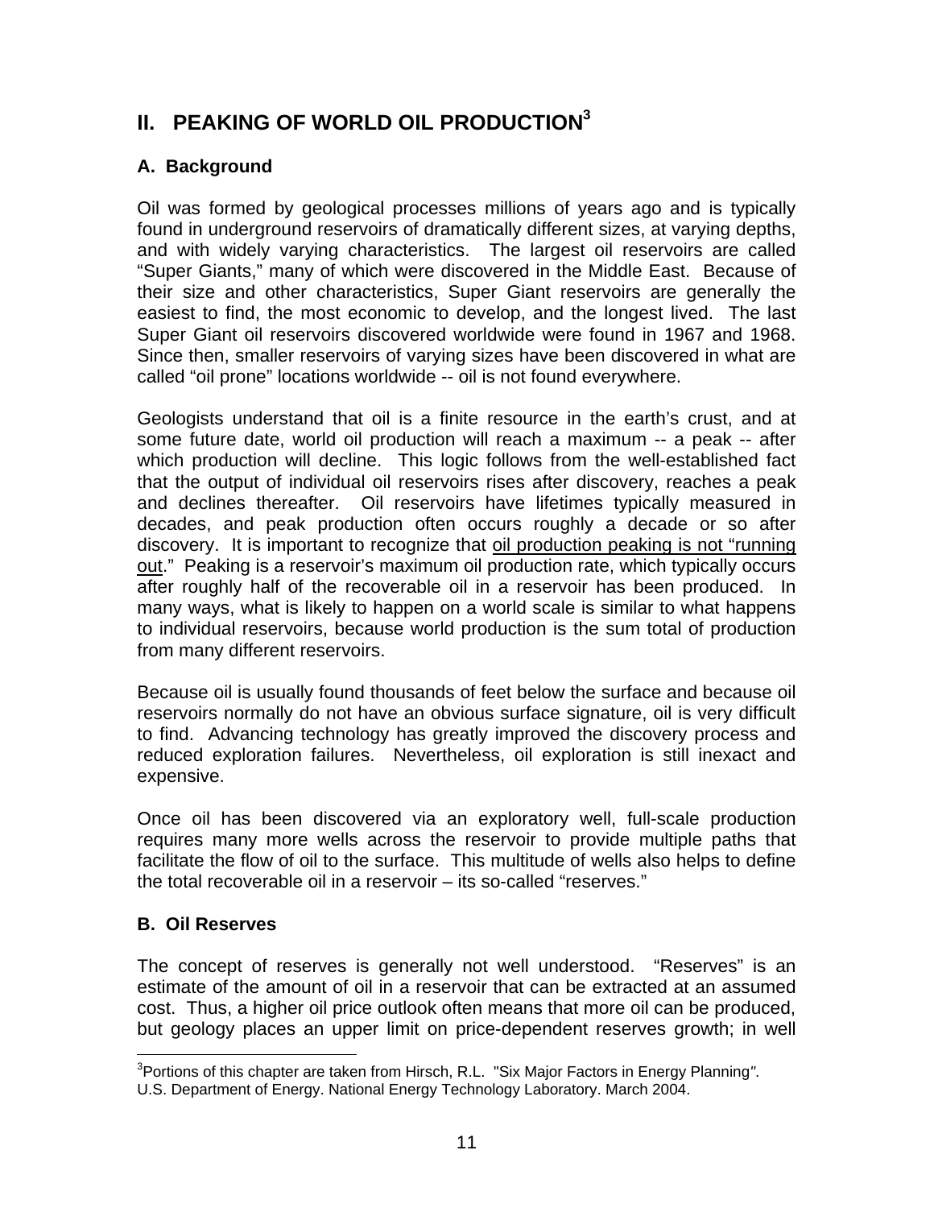## II. PEAKING OF WORLD OIL PRODUCTION[3]

### A. Background

Oil was formed by geological processes millions of years ago and is typically found in underground reservoirs of dramatically different sizes, at varying depths, and with widely varying characteristics. The largest oil reservoirs are called "Super Giants," many of which were discovered in the Middle East. Because of their size and other characteristics, Super Giant reservoirs are generally the easiest to find, the most economic to develop, and the longest lived. The last Super Giant oil reservoirs discovered worldwide were found in 1967 and 1968. Since then, smaller reservoirs of varying sizes have been discovered in what are called "oil prone" locations worldwide -- oil is not found everywhere.

Geologists understand that oil is a finite resource in the earth's crust, and at some future date, world oil production will reach a maximum -- a peak -- after which production will decline. This logic follows from the well-established fact that the output of individual oil reservoirs rises after discovery, reaches a peak and declines thereafter. Oil reservoirs have lifetimes typically measured in decades, and peak production often occurs roughly a decade or so after discovery. It is important to recognize that <u>oil production peaking is not "running out</u>." Peaking is a reservoir's maximum oil production rate, which typically occurs after roughly half of the recoverable oil in a reservoir has been produced. In many ways, what is likely to happen on a world scale is similar to what happens to individual reservoirs, because world production is the sum total of production from many different reservoirs.

Because oil is usually found thousands of feet below the surface and because oil reservoirs normally do not have an obvious surface signature, oil is very difficult to find. Advancing technology has greatly improved the discovery process and reduced exploration failures. Nevertheless, oil exploration is still inexact and expensive.

Once oil has been discovered via an exploratory well, full-scale production requires many more wells across the reservoir to provide multiple paths that facilitate the flow of oil to the surface. This multitude of wells also helps to define the total recoverable oil in a reservoir – its so-called "reserves."

### B. Oil Reserves

The concept of reserves is generally not well understood. "Reserves" is an estimate of the amount of oil in a reservoir that can be extracted at an assumed cost. Thus, a higher oil price outlook often means that more oil can be produced, but geology places an upper limit on price-dependent reserves growth; in well

---

[3] Portions of this chapter are taken from Hirsch, R.L. "Six Major Factors in Energy Planning". U.S. Department of Energy. National Energy Technology Laboratory. March 2004.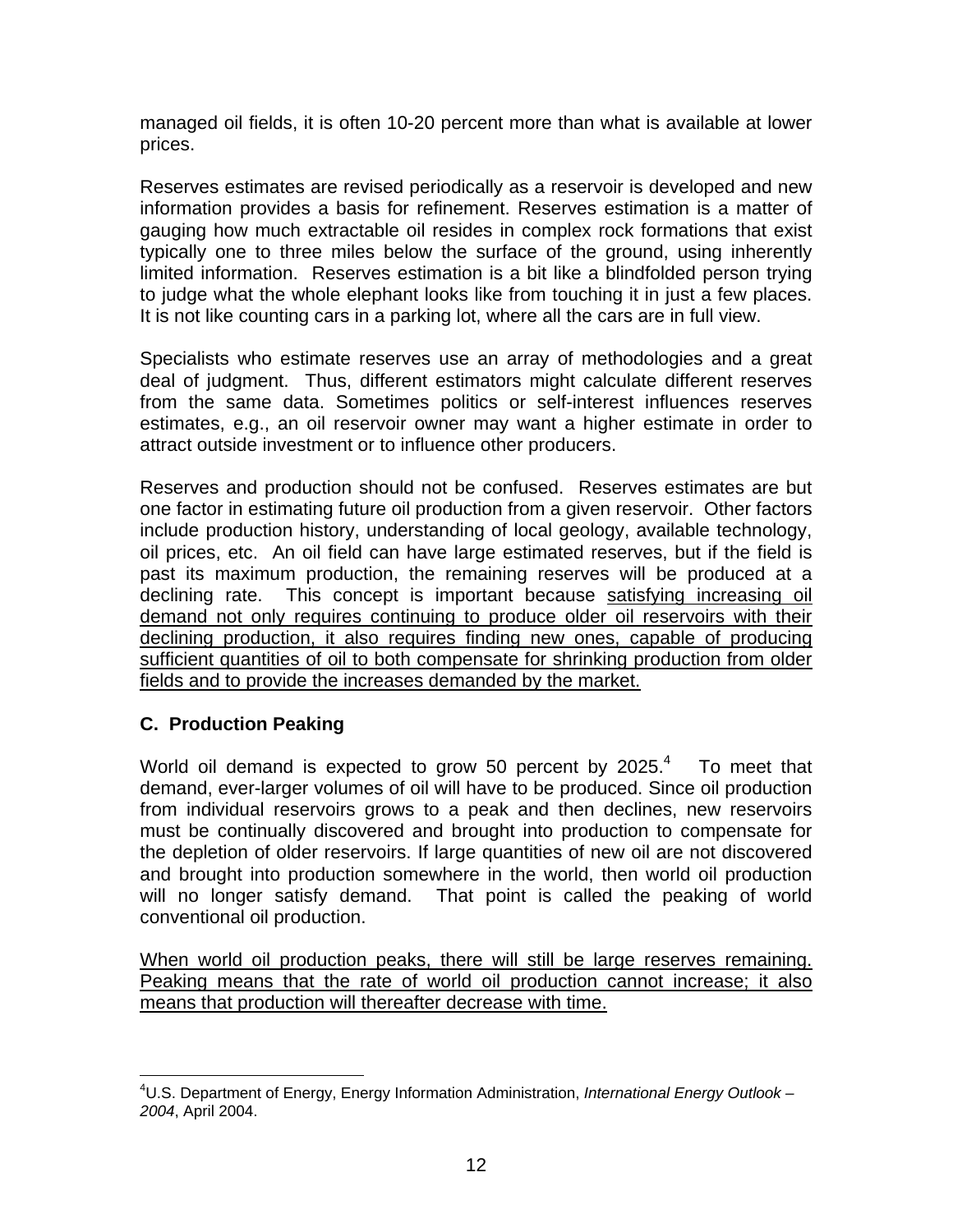managed oil fields, it is often 10-20 percent more than what is available at lower prices.

Reserves estimates are revised periodically as a reservoir is developed and new information provides a basis for refinement. Reserves estimation is a matter of gauging how much extractable oil resides in complex rock formations that exist typically one to three miles below the surface of the ground, using inherently limited information. Reserves estimation is a bit like a blindfolded person trying to judge what the whole elephant looks like from touching it in just a few places. It is not like counting cars in a parking lot, where all the cars are in full view.

Specialists who estimate reserves use an array of methodologies and a great deal of judgment. Thus, different estimators might calculate different reserves from the same data. Sometimes politics or self-interest influences reserves estimates, e.g., an oil reservoir owner may want a higher estimate in order to attract outside investment or to influence other producers.

Reserves and production should not be confused. Reserves estimates are but one factor in estimating future oil production from a given reservoir. Other factors include production history, understanding of local geology, available technology, oil prices, etc. An oil field can have large estimated reserves, but if the field is past its maximum production, the remaining reserves will be produced at a declining rate. This concept is important because <u>satisfying increasing oil demand not only requires continuing to produce older oil reservoirs with their declining production, it also requires finding new ones, capable of producing sufficient quantities of oil to both compensate for shrinking production from older fields and to provide the increases demanded by the market.</u>

### C. Production Peaking

World oil demand is expected to grow 50 percent by 2025.[4] To meet that demand, ever-larger volumes of oil will have to be produced. Since oil production from individual reservoirs grows to a peak and then declines, new reservoirs must be continually discovered and brought into production to compensate for the depletion of older reservoirs. If large quantities of new oil are not discovered and brought into production somewhere in the world, then world oil production will no longer satisfy demand. That point is called the peaking of world conventional oil production.

<u>When world oil production peaks, there will still be large reserves remaining. Peaking means that the rate of world oil production cannot increase; it also means that production will thereafter decrease with time.</u>

[4] U.S. Department of Energy, Energy Information Administration, *International Energy Outlook – 2004*, April 2004.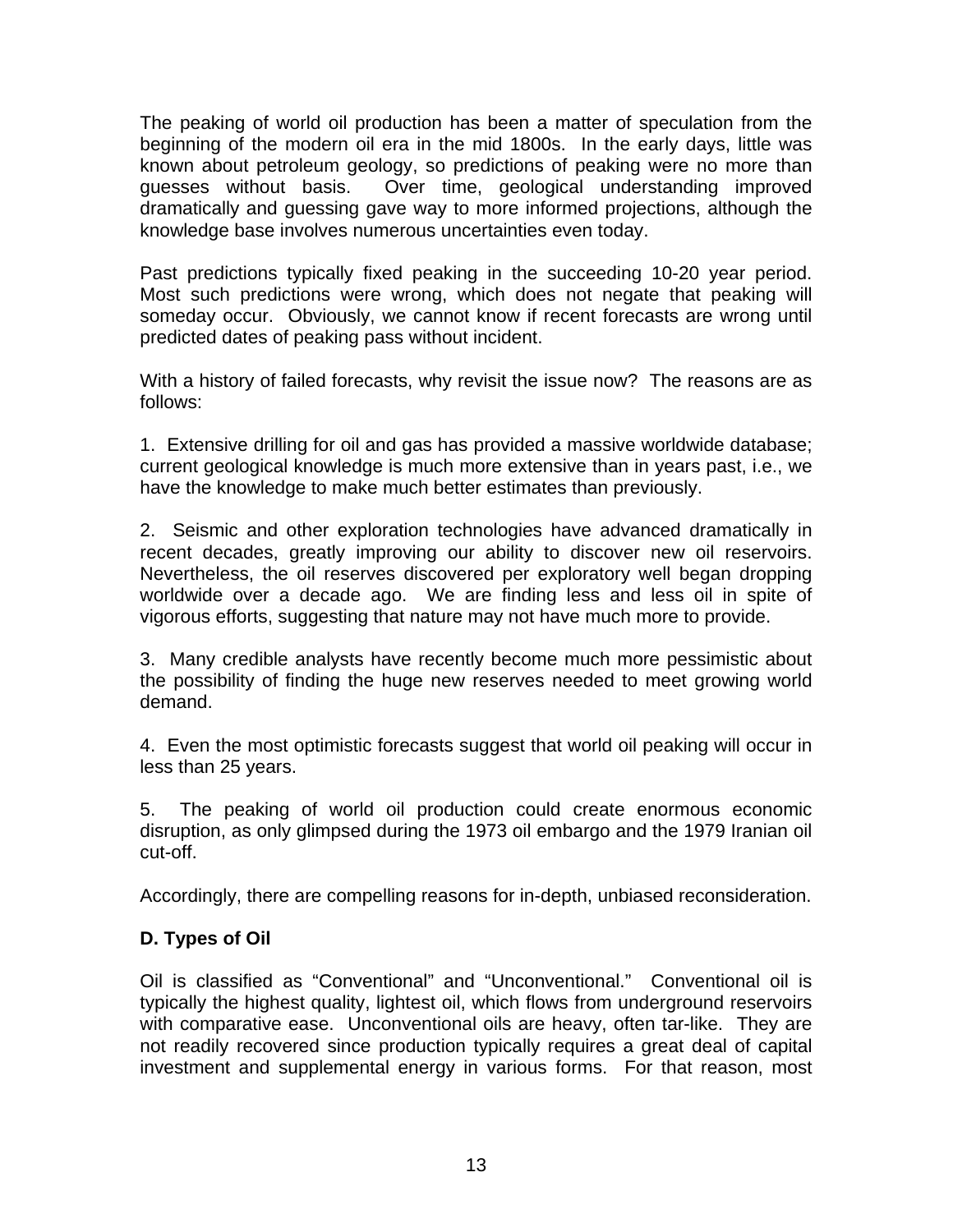The peaking of world oil production has been a matter of speculation from the beginning of the modern oil era in the mid 1800s. In the early days, little was known about petroleum geology, so predictions of peaking were no more than guesses without basis. Over time, geological understanding improved dramatically and guessing gave way to more informed projections, although the knowledge base involves numerous uncertainties even today.

Past predictions typically fixed peaking in the succeeding 10-20 year period. Most such predictions were wrong, which does not negate that peaking will someday occur. Obviously, we cannot know if recent forecasts are wrong until predicted dates of peaking pass without incident.

With a history of failed forecasts, why revisit the issue now? The reasons are as follows:

1. Extensive drilling for oil and gas has provided a massive worldwide database; current geological knowledge is much more extensive than in years past, i.e., we have the knowledge to make much better estimates than previously.

2. Seismic and other exploration technologies have advanced dramatically in recent decades, greatly improving our ability to discover new oil reservoirs. Nevertheless, the oil reserves discovered per exploratory well began dropping worldwide over a decade ago. We are finding less and less oil in spite of vigorous efforts, suggesting that nature may not have much more to provide.

3. Many credible analysts have recently become much more pessimistic about the possibility of finding the huge new reserves needed to meet growing world demand.

4. Even the most optimistic forecasts suggest that world oil peaking will occur in less than 25 years.

5. The peaking of world oil production could create enormous economic disruption, as only glimpsed during the 1973 oil embargo and the 1979 Iranian oil cut-off.

Accordingly, there are compelling reasons for in-depth, unbiased reconsideration.

### D. Types of Oil

Oil is classified as “Conventional” and “Unconventional.” Conventional oil is typically the highest quality, lightest oil, which flows from underground reservoirs with comparative ease. Unconventional oils are heavy, often tar-like. They are not readily recovered since production typically requires a great deal of capital investment and supplemental energy in various forms. For that reason, most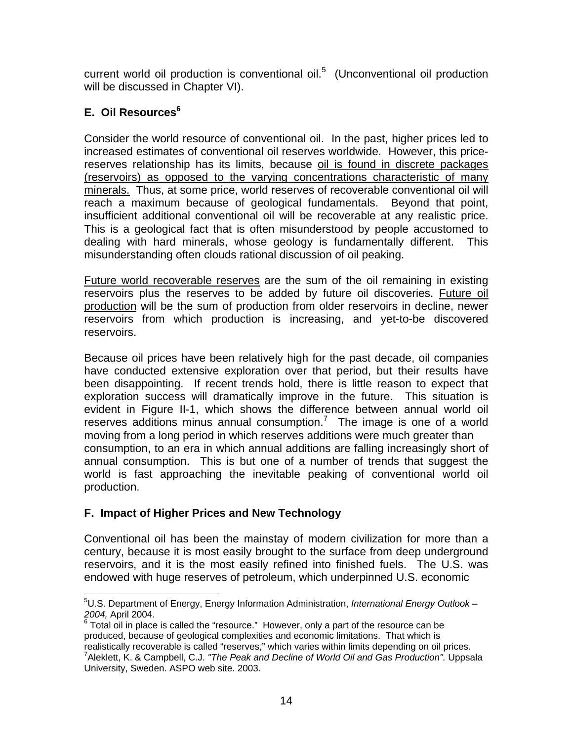current world oil production is conventional oil.[5] (Unconventional oil production will be discussed in Chapter VI).

### E. Oil Resources[6]

Consider the world resource of conventional oil. In the past, higher prices led to increased estimates of conventional oil reserves worldwide. However, this price-reserves relationship has its limits, because <u>oil is found in discrete packages (reservoirs) as opposed to the varying concentrations characteristic of many minerals.</u> Thus, at some price, world reserves of recoverable conventional oil will reach a maximum because of geological fundamentals. Beyond that point, insufficient additional conventional oil will be recoverable at any realistic price. This is a geological fact that is often misunderstood by people accustomed to dealing with hard minerals, whose geology is fundamentally different. This misunderstanding often clouds rational discussion of oil peaking.

<u>Future world recoverable reserves</u> are the sum of the oil remaining in existing reservoirs plus the reserves to be added by future oil discoveries. <u>Future oil production</u> will be the sum of production from older reservoirs in decline, newer reservoirs from which production is increasing, and yet-to-be discovered reservoirs.

Because oil prices have been relatively high for the past decade, oil companies have conducted extensive exploration over that period, but their results have been disappointing. If recent trends hold, there is little reason to expect that exploration success will dramatically improve in the future. This situation is evident in Figure II-1, which shows the difference between annual world oil reserves additions minus annual consumption.[7] The image is one of a world moving from a long period in which reserves additions were much greater than consumption, to an era in which annual additions are falling increasingly short of annual consumption. This is but one of a number of trends that suggest the world is fast approaching the inevitable peaking of conventional world oil production.

### F. Impact of Higher Prices and New Technology

Conventional oil has been the mainstay of modern civilization for more than a century, because it is most easily brought to the surface from deep underground reservoirs, and it is the most easily refined into finished fuels. The U.S. was endowed with huge reserves of petroleum, which underpinned U.S. economic

---

[5] U.S. Department of Energy, Energy Information Administration, *International Energy Outlook – 2004,* April 2004.

[6] Total oil in place is called the "resource." However, only a part of the resource can be produced, because of geological complexities and economic limitations. That which is realistically recoverable is called "reserves," which varies within limits depending on oil prices.

[7] Aleklett, K. & Campbell, C.J. *"The Peak and Decline of World Oil and Gas Production".* Uppsala University, Sweden. ASPO web site. 2003.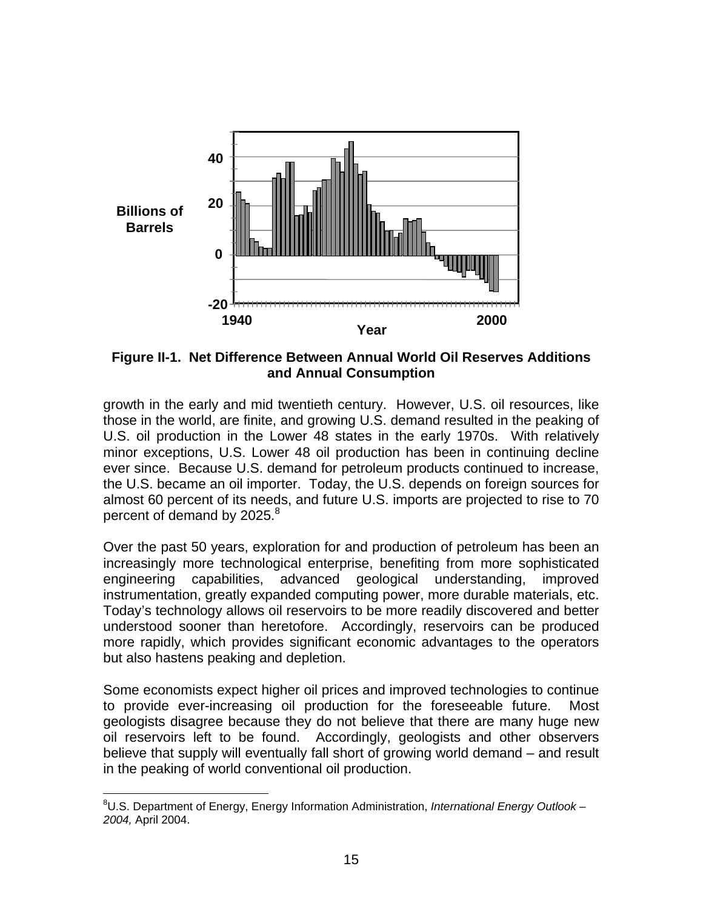**Figure II-1. Net Difference Between Annual World Oil Reserves Additions and Annual Consumption**

growth in the early and mid twentieth century. However, U.S. oil resources, like those in the world, are finite, and growing U.S. demand resulted in the peaking of U.S. oil production in the Lower 48 states in the early 1970s. With relatively minor exceptions, U.S. Lower 48 oil production has been in continuing decline ever since. Because U.S. demand for petroleum products continued to increase, the U.S. became an oil importer. Today, the U.S. depends on foreign sources for almost 60 percent of its needs, and future U.S. imports are projected to rise to 70 percent of demand by 2025.[8]

Over the past 50 years, exploration for and production of petroleum has been an increasingly more technological enterprise, benefiting from more sophisticated engineering capabilities, advanced geological understanding, improved instrumentation, greatly expanded computing power, more durable materials, etc. Today's technology allows oil reservoirs to be more readily discovered and better understood sooner than heretofore. Accordingly, reservoirs can be produced more rapidly, which provides significant economic advantages to the operators but also hastens peaking and depletion.

Some economists expect higher oil prices and improved technologies to continue to provide ever-increasing oil production for the foreseeable future. Most geologists disagree because they do not believe that there are many huge new oil reservoirs left to be found. Accordingly, geologists and other observers believe that supply will eventually fall short of growing world demand – and result in the peaking of world conventional oil production.

[8] U.S. Department of Energy, Energy Information Administration, *International Energy Outlook – 2004,* April 2004.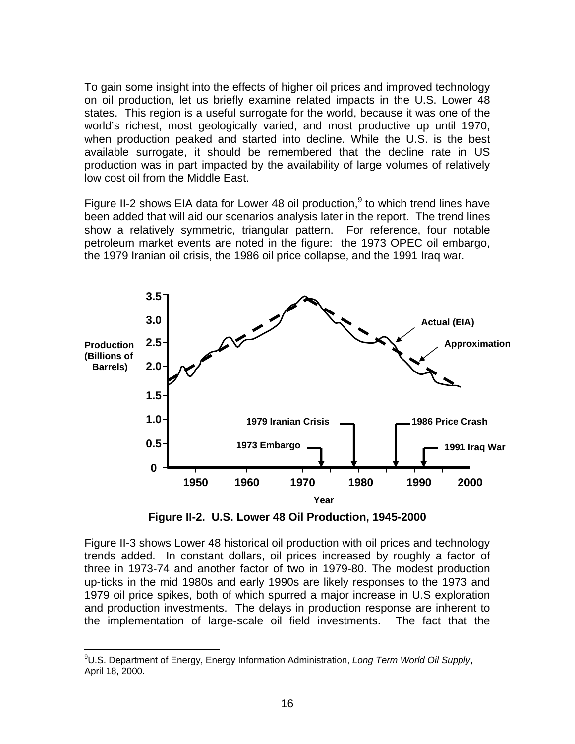To gain some insight into the effects of higher oil prices and improved technology on oil production, let us briefly examine related impacts in the U.S. Lower 48 states. This region is a useful surrogate for the world, because it was one of the world's richest, most geologically varied, and most productive up until 1970, when production peaked and started into decline. While the U.S. is the best available surrogate, it should be remembered that the decline rate in US production was in part impacted by the availability of large volumes of relatively low cost oil from the Middle East.

Figure II-2 shows EIA data for Lower 48 oil production,[9] to which trend lines have been added that will aid our scenarios analysis later in the report. The trend lines show a relatively symmetric, triangular pattern. For reference, four notable petroleum market events are noted in the figure: the 1973 OPEC oil embargo, the 1979 Iranian oil crisis, the 1986 oil price collapse, and the 1991 Iraq war.

**Figure II-2. U.S. Lower 48 Oil Production, 1945-2000**

Figure II-3 shows Lower 48 historical oil production with oil prices and technology trends added. In constant dollars, oil prices increased by roughly a factor of three in 1973-74 and another factor of two in 1979-80. The modest production up-ticks in the mid 1980s and early 1990s are likely responses to the 1973 and 1979 oil price spikes, both of which spurred a major increase in U.S exploration and production investments. The delays in production response are inherent to the implementation of large-scale oil field investments. The fact that the

---

[9] U.S. Department of Energy, Energy Information Administration, *Long Term World Oil Supply*, April 18, 2000.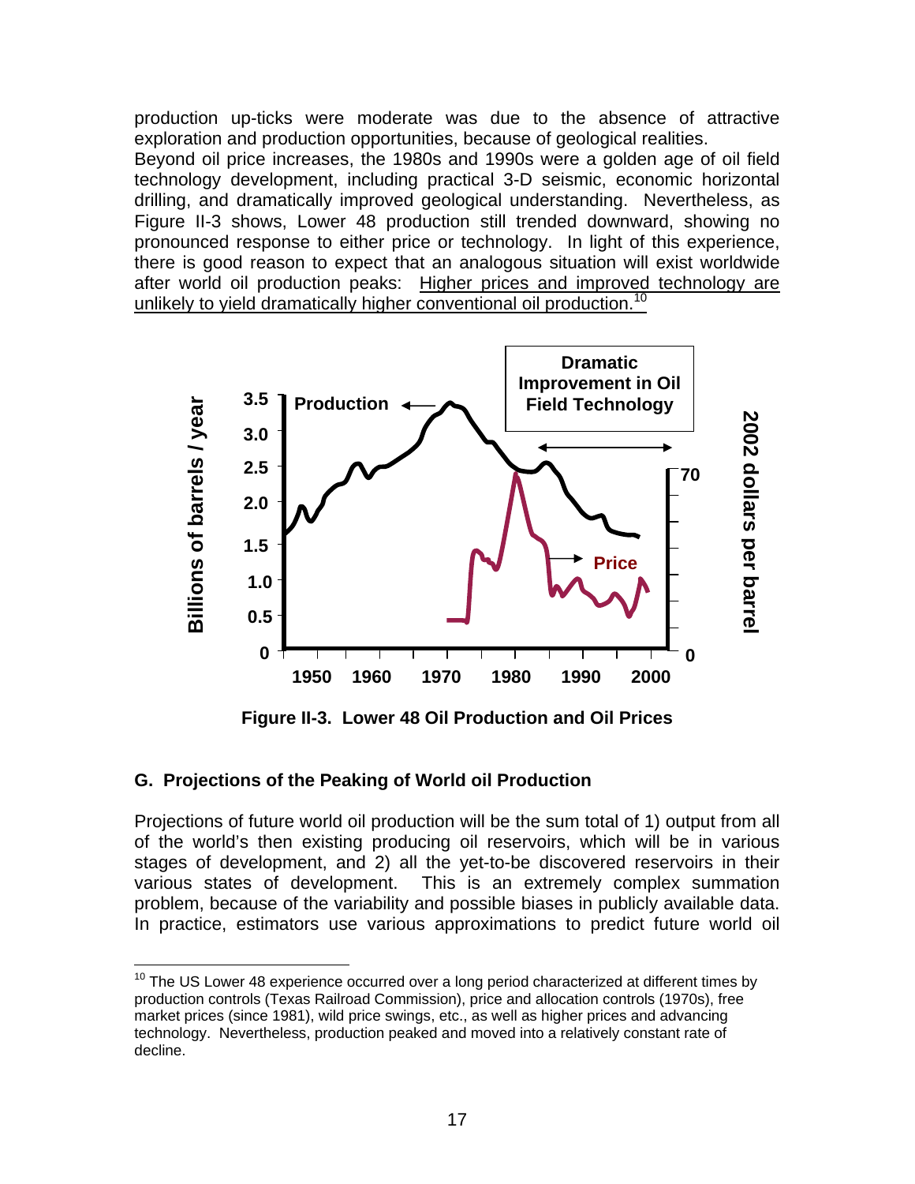production up-ticks were moderate was due to the absence of attractive exploration and production opportunities, because of geological realities.

Beyond oil price increases, the 1980s and 1990s were a golden age of oil field technology development, including practical 3-D seismic, economic horizontal drilling, and dramatically improved geological understanding. Nevertheless, as Figure II-3 shows, Lower 48 production still trended downward, showing no pronounced response to either price or technology. In light of this experience, there is good reason to expect that an analogous situation will exist worldwide after world oil production peaks: Higher prices and improved technology are unlikely to yield dramatically higher conventional oil production.[10]

**Figure II-3. Lower 48 Oil Production and Oil Prices**

### G. Projections of the Peaking of World oil Production

Projections of future world oil production will be the sum total of 1) output from all of the world's then existing producing oil reservoirs, which will be in various stages of development, and 2) all the yet-to-be discovered reservoirs in their various states of development. This is an extremely complex summation problem, because of the variability and possible biases in publicly available data. In practice, estimators use various approximations to predict future world oil

[10] The US Lower 48 experience occurred over a long period characterized at different times by production controls (Texas Railroad Commission), price and allocation controls (1970s), free market prices (since 1981), wild price swings, etc., as well as higher prices and advancing technology. Nevertheless, production peaked and moved into a relatively constant rate of decline.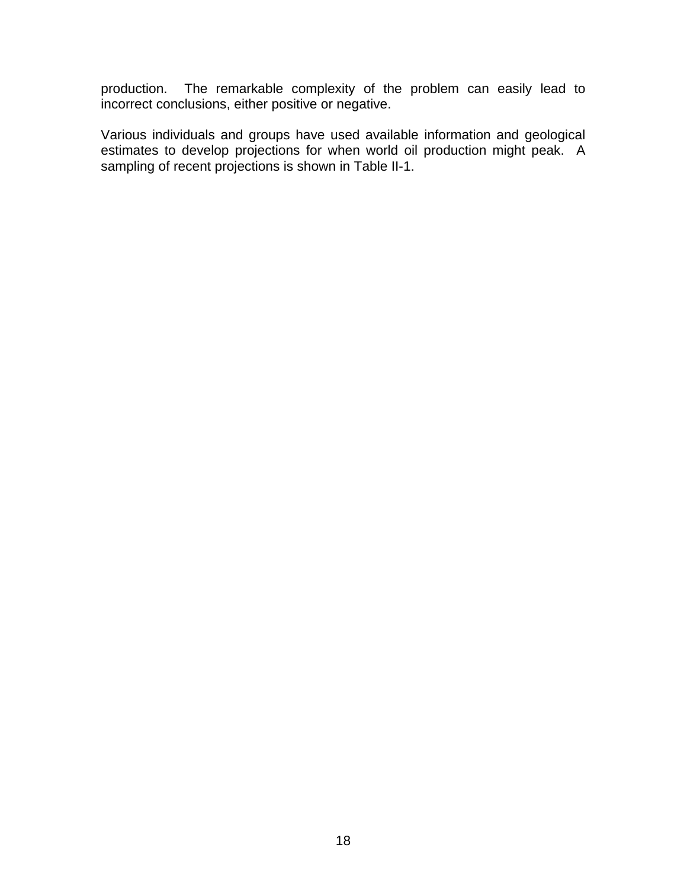production. The remarkable complexity of the problem can easily lead to incorrect conclusions, either positive or negative.

Various individuals and groups have used available information and geological estimates to develop projections for when world oil production might peak. A sampling of recent projections is shown in Table II-1.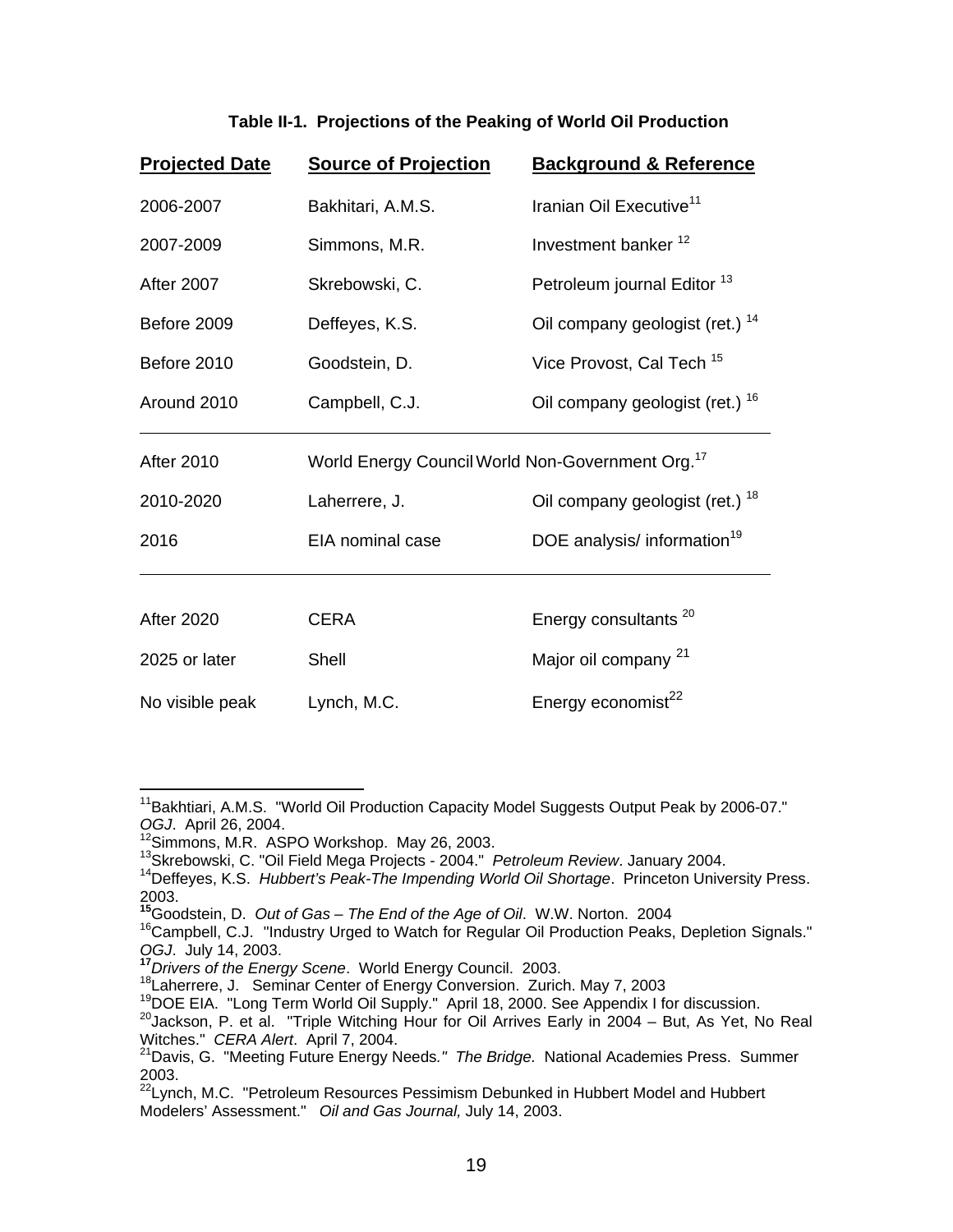**Table II-1. Projections of the Peaking of World Oil Production**

| Projected Date | Source of Projection | Background & Reference |
|---|---|---|
| 2006-2007 | Bakhitari, A.M.S. | Iranian Oil Executive[11] |
| 2007-2009 | Simmons, M.R. | Investment banker [12] |
| After 2007 | Skrebowski, C. | Petroleum journal Editor [13] |
| Before 2009 | Deffeyes, K.S. | Oil company geologist (ret.) [14] |
| Before 2010 | Goodstein, D. | Vice Provost, Cal Tech [15] |
| Around 2010 | Campbell, C.J. | Oil company geologist (ret.) [16] |
| After 2010 | World Energy Council | World Non-Government Org.[17] |
| 2010-2020 | Laherrere, J. | Oil company geologist (ret.) [18] |
| 2016 | EIA nominal case | DOE analysis/ information[19] |
| After 2020 | CERA | Energy consultants [20] |
| 2025 or later | Shell | Major oil company [21] |
| No visible peak | Lynch, M.C. | Energy economist[22] |

---

[11]Bakhtiari, A.M.S. "World Oil Production Capacity Model Suggests Output Peak by 2006-07." *OGJ*. April 26, 2004.
[12]Simmons, M.R. ASPO Workshop. May 26, 2003.
[13]Skrebowski, C. "Oil Field Mega Projects - 2004." *Petroleum Review*. January 2004.
[14]Deffeyes, K.S. *Hubbert's Peak-The Impending World Oil Shortage*. Princeton University Press. 2003.
[15]Goodstein, D. *Out of Gas – The End of the Age of Oil*. W.W. Norton. 2004
[16]Campbell, C.J. "Industry Urged to Watch for Regular Oil Production Peaks, Depletion Signals." *OGJ*. July 14, 2003.
[17]*Drivers of the Energy Scene*. World Energy Council. 2003.
[18]Laherrere, J. Seminar Center of Energy Conversion. Zurich. May 7, 2003
[19]DOE EIA. "Long Term World Oil Supply." April 18, 2000. See Appendix I for discussion.
[20]Jackson, P. et al. "Triple Witching Hour for Oil Arrives Early in 2004 – But, As Yet, No Real Witches." *CERA Alert*. April 7, 2004.
[21]Davis, G. "Meeting Future Energy Needs*." The Bridge.* National Academies Press. Summer 2003.
[22]Lynch, M.C. "Petroleum Resources Pessimism Debunked in Hubbert Model and Hubbert Modelers' Assessment." *Oil and Gas Journal,* July 14, 2003.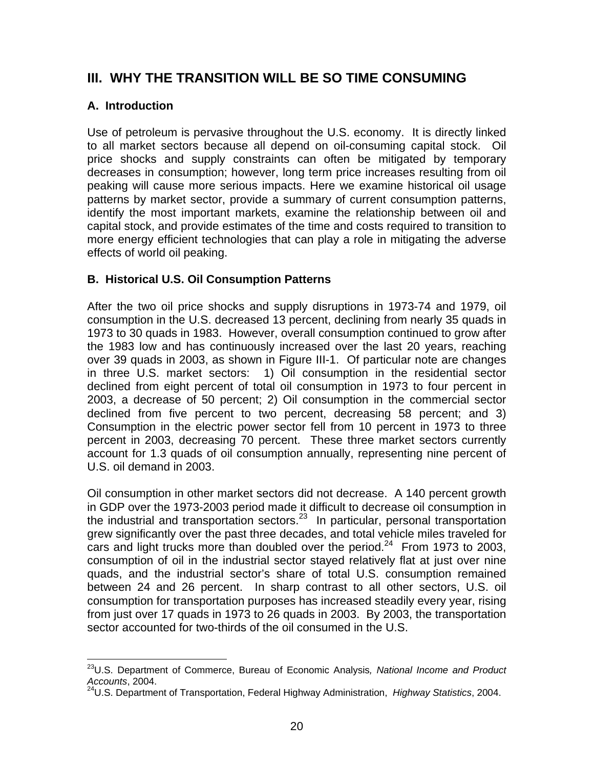## III. WHY THE TRANSITION WILL BE SO TIME CONSUMING

### A. Introduction

Use of petroleum is pervasive throughout the U.S. economy. It is directly linked to all market sectors because all depend on oil-consuming capital stock. Oil price shocks and supply constraints can often be mitigated by temporary decreases in consumption; however, long term price increases resulting from oil peaking will cause more serious impacts. Here we examine historical oil usage patterns by market sector, provide a summary of current consumption patterns, identify the most important markets, examine the relationship between oil and capital stock, and provide estimates of the time and costs required to transition to more energy efficient technologies that can play a role in mitigating the adverse effects of world oil peaking.

### B. Historical U.S. Oil Consumption Patterns

After the two oil price shocks and supply disruptions in 1973-74 and 1979, oil consumption in the U.S. decreased 13 percent, declining from nearly 35 quads in 1973 to 30 quads in 1983. However, overall consumption continued to grow after the 1983 low and has continuously increased over the last 20 years, reaching over 39 quads in 2003, as shown in Figure III-1. Of particular note are changes in three U.S. market sectors: 1) Oil consumption in the residential sector declined from eight percent of total oil consumption in 1973 to four percent in 2003, a decrease of 50 percent; 2) Oil consumption in the commercial sector declined from five percent to two percent, decreasing 58 percent; and 3) Consumption in the electric power sector fell from 10 percent in 1973 to three percent in 2003, decreasing 70 percent. These three market sectors currently account for 1.3 quads of oil consumption annually, representing nine percent of U.S. oil demand in 2003.

Oil consumption in other market sectors did not decrease. A 140 percent growth in GDP over the 1973-2003 period made it difficult to decrease oil consumption in the industrial and transportation sectors.[23] In particular, personal transportation grew significantly over the past three decades, and total vehicle miles traveled for cars and light trucks more than doubled over the period.[24] From 1973 to 2003, consumption of oil in the industrial sector stayed relatively flat at just over nine quads, and the industrial sector's share of total U.S. consumption remained between 24 and 26 percent. In sharp contrast to all other sectors, U.S. oil consumption for transportation purposes has increased steadily every year, rising from just over 17 quads in 1973 to 26 quads in 2003. By 2003, the transportation sector accounted for two-thirds of the oil consumed in the U.S.

---

[23]U.S. Department of Commerce, Bureau of Economic Analysis, *National Income and Product Accounts*, 2004.

[24]U.S. Department of Transportation, Federal Highway Administration, *Highway Statistics*, 2004.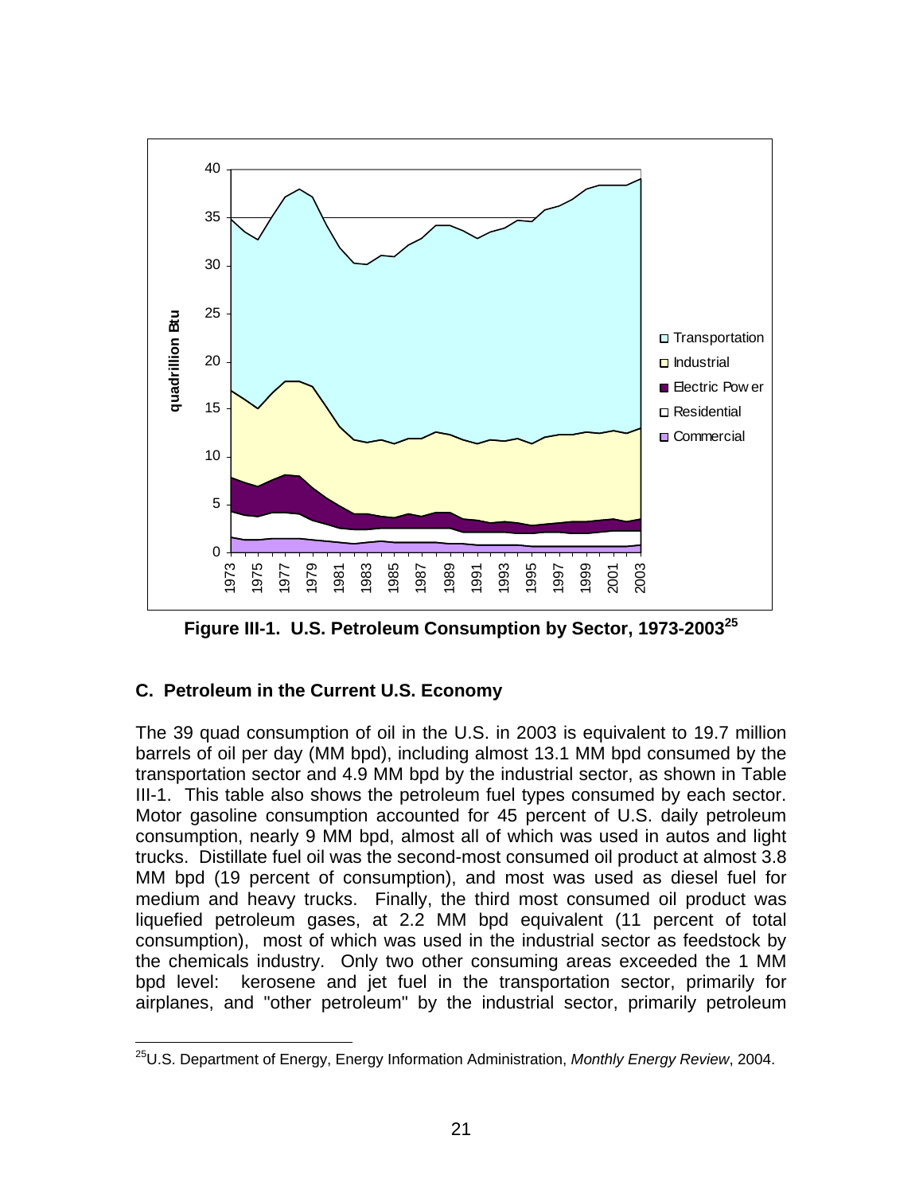Figure III-1. U.S. Petroleum Consumption by Sector, 1973-2003[25]

### C. Petroleum in the Current U.S. Economy

The 39 quad consumption of oil in the U.S. in 2003 is equivalent to 19.7 million barrels of oil per day (MM bpd), including almost 13.1 MM bpd consumed by the transportation sector and 4.9 MM bpd by the industrial sector, as shown in Table III-1. This table also shows the petroleum fuel types consumed by each sector. Motor gasoline consumption accounted for 45 percent of U.S. daily petroleum consumption, nearly 9 MM bpd, almost all of which was used in autos and light trucks. Distillate fuel oil was the second-most consumed oil product at almost 3.8 MM bpd (19 percent of consumption), and most was used as diesel fuel for medium and heavy trucks. Finally, the third most consumed oil product was liquefied petroleum gases, at 2.2 MM bpd equivalent (11 percent of total consumption), most of which was used in the industrial sector as feedstock by the chemicals industry. Only two other consuming areas exceeded the 1 MM bpd level: kerosene and jet fuel in the transportation sector, primarily for airplanes, and "other petroleum" by the industrial sector, primarily petroleum

[25] U.S. Department of Energy, Energy Information Administration, *Monthly Energy Review*, 2004.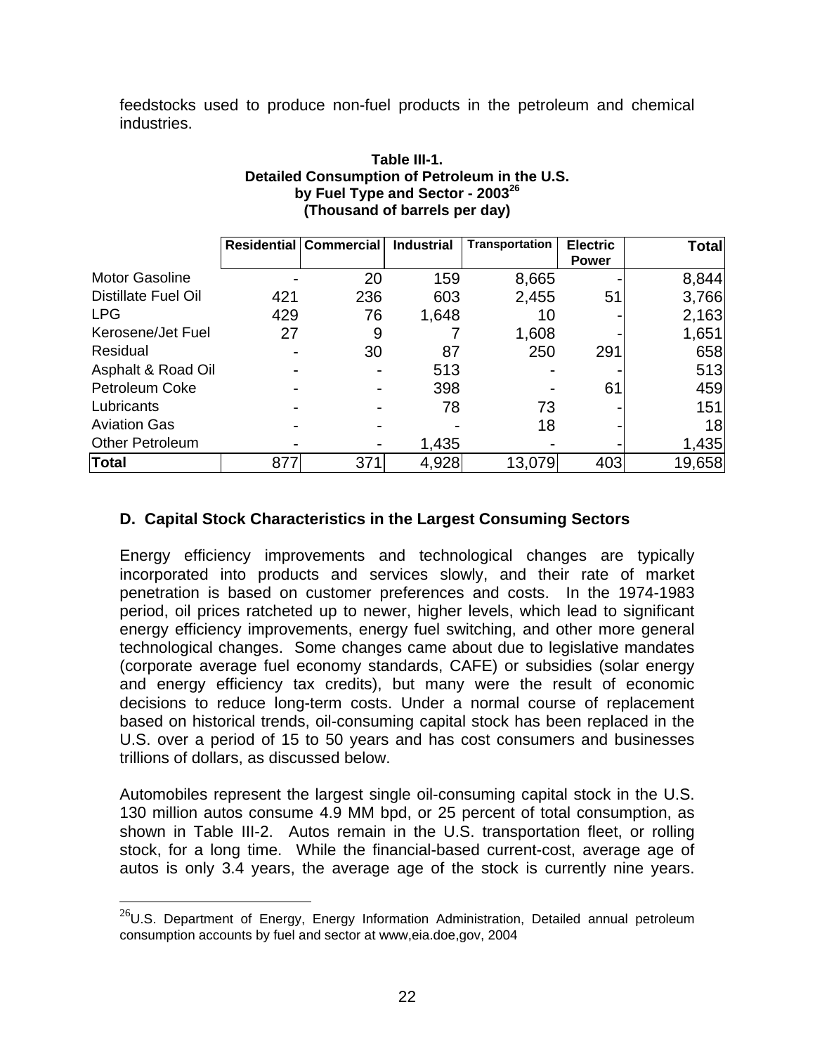feedstocks used to produce non-fuel products in the petroleum and chemical industries.

**Table III-1.**
**Detailed Consumption of Petroleum in the U.S. by Fuel Type and Sector - 2003[26]**
**(Thousand of barrels per day)**

| | Residential | Commercial | Industrial | Transportation | Electric Power | Total |
|---|---|---|---|---|---|---|
| Motor Gasoline | - | 20 | 159 | 8,665 | - | 8,844 |
| Distillate Fuel Oil | 421 | 236 | 603 | 2,455 | 51 | 3,766 |
| LPG | 429 | 76 | 1,648 | 10 | - | 2,163 |
| Kerosene/Jet Fuel | 27 | 9 | 7 | 1,608 | - | 1,651 |
| Residual | - | 30 | 87 | 250 | 291 | 658 |
| Asphalt & Road Oil | - | - | 513 | - | - | 513 |
| Petroleum Coke | - | - | 398 | - | 61 | 459 |
| Lubricants | - | - | 78 | 73 | - | 151 |
| Aviation Gas | - | - | - | 18 | - | 18 |
| Other Petroleum | - | - | 1,435 | - | - | 1,435 |
| **Total** | 877 | 371 | 4,928 | 13,079 | 403 | 19,658 |

### D. Capital Stock Characteristics in the Largest Consuming Sectors

Energy efficiency improvements and technological changes are typically incorporated into products and services slowly, and their rate of market penetration is based on customer preferences and costs. In the 1974-1983 period, oil prices ratcheted up to newer, higher levels, which lead to significant energy efficiency improvements, energy fuel switching, and other more general technological changes. Some changes came about due to legislative mandates (corporate average fuel economy standards, CAFE) or subsidies (solar energy and energy efficiency tax credits), but many were the result of economic decisions to reduce long-term costs. Under a normal course of replacement based on historical trends, oil-consuming capital stock has been replaced in the U.S. over a period of 15 to 50 years and has cost consumers and businesses trillions of dollars, as discussed below.

Automobiles represent the largest single oil-consuming capital stock in the U.S. 130 million autos consume 4.9 MM bpd, or 25 percent of total consumption, as shown in Table III-2. Autos remain in the U.S. transportation fleet, or rolling stock, for a long time. While the financial-based current-cost, average age of autos is only 3.4 years, the average age of the stock is currently nine years.

[26]U.S. Department of Energy, Energy Information Administration, Detailed annual petroleum consumption accounts by fuel and sector at www,eia.doe,gov, 2004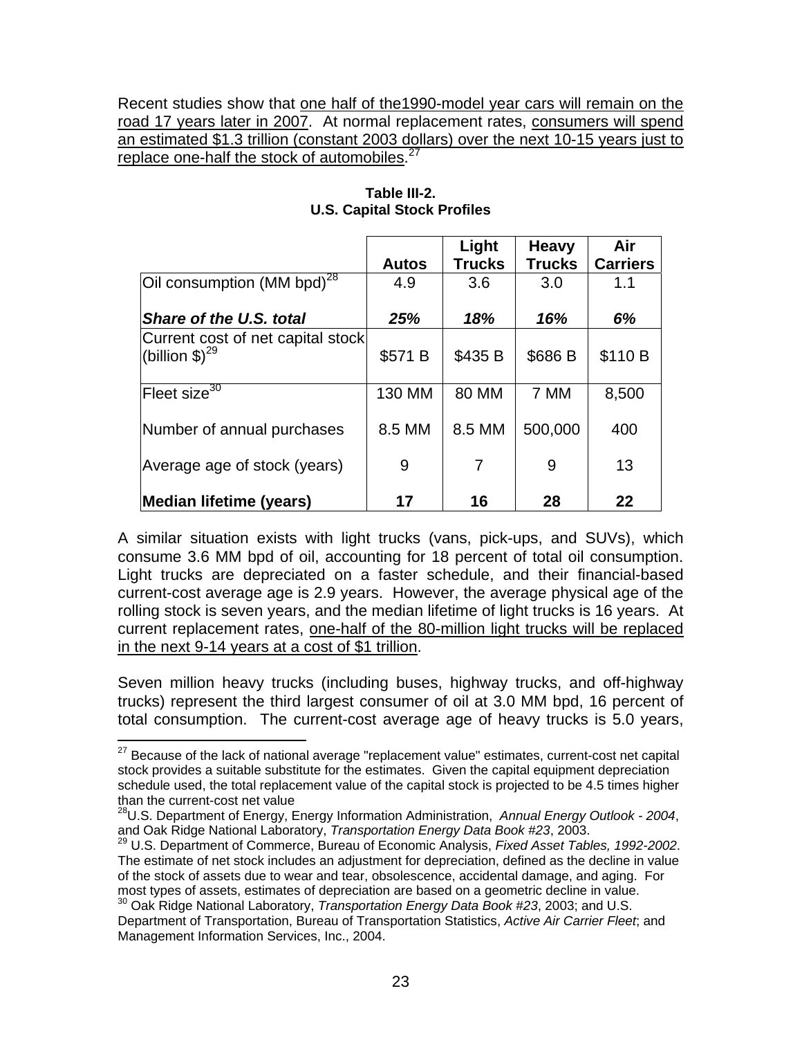Recent studies show that one half of the1990-model year cars will remain on the road 17 years later in 2007. At normal replacement rates, consumers will spend an estimated \$1.3 trillion (constant 2003 dollars) over the next 10-15 years just to replace one-half the stock of automobiles.[27]

**Table III-2.**
**U.S. Capital Stock Profiles**

| | Autos | Light Trucks | Heavy Trucks | Air Carriers |
|---|---|---|---|---|
| Oil consumption (MM bpd)[28] | 4.9 | 3.6 | 3.0 | 1.1 |
| ***Share of the U.S. total*** | ***25%*** | ***18%*** | ***16%*** | ***6%*** |
| Current cost of net capital stock (billion \$)[29] | \$571 B | \$435 B | \$686 B | \$110 B |
| Fleet size[30] | 130 MM | 80 MM | 7 MM | 8,500 |
| Number of annual purchases | 8.5 MM | 8.5 MM | 500,000 | 400 |
| Average age of stock (years) | 9 | 7 | 9 | 13 |
| **Median lifetime (years)** | **17** | **16** | **28** | **22** |

A similar situation exists with light trucks (vans, pick-ups, and SUVs), which consume 3.6 MM bpd of oil, accounting for 18 percent of total oil consumption. Light trucks are depreciated on a faster schedule, and their financial-based current-cost average age is 2.9 years. However, the average physical age of the rolling stock is seven years, and the median lifetime of light trucks is 16 years. At current replacement rates, one-half of the 80-million light trucks will be replaced in the next 9-14 years at a cost of \$1 trillion.

Seven million heavy trucks (including buses, highway trucks, and off-highway trucks) represent the third largest consumer of oil at 3.0 MM bpd, 16 percent of total consumption. The current-cost average age of heavy trucks is 5.0 years,

---

[27] Because of the lack of national average "replacement value" estimates, current-cost net capital stock provides a suitable substitute for the estimates. Given the capital equipment depreciation schedule used, the total replacement value of the capital stock is projected to be 4.5 times higher than the current-cost net value

[28] U.S. Department of Energy, Energy Information Administration, *Annual Energy Outlook - 2004*, and Oak Ridge National Laboratory, *Transportation Energy Data Book #23*, 2003.

[29] U.S. Department of Commerce, Bureau of Economic Analysis, *Fixed Asset Tables, 1992-2002*. The estimate of net stock includes an adjustment for depreciation, defined as the decline in value of the stock of assets due to wear and tear, obsolescence, accidental damage, and aging. For most types of assets, estimates of depreciation are based on a geometric decline in value.

[30] Oak Ridge National Laboratory, *Transportation Energy Data Book #23*, 2003; and U.S. Department of Transportation, Bureau of Transportation Statistics, *Active Air Carrier Fleet*; and Management Information Services, Inc., 2004.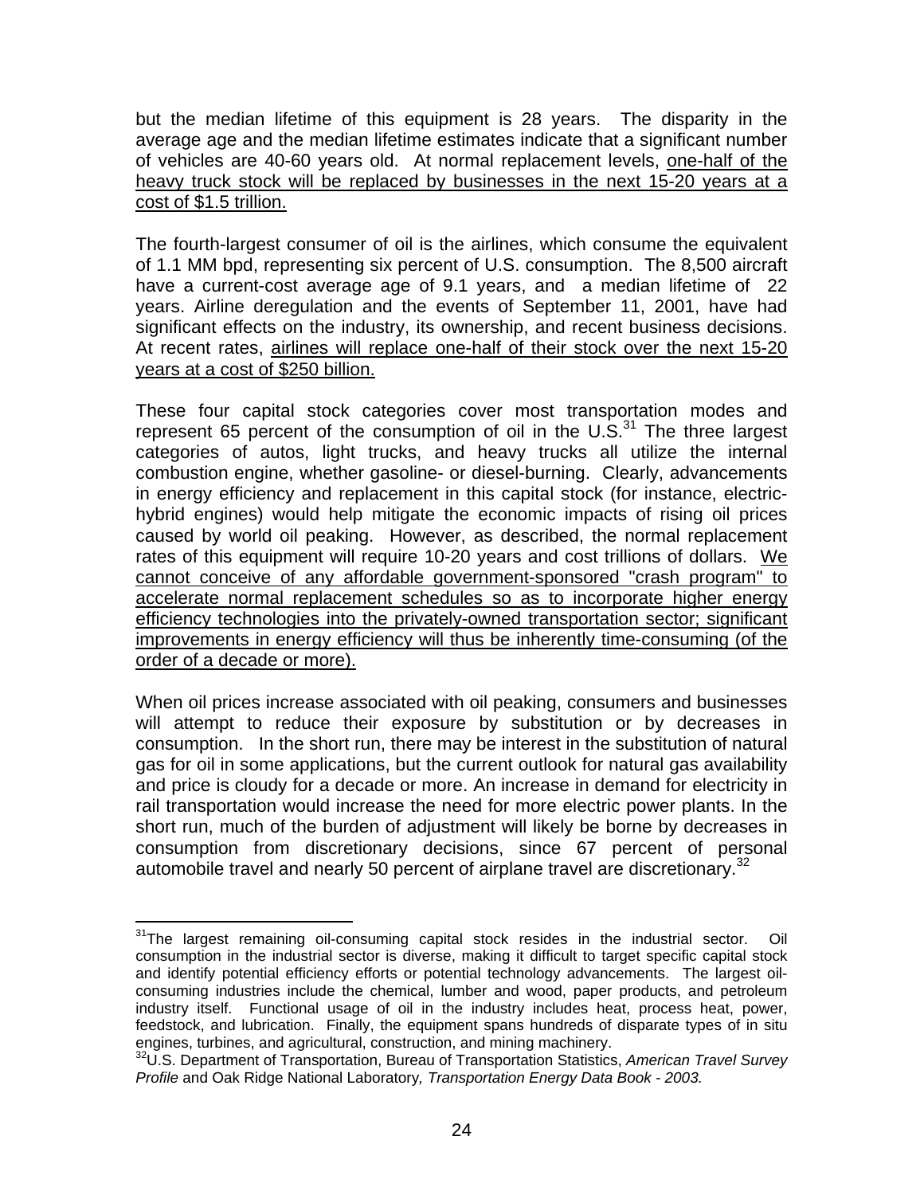but the median lifetime of this equipment is 28 years. The disparity in the average age and the median lifetime estimates indicate that a significant number of vehicles are 40-60 years old. At normal replacement levels, <u>one-half of the heavy truck stock will be replaced by businesses in the next 15-20 years at a cost of $1.5 trillion.</u>

The fourth-largest consumer of oil is the airlines, which consume the equivalent of 1.1 MM bpd, representing six percent of U.S. consumption. The 8,500 aircraft have a current-cost average age of 9.1 years, and a median lifetime of 22 years. Airline deregulation and the events of September 11, 2001, have had significant effects on the industry, its ownership, and recent business decisions. At recent rates, <u>airlines will replace one-half of their stock over the next 15-20 years at a cost of $250 billion.</u>

These four capital stock categories cover most transportation modes and represent 65 percent of the consumption of oil in the U.S.[31] The three largest categories of autos, light trucks, and heavy trucks all utilize the internal combustion engine, whether gasoline- or diesel-burning. Clearly, advancements in energy efficiency and replacement in this capital stock (for instance, electric-hybrid engines) would help mitigate the economic impacts of rising oil prices caused by world oil peaking. However, as described, the normal replacement rates of this equipment will require 10-20 years and cost trillions of dollars. <u>We cannot conceive of any affordable government-sponsored "crash program" to accelerate normal replacement schedules so as to incorporate higher energy efficiency technologies into the privately-owned transportation sector; significant improvements in energy efficiency will thus be inherently time-consuming (of the order of a decade or more).</u>

When oil prices increase associated with oil peaking, consumers and businesses will attempt to reduce their exposure by substitution or by decreases in consumption. In the short run, there may be interest in the substitution of natural gas for oil in some applications, but the current outlook for natural gas availability and price is cloudy for a decade or more. An increase in demand for electricity in rail transportation would increase the need for more electric power plants. In the short run, much of the burden of adjustment will likely be borne by decreases in consumption from discretionary decisions, since 67 percent of personal automobile travel and nearly 50 percent of airplane travel are discretionary.[32]

---

[31] The largest remaining oil-consuming capital stock resides in the industrial sector. Oil consumption in the industrial sector is diverse, making it difficult to target specific capital stock and identify potential efficiency efforts or potential technology advancements. The largest oil-consuming industries include the chemical, lumber and wood, paper products, and petroleum industry itself. Functional usage of oil in the industry includes heat, process heat, power, feedstock, and lubrication. Finally, the equipment spans hundreds of disparate types of in situ engines, turbines, and agricultural, construction, and mining machinery.

[32] U.S. Department of Transportation, Bureau of Transportation Statistics, *American Travel Survey Profile* and Oak Ridge National Laboratory, *Transportation Energy Data Book - 2003.*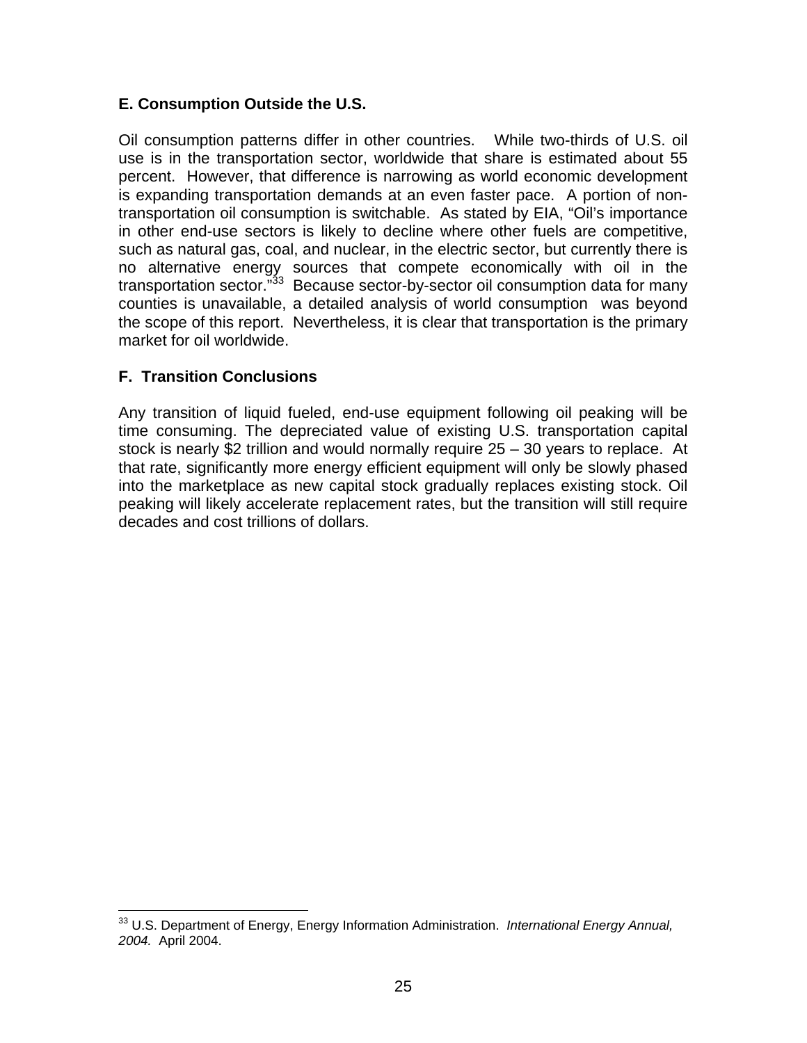### E. Consumption Outside the U.S.

Oil consumption patterns differ in other countries. While two-thirds of U.S. oil use is in the transportation sector, worldwide that share is estimated about 55 percent. However, that difference is narrowing as world economic development is expanding transportation demands at an even faster pace. A portion of non-transportation oil consumption is switchable. As stated by EIA, "Oil's importance in other end-use sectors is likely to decline where other fuels are competitive, such as natural gas, coal, and nuclear, in the electric sector, but currently there is no alternative energy sources that compete economically with oil in the transportation sector."[33] Because sector-by-sector oil consumption data for many counties is unavailable, a detailed analysis of world consumption was beyond the scope of this report. Nevertheless, it is clear that transportation is the primary market for oil worldwide.

### F. Transition Conclusions

Any transition of liquid fueled, end-use equipment following oil peaking will be time consuming. The depreciated value of existing U.S. transportation capital stock is nearly $2 trillion and would normally require 25 – 30 years to replace. At that rate, significantly more energy efficient equipment will only be slowly phased into the marketplace as new capital stock gradually replaces existing stock. Oil peaking will likely accelerate replacement rates, but the transition will still require decades and cost trillions of dollars.

---

[33] U.S. Department of Energy, Energy Information Administration. *International Energy Annual, 2004.* April 2004.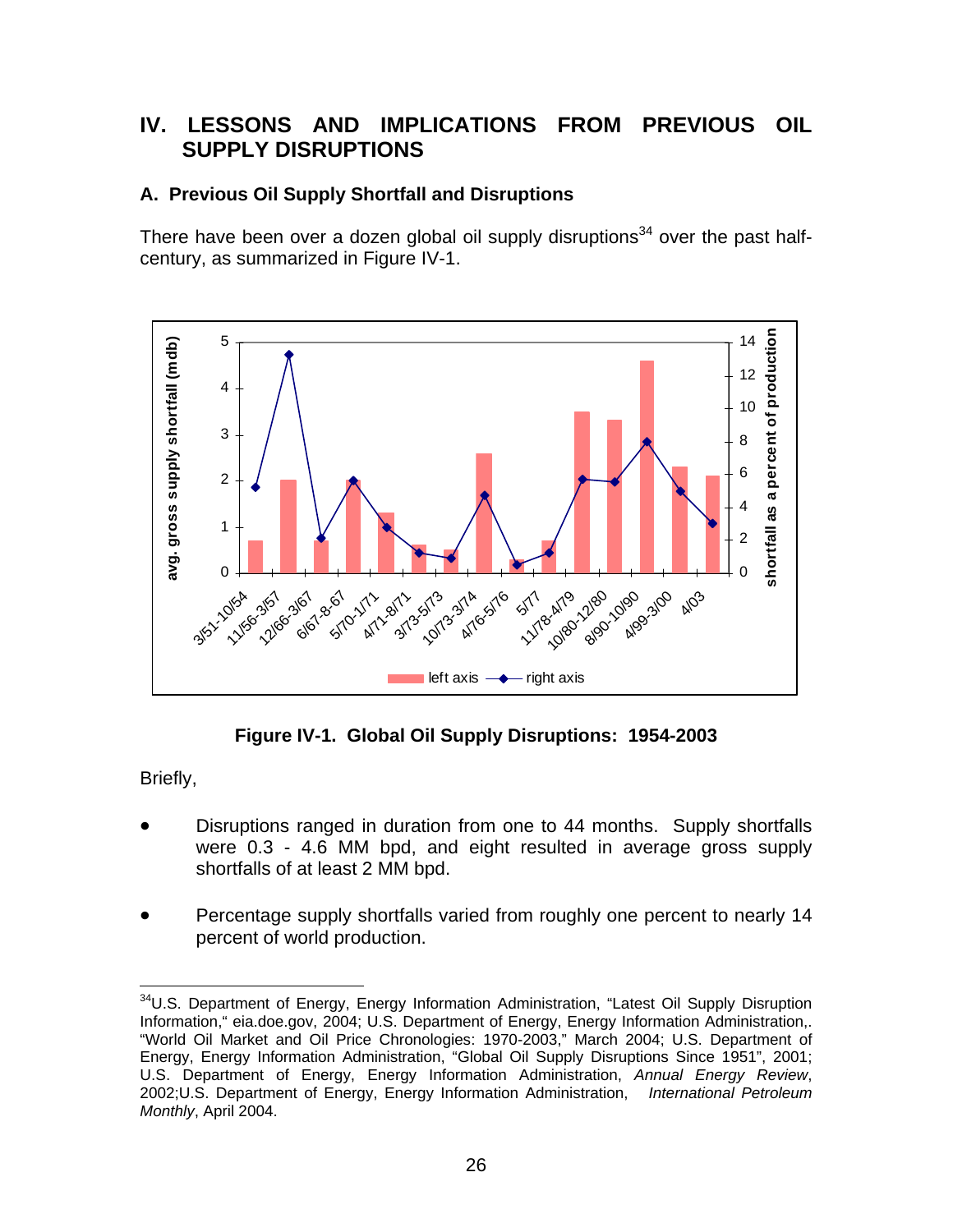# IV. LESSONS AND IMPLICATIONS FROM PREVIOUS OIL SUPPLY DISRUPTIONS

## A. Previous Oil Supply Shortfall and Disruptions

There have been over a dozen global oil supply disruptions[34] over the past half-century, as summarized in Figure IV-1.

**Figure IV-1. Global Oil Supply Disruptions: 1954-2003**

Briefly,

- Disruptions ranged in duration from one to 44 months. Supply shortfalls were 0.3 - 4.6 MM bpd, and eight resulted in average gross supply shortfalls of at least 2 MM bpd.
- Percentage supply shortfalls varied from roughly one percent to nearly 14 percent of world production.

[34] U.S. Department of Energy, Energy Information Administration, "Latest Oil Supply Disruption Information," eia.doe.gov, 2004; U.S. Department of Energy, Energy Information Administration,. "World Oil Market and Oil Price Chronologies: 1970-2003," March 2004; U.S. Department of Energy, Energy Information Administration, "Global Oil Supply Disruptions Since 1951", 2001; U.S. Department of Energy, Energy Information Administration, *Annual Energy Review*, 2002;U.S. Department of Energy, Energy Information Administration, *International Petroleum Monthly*, April 2004.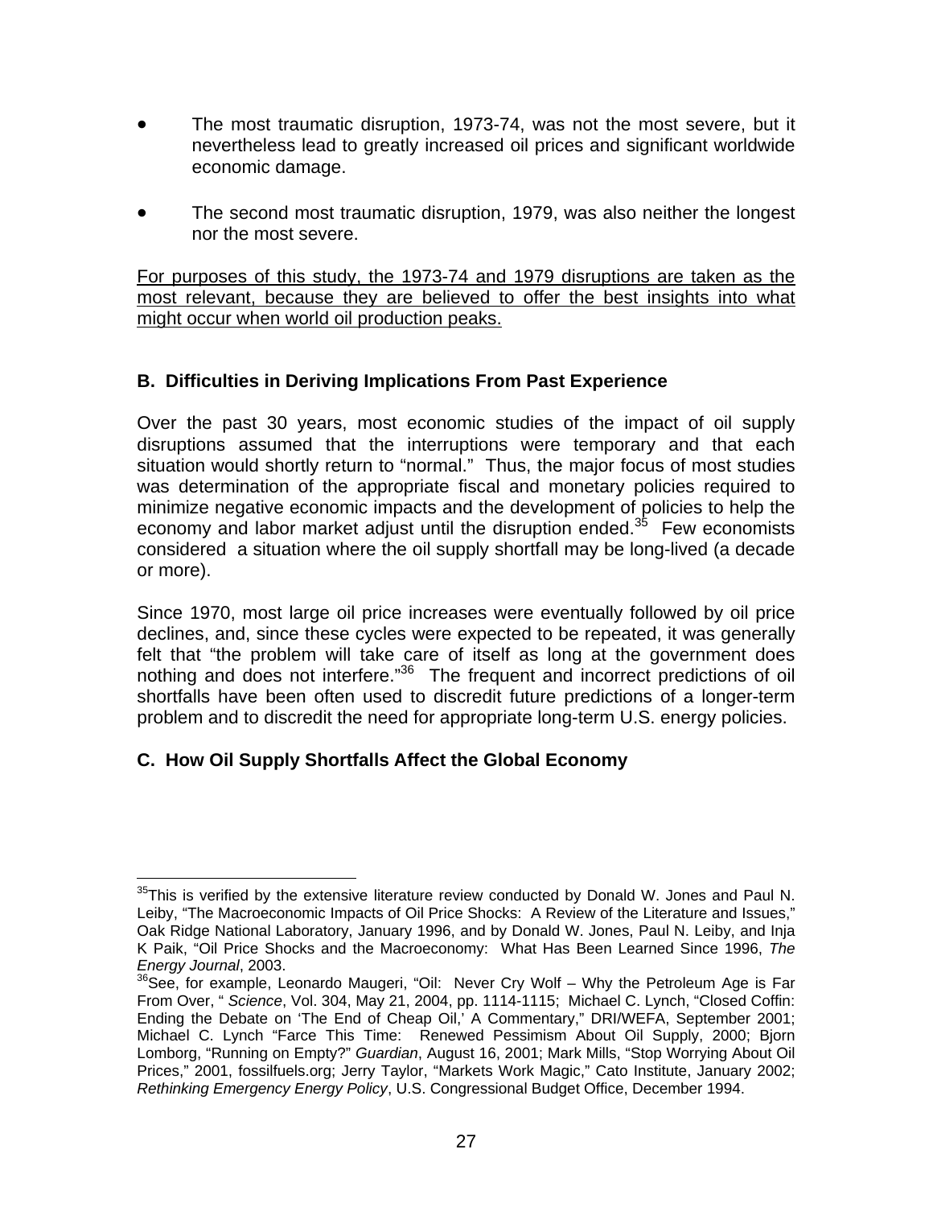- The most traumatic disruption, 1973-74, was not the most severe, but it nevertheless lead to greatly increased oil prices and significant worldwide economic damage.

- The second most traumatic disruption, 1979, was also neither the longest nor the most severe.

<u>For purposes of this study, the 1973-74 and 1979 disruptions are taken as the most relevant, because they are believed to offer the best insights into what might occur when world oil production peaks.</u>

### B. Difficulties in Deriving Implications From Past Experience

Over the past 30 years, most economic studies of the impact of oil supply disruptions assumed that the interruptions were temporary and that each situation would shortly return to "normal." Thus, the major focus of most studies was determination of the appropriate fiscal and monetary policies required to minimize negative economic impacts and the development of policies to help the economy and labor market adjust until the disruption ended.[35] Few economists considered a situation where the oil supply shortfall may be long-lived (a decade or more).

Since 1970, most large oil price increases were eventually followed by oil price declines, and, since these cycles were expected to be repeated, it was generally felt that "the problem will take care of itself as long at the government does nothing and does not interfere."[36] The frequent and incorrect predictions of oil shortfalls have been often used to discredit future predictions of a longer-term problem and to discredit the need for appropriate long-term U.S. energy policies.

### C. How Oil Supply Shortfalls Affect the Global Economy

---

[35]This is verified by the extensive literature review conducted by Donald W. Jones and Paul N. Leiby, "The Macroeconomic Impacts of Oil Price Shocks: A Review of the Literature and Issues," Oak Ridge National Laboratory, January 1996, and by Donald W. Jones, Paul N. Leiby, and Inja K Paik, "Oil Price Shocks and the Macroeconomy: What Has Been Learned Since 1996, *The Energy Journal*, 2003.

[36]See, for example, Leonardo Maugeri, "Oil: Never Cry Wolf – Why the Petroleum Age is Far From Over, " *Science*, Vol. 304, May 21, 2004, pp. 1114-1115; Michael C. Lynch, "Closed Coffin: Ending the Debate on 'The End of Cheap Oil,' A Commentary," DRI/WEFA, September 2001; Michael C. Lynch "Farce This Time: Renewed Pessimism About Oil Supply, 2000; Bjorn Lomborg, "Running on Empty?" *Guardian*, August 16, 2001; Mark Mills, "Stop Worrying About Oil Prices," 2001, fossilfuels.org; Jerry Taylor, "Markets Work Magic," Cato Institute, January 2002; *Rethinking Emergency Energy Policy*, U.S. Congressional Budget Office, December 1994.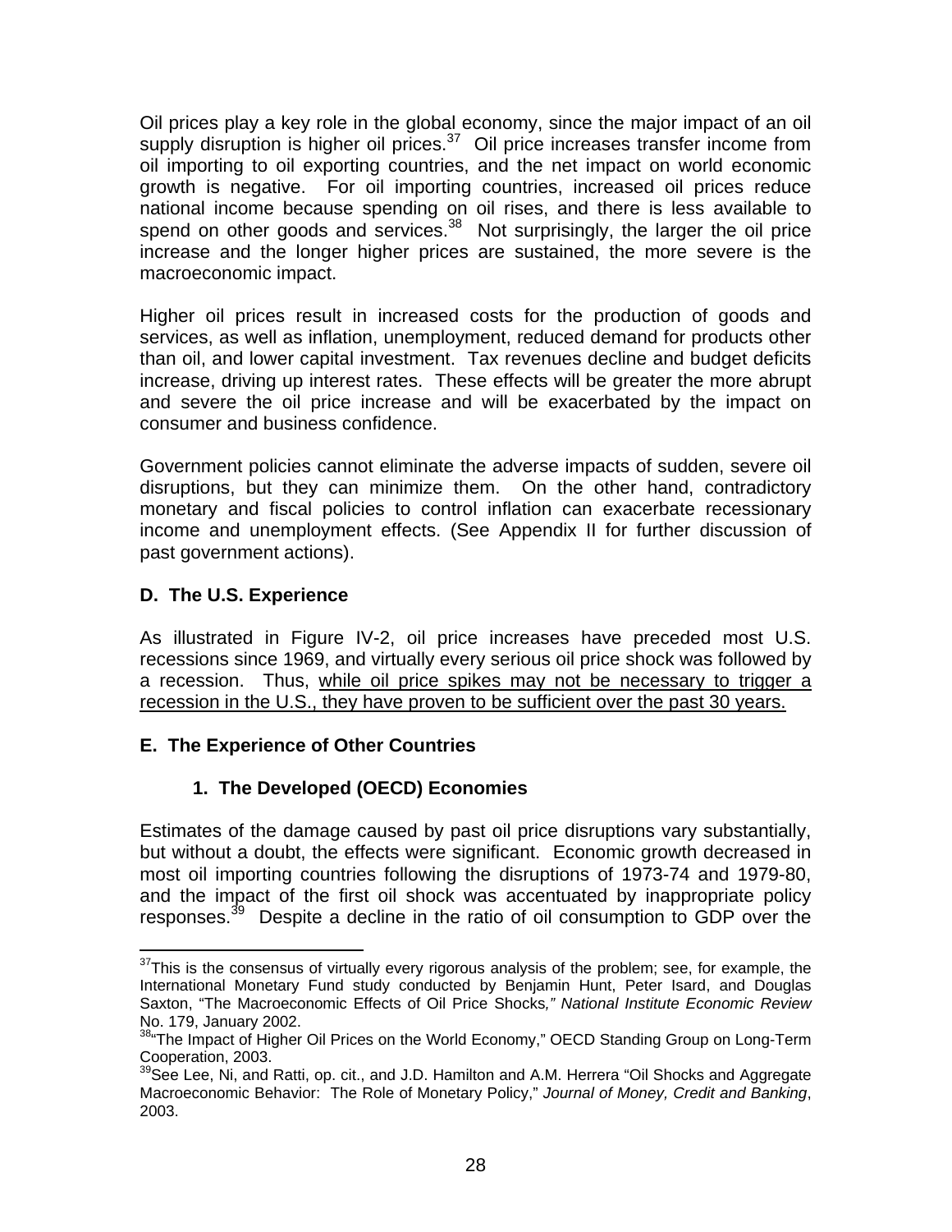Oil prices play a key role in the global economy, since the major impact of an oil supply disruption is higher oil prices.[37] Oil price increases transfer income from oil importing to oil exporting countries, and the net impact on world economic growth is negative. For oil importing countries, increased oil prices reduce national income because spending on oil rises, and there is less available to spend on other goods and services.[38] Not surprisingly, the larger the oil price increase and the longer higher prices are sustained, the more severe is the macroeconomic impact.

Higher oil prices result in increased costs for the production of goods and services, as well as inflation, unemployment, reduced demand for products other than oil, and lower capital investment. Tax revenues decline and budget deficits increase, driving up interest rates. These effects will be greater the more abrupt and severe the oil price increase and will be exacerbated by the impact on consumer and business confidence.

Government policies cannot eliminate the adverse impacts of sudden, severe oil disruptions, but they can minimize them. On the other hand, contradictory monetary and fiscal policies to control inflation can exacerbate recessionary income and unemployment effects. (See Appendix II for further discussion of past government actions).

### D. The U.S. Experience

As illustrated in Figure IV-2, oil price increases have preceded most U.S. recessions since 1969, and virtually every serious oil price shock was followed by a recession. Thus, <u>while oil price spikes may not be necessary to trigger a recession in the U.S., they have proven to be sufficient over the past 30 years.</u>

### E. The Experience of Other Countries

#### 1. The Developed (OECD) Economies

Estimates of the damage caused by past oil price disruptions vary substantially, but without a doubt, the effects were significant. Economic growth decreased in most oil importing countries following the disruptions of 1973-74 and 1979-80, and the impact of the first oil shock was accentuated by inappropriate policy responses.[39] Despite a decline in the ratio of oil consumption to GDP over the

---

[37]This is the consensus of virtually every rigorous analysis of the problem; see, for example, the International Monetary Fund study conducted by Benjamin Hunt, Peter Isard, and Douglas Saxton, "The Macroeconomic Effects of Oil Price Shocks*," National Institute Economic Review* No. 179, January 2002.

[38]"The Impact of Higher Oil Prices on the World Economy," OECD Standing Group on Long-Term Cooperation, 2003.

[39]See Lee, Ni, and Ratti, op. cit., and J.D. Hamilton and A.M. Herrera "Oil Shocks and Aggregate Macroeconomic Behavior: The Role of Monetary Policy," *Journal of Money, Credit and Banking*, 2003.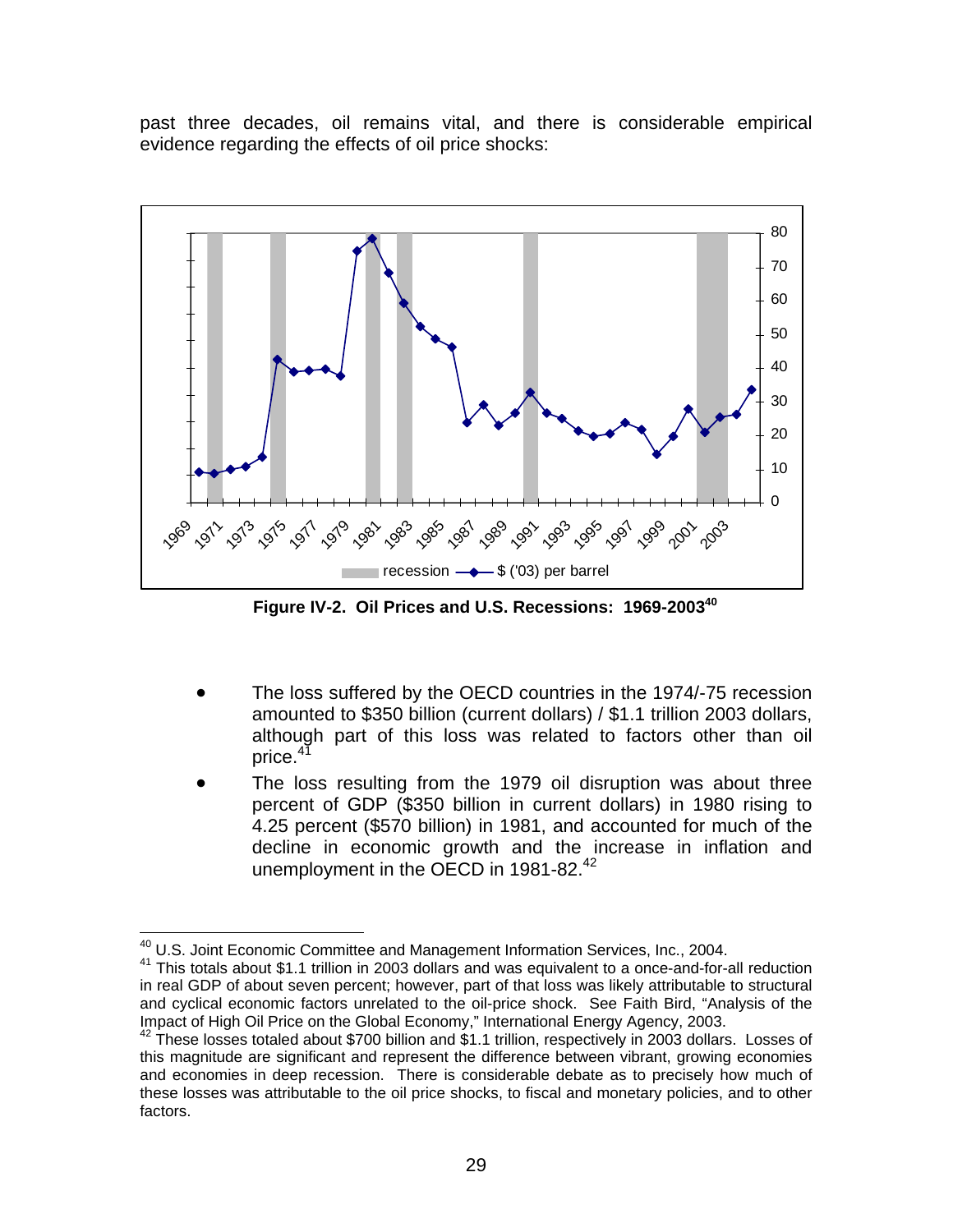past three decades, oil remains vital, and there is considerable empirical evidence regarding the effects of oil price shocks:

**Figure IV-2. Oil Prices and U.S. Recessions: 1969-2003**[40]

- The loss suffered by the OECD countries in the 1974/-75 recession amounted to \$350 billion (current dollars) / \$1.1 trillion 2003 dollars, although part of this loss was related to factors other than oil price.[41]
- The loss resulting from the 1979 oil disruption was about three percent of GDP (\$350 billion in current dollars) in 1980 rising to 4.25 percent (\$570 billion) in 1981, and accounted for much of the decline in economic growth and the increase in inflation and unemployment in the OECD in 1981-82.[42]

---

[40] U.S. Joint Economic Committee and Management Information Services, Inc., 2004.

[41] This totals about \$1.1 trillion in 2003 dollars and was equivalent to a once-and-for-all reduction in real GDP of about seven percent; however, part of that loss was likely attributable to structural and cyclical economic factors unrelated to the oil-price shock. See Faith Bird, "Analysis of the Impact of High Oil Price on the Global Economy," International Energy Agency, 2003.

[42] These losses totaled about \$700 billion and \$1.1 trillion, respectively in 2003 dollars. Losses of this magnitude are significant and represent the difference between vibrant, growing economies and economies in deep recession. There is considerable debate as to precisely how much of these losses was attributable to the oil price shocks, to fiscal and monetary policies, and to other factors.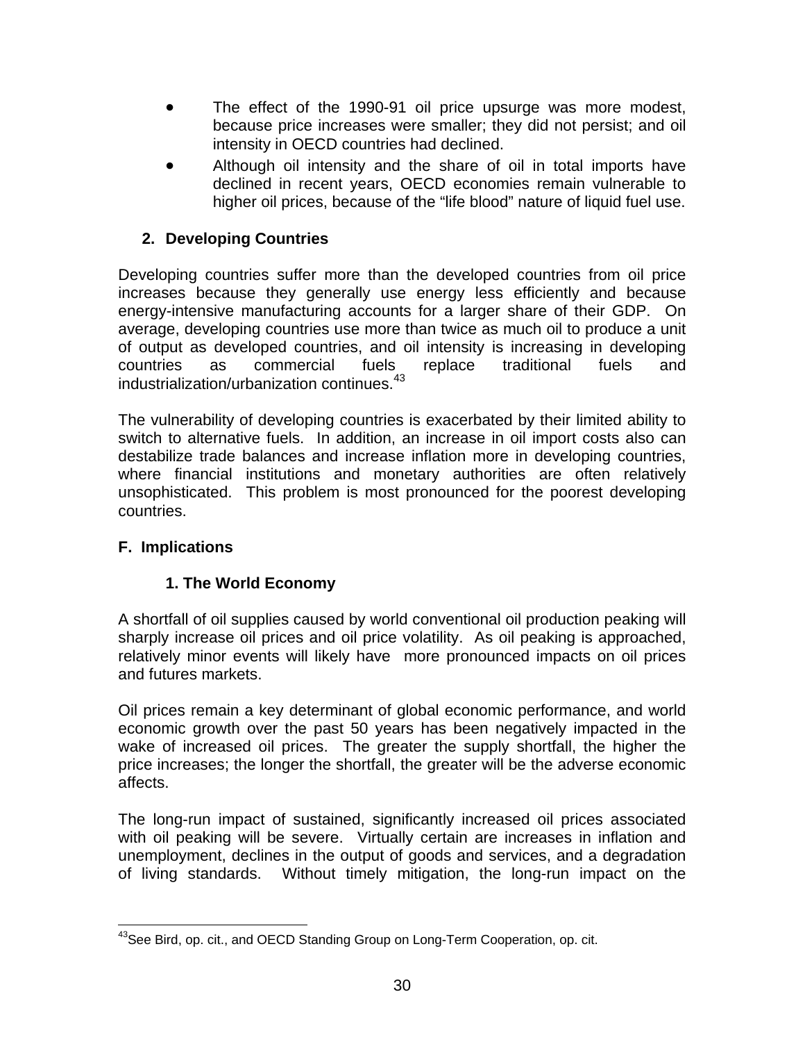- The effect of the 1990-91 oil price upsurge was more modest, because price increases were smaller; they did not persist; and oil intensity in OECD countries had declined.
- Although oil intensity and the share of oil in total imports have declined in recent years, OECD economies remain vulnerable to higher oil prices, because of the "life blood" nature of liquid fuel use.

### 2. Developing Countries

Developing countries suffer more than the developed countries from oil price increases because they generally use energy less efficiently and because energy-intensive manufacturing accounts for a larger share of their GDP. On average, developing countries use more than twice as much oil to produce a unit of output as developed countries, and oil intensity is increasing in developing countries as commercial fuels replace traditional fuels and industrialization/urbanization continues.[43]

The vulnerability of developing countries is exacerbated by their limited ability to switch to alternative fuels. In addition, an increase in oil import costs also can destabilize trade balances and increase inflation more in developing countries, where financial institutions and monetary authorities are often relatively unsophisticated. This problem is most pronounced for the poorest developing countries.

## F. Implications

### 1. The World Economy

A shortfall of oil supplies caused by world conventional oil production peaking will sharply increase oil prices and oil price volatility. As oil peaking is approached, relatively minor events will likely have more pronounced impacts on oil prices and futures markets.

Oil prices remain a key determinant of global economic performance, and world economic growth over the past 50 years has been negatively impacted in the wake of increased oil prices. The greater the supply shortfall, the higher the price increases; the longer the shortfall, the greater will be the adverse economic affects.

The long-run impact of sustained, significantly increased oil prices associated with oil peaking will be severe. Virtually certain are increases in inflation and unemployment, declines in the output of goods and services, and a degradation of living standards. Without timely mitigation, the long-run impact on the

[43] See Bird, op. cit., and OECD Standing Group on Long-Term Cooperation, op. cit.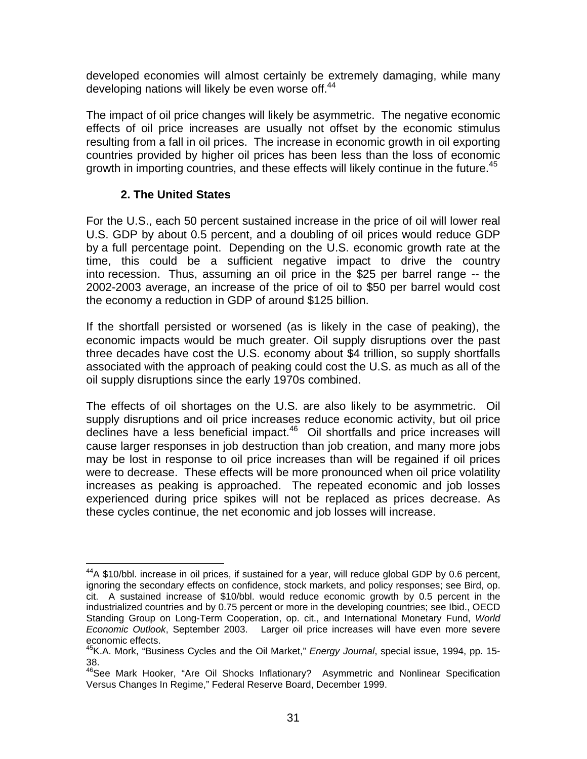developed economies will almost certainly be extremely damaging, while many developing nations will likely be even worse off.[44]

The impact of oil price changes will likely be asymmetric. The negative economic effects of oil price increases are usually not offset by the economic stimulus resulting from a fall in oil prices. The increase in economic growth in oil exporting countries provided by higher oil prices has been less than the loss of economic growth in importing countries, and these effects will likely continue in the future.[45]

### 2. The United States

For the U.S., each 50 percent sustained increase in the price of oil will lower real U.S. GDP by about 0.5 percent, and a doubling of oil prices would reduce GDP by a full percentage point. Depending on the U.S. economic growth rate at the time, this could be a sufficient negative impact to drive the country into recession. Thus, assuming an oil price in the $25 per barrel range -- the 2002-2003 average, an increase of the price of oil to $50 per barrel would cost the economy a reduction in GDP of around $125 billion.

If the shortfall persisted or worsened (as is likely in the case of peaking), the economic impacts would be much greater. Oil supply disruptions over the past three decades have cost the U.S. economy about $4 trillion, so supply shortfalls associated with the approach of peaking could cost the U.S. as much as all of the oil supply disruptions since the early 1970s combined.

The effects of oil shortages on the U.S. are also likely to be asymmetric. Oil supply disruptions and oil price increases reduce economic activity, but oil price declines have a less beneficial impact.[46] Oil shortfalls and price increases will cause larger responses in job destruction than job creation, and many more jobs may be lost in response to oil price increases than will be regained if oil prices were to decrease. These effects will be more pronounced when oil price volatility increases as peaking is approached. The repeated economic and job losses experienced during price spikes will not be replaced as prices decrease. As these cycles continue, the net economic and job losses will increase.

---

[44] A $10/bbl. increase in oil prices, if sustained for a year, will reduce global GDP by 0.6 percent, ignoring the secondary effects on confidence, stock markets, and policy responses; see Bird, op. cit. A sustained increase of $10/bbl. would reduce economic growth by 0.5 percent in the industrialized countries and by 0.75 percent or more in the developing countries; see Ibid., OECD Standing Group on Long-Term Cooperation, op. cit., and International Monetary Fund, *World Economic Outlook*, September 2003. Larger oil price increases will have even more severe economic effects.

[45] K.A. Mork, "Business Cycles and the Oil Market," *Energy Journal*, special issue, 1994, pp. 15-38.

[46] See Mark Hooker, "Are Oil Shocks Inflationary? Asymmetric and Nonlinear Specification Versus Changes In Regime," Federal Reserve Board, December 1999.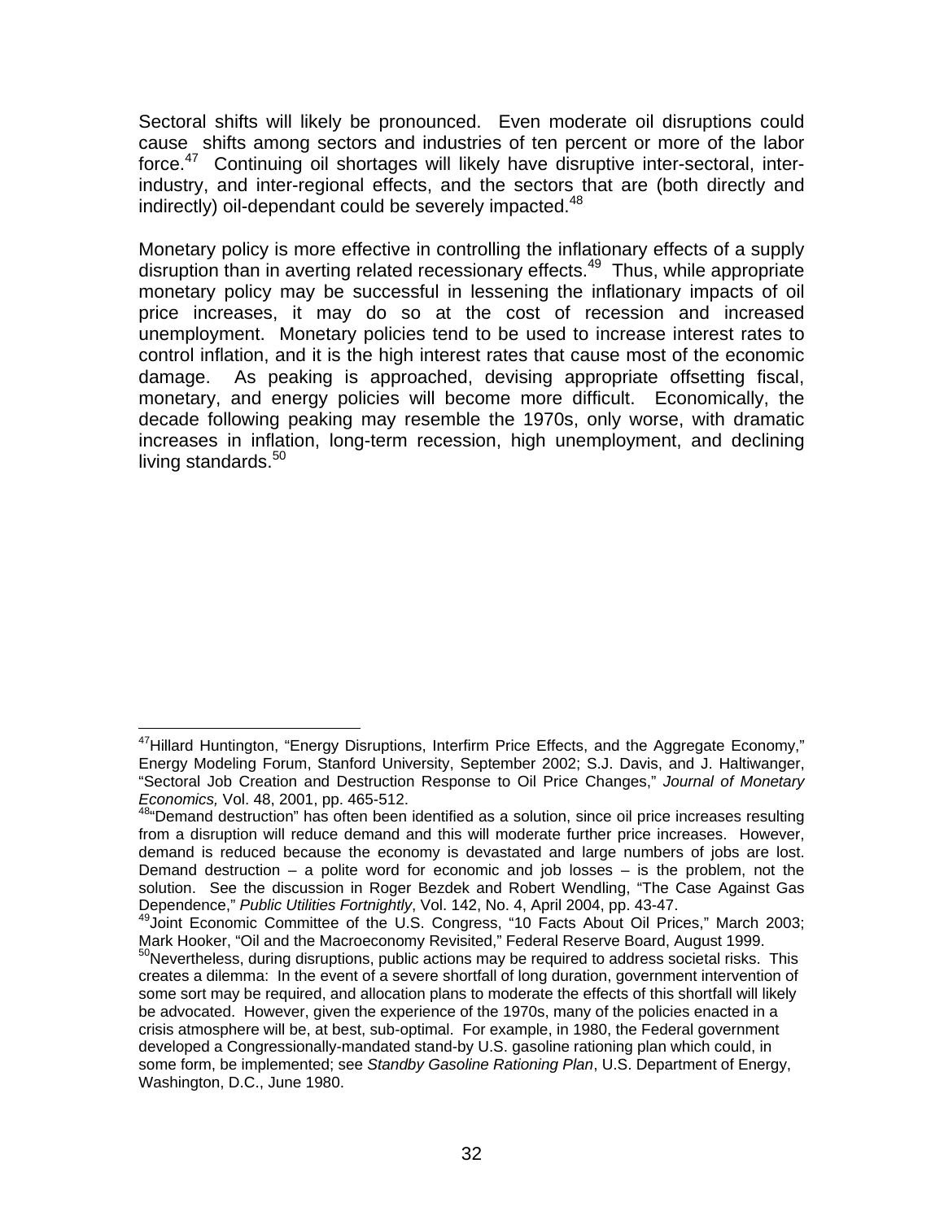Sectoral shifts will likely be pronounced. Even moderate oil disruptions could cause shifts among sectors and industries of ten percent or more of the labor force.[47] Continuing oil shortages will likely have disruptive inter-sectoral, inter-industry, and inter-regional effects, and the sectors that are (both directly and indirectly) oil-dependant could be severely impacted.[48]

Monetary policy is more effective in controlling the inflationary effects of a supply disruption than in averting related recessionary effects.[49] Thus, while appropriate monetary policy may be successful in lessening the inflationary impacts of oil price increases, it may do so at the cost of recession and increased unemployment. Monetary policies tend to be used to increase interest rates to control inflation, and it is the high interest rates that cause most of the economic damage. As peaking is approached, devising appropriate offsetting fiscal, monetary, and energy policies will become more difficult. Economically, the decade following peaking may resemble the 1970s, only worse, with dramatic increases in inflation, long-term recession, high unemployment, and declining living standards.[50]

---

[47] Hillard Huntington, "Energy Disruptions, Interfirm Price Effects, and the Aggregate Economy," Energy Modeling Forum, Stanford University, September 2002; S.J. Davis, and J. Haltiwanger, "Sectoral Job Creation and Destruction Response to Oil Price Changes," *Journal of Monetary Economics,* Vol. 48, 2001, pp. 465-512.

[48] "Demand destruction" has often been identified as a solution, since oil price increases resulting from a disruption will reduce demand and this will moderate further price increases. However, demand is reduced because the economy is devastated and large numbers of jobs are lost. Demand destruction – a polite word for economic and job losses – is the problem, not the solution. See the discussion in Roger Bezdek and Robert Wendling, "The Case Against Gas Dependence," *Public Utilities Fortnightly*, Vol. 142, No. 4, April 2004, pp. 43-47.

[49] Joint Economic Committee of the U.S. Congress, "10 Facts About Oil Prices," March 2003; Mark Hooker, "Oil and the Macroeconomy Revisited," Federal Reserve Board, August 1999.

[50] Nevertheless, during disruptions, public actions may be required to address societal risks. This creates a dilemma: In the event of a severe shortfall of long duration, government intervention of some sort may be required, and allocation plans to moderate the effects of this shortfall will likely be advocated. However, given the experience of the 1970s, many of the policies enacted in a crisis atmosphere will be, at best, sub-optimal. For example, in 1980, the Federal government developed a Congressionally-mandated stand-by U.S. gasoline rationing plan which could, in some form, be implemented; see *Standby Gasoline Rationing Plan*, U.S. Department of Energy, Washington, D.C., June 1980.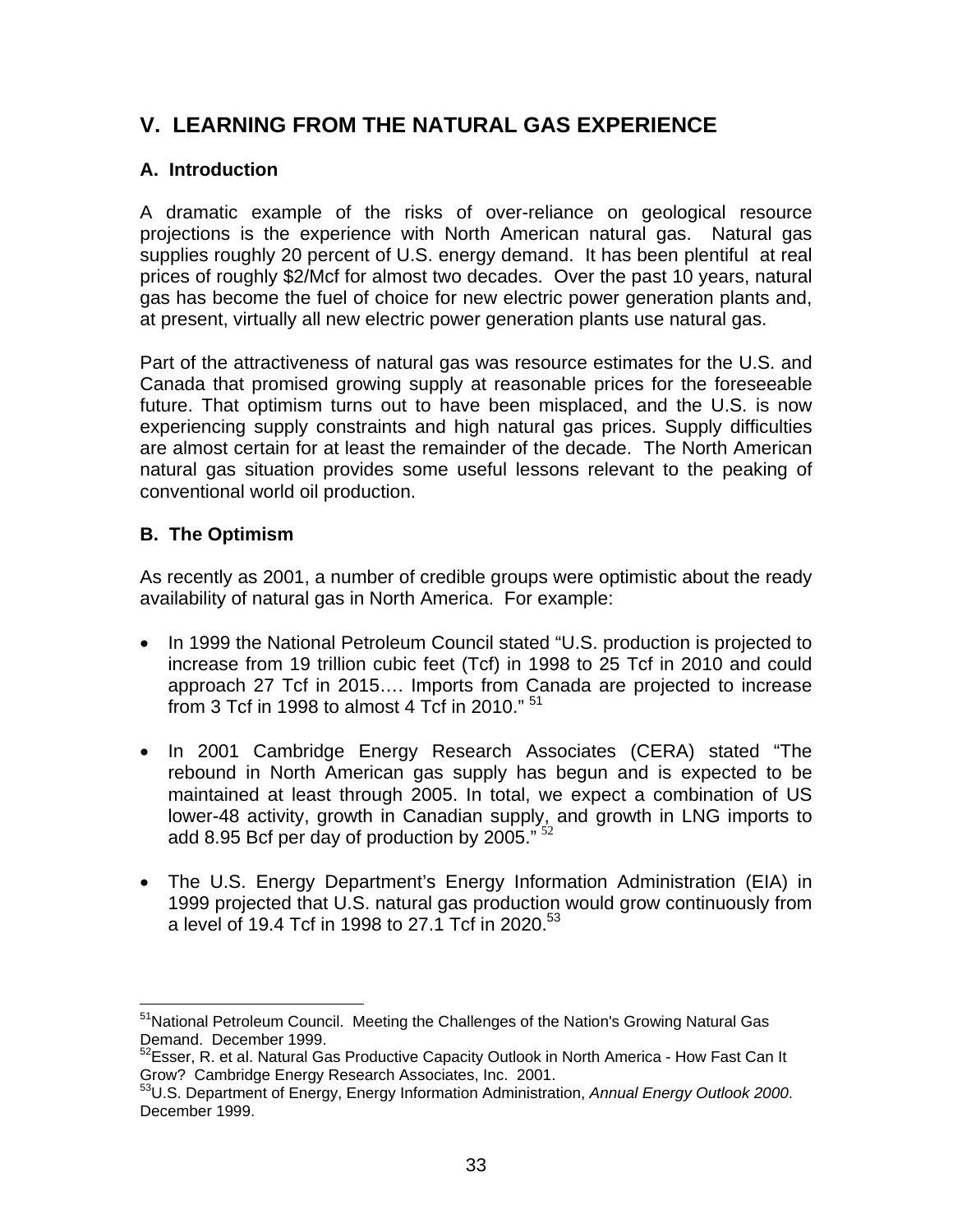## V. LEARNING FROM THE NATURAL GAS EXPERIENCE

### A. Introduction

A dramatic example of the risks of over-reliance on geological resource projections is the experience with North American natural gas. Natural gas supplies roughly 20 percent of U.S. energy demand. It has been plentiful at real prices of roughly $2/Mcf for almost two decades. Over the past 10 years, natural gas has become the fuel of choice for new electric power generation plants and, at present, virtually all new electric power generation plants use natural gas.

Part of the attractiveness of natural gas was resource estimates for the U.S. and Canada that promised growing supply at reasonable prices for the foreseeable future. That optimism turns out to have been misplaced, and the U.S. is now experiencing supply constraints and high natural gas prices. Supply difficulties are almost certain for at least the remainder of the decade. The North American natural gas situation provides some useful lessons relevant to the peaking of conventional world oil production.

### B. The Optimism

As recently as 2001, a number of credible groups were optimistic about the ready availability of natural gas in North America. For example:

- In 1999 the National Petroleum Council stated "U.S. production is projected to increase from 19 trillion cubic feet (Tcf) in 1998 to 25 Tcf in 2010 and could approach 27 Tcf in 2015…. Imports from Canada are projected to increase from 3 Tcf in 1998 to almost 4 Tcf in 2010." [51]

- In 2001 Cambridge Energy Research Associates (CERA) stated "The rebound in North American gas supply has begun and is expected to be maintained at least through 2005. In total, we expect a combination of US lower-48 activity, growth in Canadian supply, and growth in LNG imports to add 8.95 Bcf per day of production by 2005." [52]

- The U.S. Energy Department's Energy Information Administration (EIA) in 1999 projected that U.S. natural gas production would grow continuously from a level of 19.4 Tcf in 1998 to 27.1 Tcf in 2020.[53]

---

[51] National Petroleum Council. Meeting the Challenges of the Nation's Growing Natural Gas Demand. December 1999.

[52] Esser, R. et al. Natural Gas Productive Capacity Outlook in North America - How Fast Can It Grow? Cambridge Energy Research Associates, Inc. 2001.

[53] U.S. Department of Energy, Energy Information Administration, *Annual Energy Outlook 2000*. December 1999.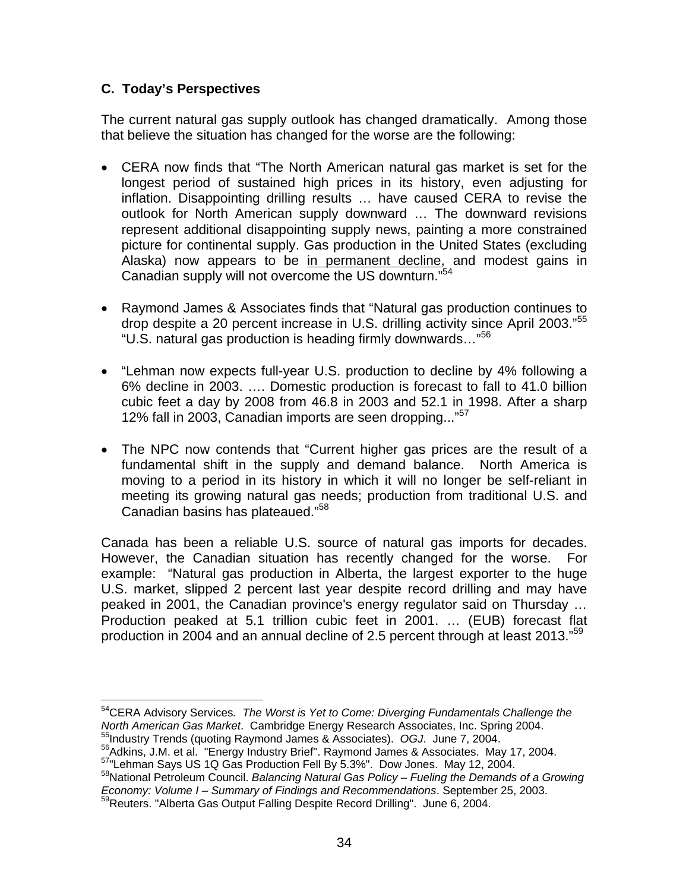### C. Today's Perspectives

The current natural gas supply outlook has changed dramatically. Among those that believe the situation has changed for the worse are the following:

- CERA now finds that "The North American natural gas market is set for the longest period of sustained high prices in its history, even adjusting for inflation. Disappointing drilling results … have caused CERA to revise the outlook for North American supply downward … The downward revisions represent additional disappointing supply news, painting a more constrained picture for continental supply. Gas production in the United States (excluding Alaska) now appears to be <u>in permanent decline</u>, and modest gains in Canadian supply will not overcome the US downturn."[54]

- Raymond James & Associates finds that "Natural gas production continues to drop despite a 20 percent increase in U.S. drilling activity since April 2003."[55] "U.S. natural gas production is heading firmly downwards…"[56]

- "Lehman now expects full-year U.S. production to decline by 4% following a 6% decline in 2003. …. Domestic production is forecast to fall to 41.0 billion cubic feet a day by 2008 from 46.8 in 2003 and 52.1 in 1998. After a sharp 12% fall in 2003, Canadian imports are seen dropping..."[57]

- The NPC now contends that "Current higher gas prices are the result of a fundamental shift in the supply and demand balance. North America is moving to a period in its history in which it will no longer be self-reliant in meeting its growing natural gas needs; production from traditional U.S. and Canadian basins has plateaued."[58]

Canada has been a reliable U.S. source of natural gas imports for decades. However, the Canadian situation has recently changed for the worse. For example: "Natural gas production in Alberta, the largest exporter to the huge U.S. market, slipped 2 percent last year despite record drilling and may have peaked in 2001, the Canadian province's energy regulator said on Thursday … Production peaked at 5.1 trillion cubic feet in 2001. … (EUB) forecast flat production in 2004 and an annual decline of 2.5 percent through at least 2013."[59]

---

[54] CERA Advisory Services. *The Worst is Yet to Come: Diverging Fundamentals Challenge the North American Gas Market*. Cambridge Energy Research Associates, Inc. Spring 2004.
[55] Industry Trends (quoting Raymond James & Associates). *OGJ*. June 7, 2004.
[56] Adkins, J.M. et al. "Energy Industry Brief". Raymond James & Associates. May 17, 2004.
[57] "Lehman Says US 1Q Gas Production Fell By 5.3%". Dow Jones. May 12, 2004.
[58] National Petroleum Council. *Balancing Natural Gas Policy – Fueling the Demands of a Growing Economy: Volume I – Summary of Findings and Recommendations*. September 25, 2003.
[59] Reuters. "Alberta Gas Output Falling Despite Record Drilling". June 6, 2004.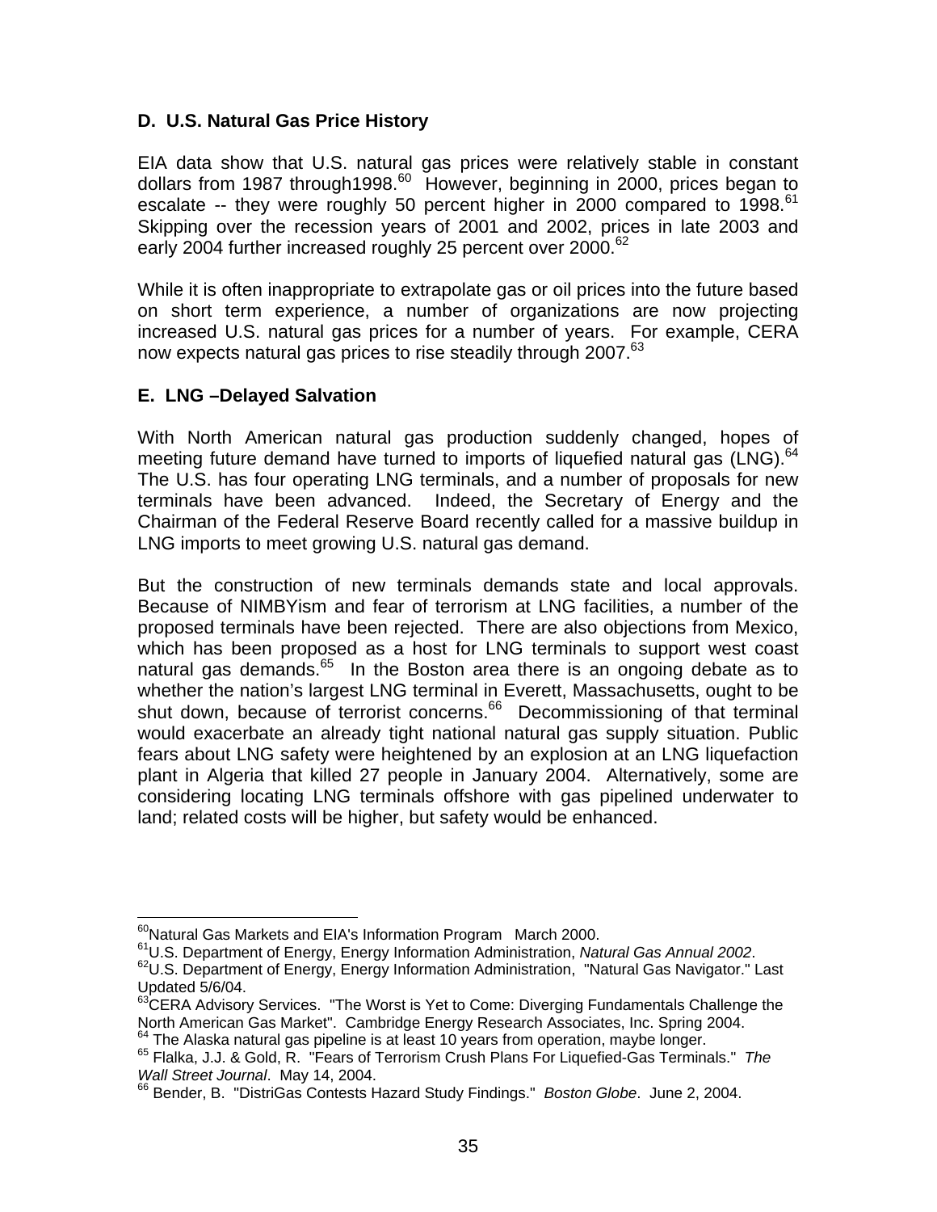### D. U.S. Natural Gas Price History

EIA data show that U.S. natural gas prices were relatively stable in constant dollars from 1987 through1998.[60] However, beginning in 2000, prices began to escalate -- they were roughly 50 percent higher in 2000 compared to 1998.[61] Skipping over the recession years of 2001 and 2002, prices in late 2003 and early 2004 further increased roughly 25 percent over 2000.[62]

While it is often inappropriate to extrapolate gas or oil prices into the future based on short term experience, a number of organizations are now projecting increased U.S. natural gas prices for a number of years. For example, CERA now expects natural gas prices to rise steadily through 2007.[63]

### E. LNG –Delayed Salvation

With North American natural gas production suddenly changed, hopes of meeting future demand have turned to imports of liquefied natural gas (LNG).[64] The U.S. has four operating LNG terminals, and a number of proposals for new terminals have been advanced. Indeed, the Secretary of Energy and the Chairman of the Federal Reserve Board recently called for a massive buildup in LNG imports to meet growing U.S. natural gas demand.

But the construction of new terminals demands state and local approvals. Because of NIMBYism and fear of terrorism at LNG facilities, a number of the proposed terminals have been rejected. There are also objections from Mexico, which has been proposed as a host for LNG terminals to support west coast natural gas demands.[65] In the Boston area there is an ongoing debate as to whether the nation's largest LNG terminal in Everett, Massachusetts, ought to be shut down, because of terrorist concerns.[66] Decommissioning of that terminal would exacerbate an already tight national natural gas supply situation. Public fears about LNG safety were heightened by an explosion at an LNG liquefaction plant in Algeria that killed 27 people in January 2004. Alternatively, some are considering locating LNG terminals offshore with gas pipelined underwater to land; related costs will be higher, but safety would be enhanced.

---

[60] Natural Gas Markets and EIA's Information Program March 2000.

[61] U.S. Department of Energy, Energy Information Administration, *Natural Gas Annual 2002*.

[62] U.S. Department of Energy, Energy Information Administration, "Natural Gas Navigator." Last Updated 5/6/04.

[63] CERA Advisory Services. "The Worst is Yet to Come: Diverging Fundamentals Challenge the North American Gas Market". Cambridge Energy Research Associates, Inc. Spring 2004.

[64] The Alaska natural gas pipeline is at least 10 years from operation, maybe longer.

[65] Flalka, J.J. & Gold, R. "Fears of Terrorism Crush Plans For Liquefied-Gas Terminals." *The Wall Street Journal*. May 14, 2004.

[66] Bender, B. "DistriGas Contests Hazard Study Findings." *Boston Globe*. June 2, 2004.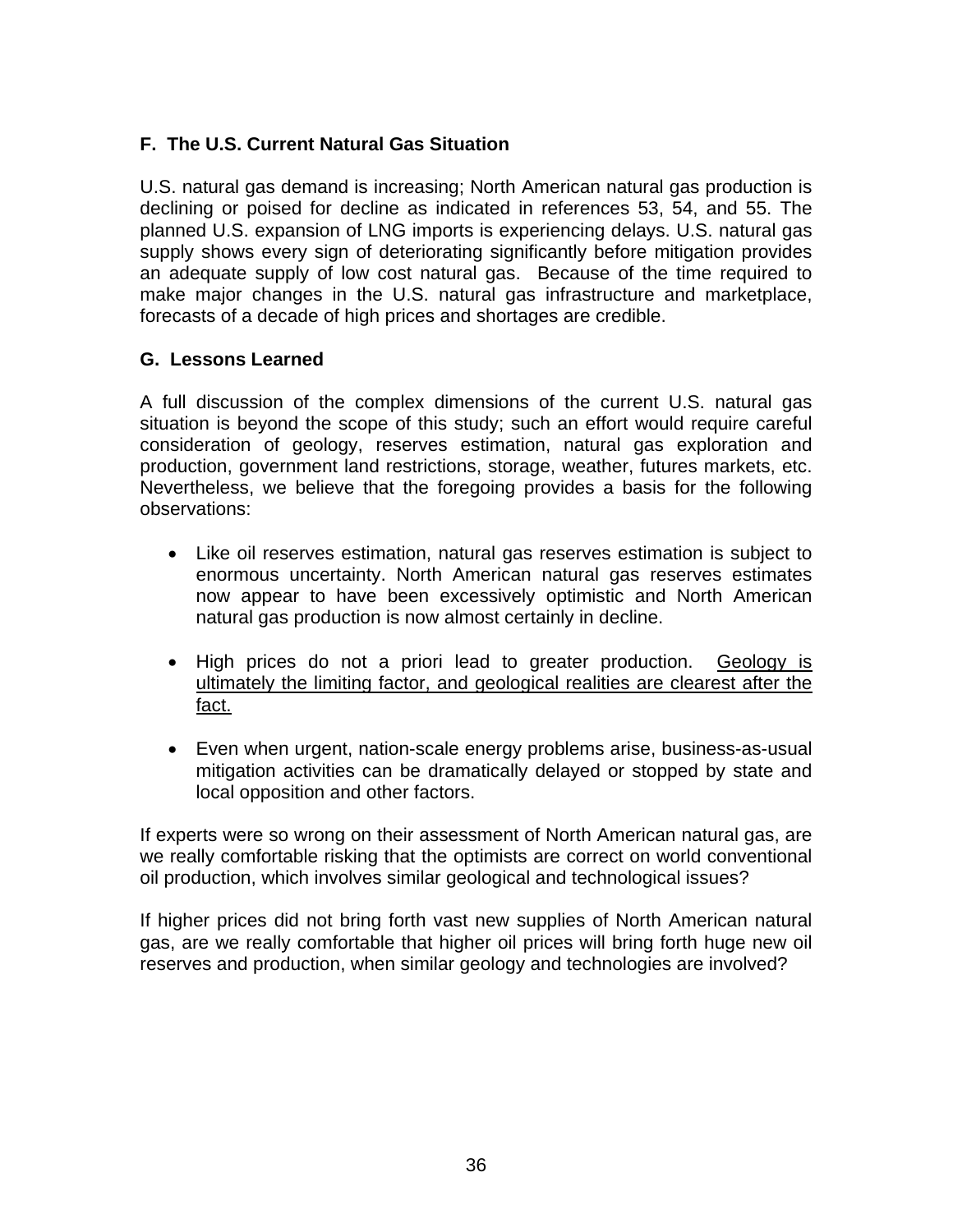### F. The U.S. Current Natural Gas Situation

U.S. natural gas demand is increasing; North American natural gas production is declining or poised for decline as indicated in references 53, 54, and 55. The planned U.S. expansion of LNG imports is experiencing delays. U.S. natural gas supply shows every sign of deteriorating significantly before mitigation provides an adequate supply of low cost natural gas. Because of the time required to make major changes in the U.S. natural gas infrastructure and marketplace, forecasts of a decade of high prices and shortages are credible.

### G. Lessons Learned

A full discussion of the complex dimensions of the current U.S. natural gas situation is beyond the scope of this study; such an effort would require careful consideration of geology, reserves estimation, natural gas exploration and production, government land restrictions, storage, weather, futures markets, etc. Nevertheless, we believe that the foregoing provides a basis for the following observations:

- Like oil reserves estimation, natural gas reserves estimation is subject to enormous uncertainty. North American natural gas reserves estimates now appear to have been excessively optimistic and North American natural gas production is now almost certainly in decline.

- High prices do not a priori lead to greater production. <u>Geology is ultimately the limiting factor, and geological realities are clearest after the fact.</u>

- Even when urgent, nation-scale energy problems arise, business-as-usual mitigation activities can be dramatically delayed or stopped by state and local opposition and other factors.

If experts were so wrong on their assessment of North American natural gas, are we really comfortable risking that the optimists are correct on world conventional oil production, which involves similar geological and technological issues?

If higher prices did not bring forth vast new supplies of North American natural gas, are we really comfortable that higher oil prices will bring forth huge new oil reserves and production, when similar geology and technologies are involved?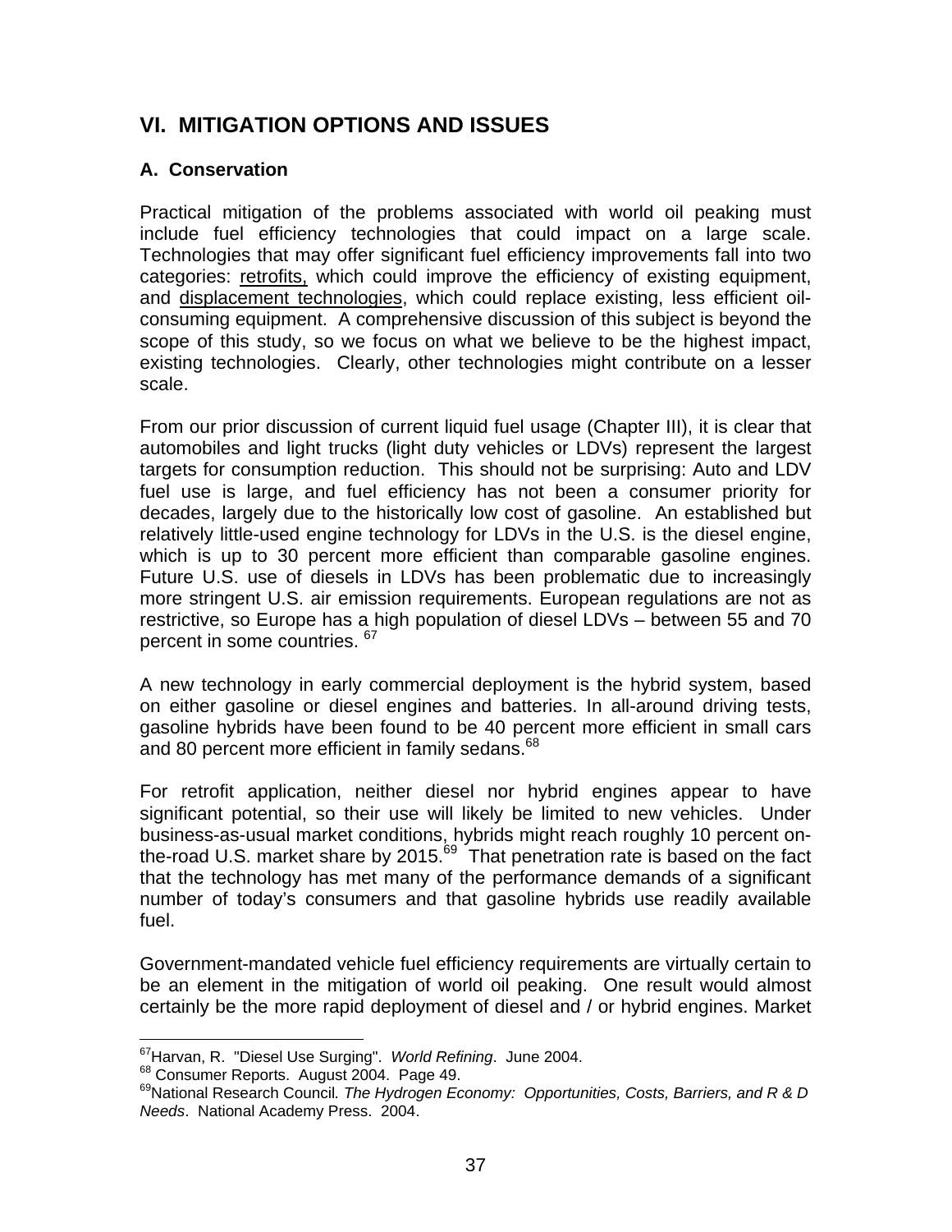## VI. MITIGATION OPTIONS AND ISSUES

### A. Conservation

Practical mitigation of the problems associated with world oil peaking must include fuel efficiency technologies that could impact on a large scale. Technologies that may offer significant fuel efficiency improvements fall into two categories: retrofits, which could improve the efficiency of existing equipment, and displacement technologies, which could replace existing, less efficient oil-consuming equipment. A comprehensive discussion of this subject is beyond the scope of this study, so we focus on what we believe to be the highest impact, existing technologies. Clearly, other technologies might contribute on a lesser scale.

From our prior discussion of current liquid fuel usage (Chapter III), it is clear that automobiles and light trucks (light duty vehicles or LDVs) represent the largest targets for consumption reduction. This should not be surprising: Auto and LDV fuel use is large, and fuel efficiency has not been a consumer priority for decades, largely due to the historically low cost of gasoline. An established but relatively little-used engine technology for LDVs in the U.S. is the diesel engine, which is up to 30 percent more efficient than comparable gasoline engines. Future U.S. use of diesels in LDVs has been problematic due to increasingly more stringent U.S. air emission requirements. European regulations are not as restrictive, so Europe has a high population of diesel LDVs – between 55 and 70 percent in some countries. [67]

A new technology in early commercial deployment is the hybrid system, based on either gasoline or diesel engines and batteries. In all-around driving tests, gasoline hybrids have been found to be 40 percent more efficient in small cars and 80 percent more efficient in family sedans.[68]

For retrofit application, neither diesel nor hybrid engines appear to have significant potential, so their use will likely be limited to new vehicles. Under business-as-usual market conditions, hybrids might reach roughly 10 percent on-the-road U.S. market share by 2015.[69] That penetration rate is based on the fact that the technology has met many of the performance demands of a significant number of today's consumers and that gasoline hybrids use readily available fuel.

Government-mandated vehicle fuel efficiency requirements are virtually certain to be an element in the mitigation of world oil peaking. One result would almost certainly be the more rapid deployment of diesel and / or hybrid engines. Market

---

[67] Harvan, R. "Diesel Use Surging". *World Refining*. June 2004.

[68] Consumer Reports. August 2004. Page 49.

[69] National Research Council. *The Hydrogen Economy: Opportunities, Costs, Barriers, and R & D Needs*. National Academy Press. 2004.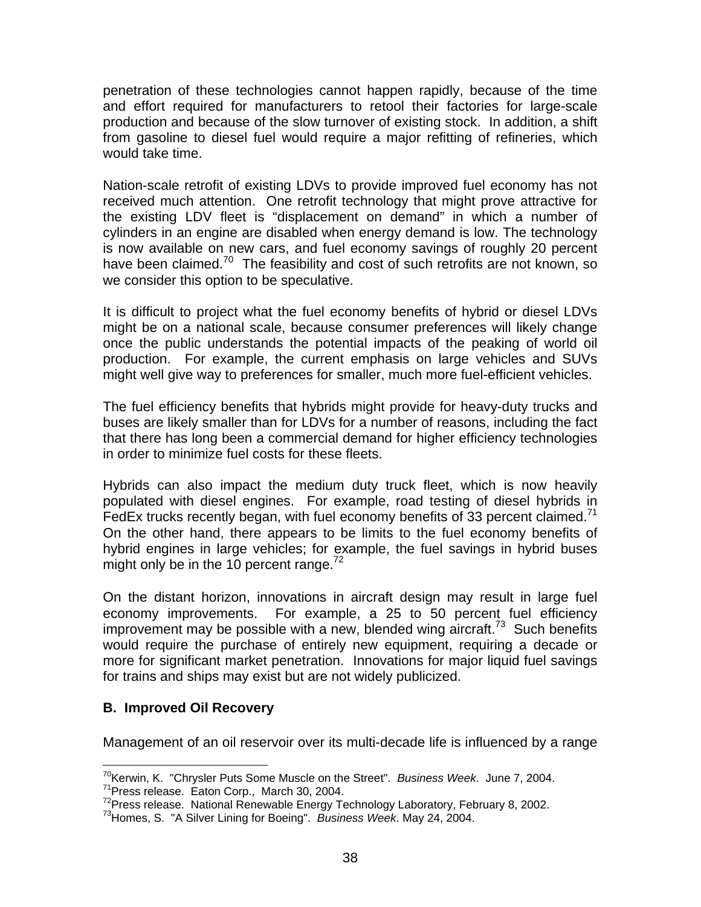penetration of these technologies cannot happen rapidly, because of the time and effort required for manufacturers to retool their factories for large-scale production and because of the slow turnover of existing stock. In addition, a shift from gasoline to diesel fuel would require a major refitting of refineries, which would take time.

Nation-scale retrofit of existing LDVs to provide improved fuel economy has not received much attention. One retrofit technology that might prove attractive for the existing LDV fleet is "displacement on demand" in which a number of cylinders in an engine are disabled when energy demand is low. The technology is now available on new cars, and fuel economy savings of roughly 20 percent have been claimed.[70] The feasibility and cost of such retrofits are not known, so we consider this option to be speculative.

It is difficult to project what the fuel economy benefits of hybrid or diesel LDVs might be on a national scale, because consumer preferences will likely change once the public understands the potential impacts of the peaking of world oil production. For example, the current emphasis on large vehicles and SUVs might well give way to preferences for smaller, much more fuel-efficient vehicles.

The fuel efficiency benefits that hybrids might provide for heavy-duty trucks and buses are likely smaller than for LDVs for a number of reasons, including the fact that there has long been a commercial demand for higher efficiency technologies in order to minimize fuel costs for these fleets.

Hybrids can also impact the medium duty truck fleet, which is now heavily populated with diesel engines. For example, road testing of diesel hybrids in FedEx trucks recently began, with fuel economy benefits of 33 percent claimed.[71] On the other hand, there appears to be limits to the fuel economy benefits of hybrid engines in large vehicles; for example, the fuel savings in hybrid buses might only be in the 10 percent range.[72]

On the distant horizon, innovations in aircraft design may result in large fuel economy improvements. For example, a 25 to 50 percent fuel efficiency improvement may be possible with a new, blended wing aircraft.[73] Such benefits would require the purchase of entirely new equipment, requiring a decade or more for significant market penetration. Innovations for major liquid fuel savings for trains and ships may exist but are not widely publicized.

### B. Improved Oil Recovery

Management of an oil reservoir over its multi-decade life is influenced by a range

---

[70] Kerwin, K. "Chrysler Puts Some Muscle on the Street". *Business Week*. June 7, 2004.

[71] Press release. Eaton Corp., March 30, 2004.

[72] Press release. National Renewable Energy Technology Laboratory, February 8, 2002.

[73] Homes, S. "A Silver Lining for Boeing". *Business Week*. May 24, 2004.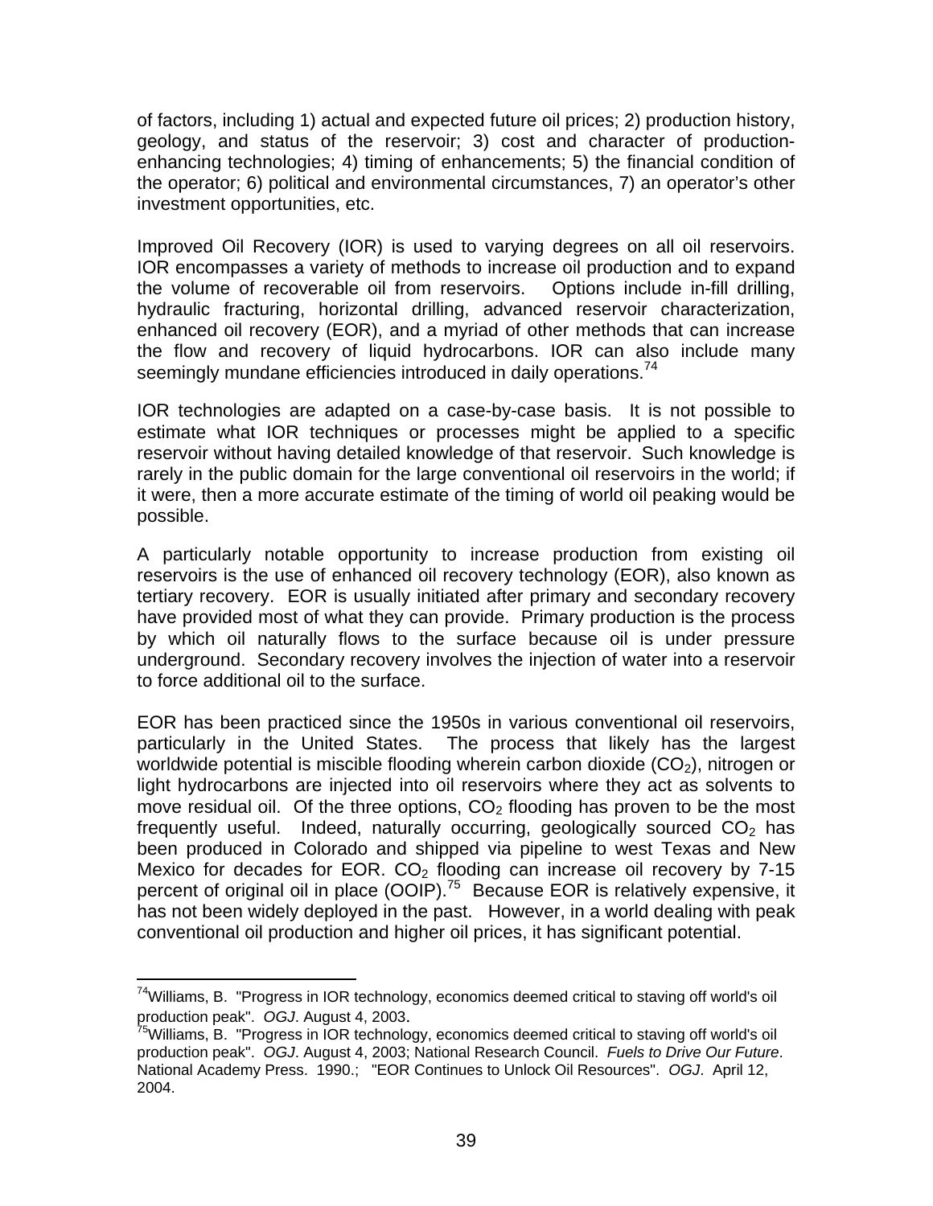of factors, including 1) actual and expected future oil prices; 2) production history, geology, and status of the reservoir; 3) cost and character of production-enhancing technologies; 4) timing of enhancements; 5) the financial condition of the operator; 6) political and environmental circumstances, 7) an operator's other investment opportunities, etc.

Improved Oil Recovery (IOR) is used to varying degrees on all oil reservoirs. IOR encompasses a variety of methods to increase oil production and to expand the volume of recoverable oil from reservoirs. Options include in-fill drilling, hydraulic fracturing, horizontal drilling, advanced reservoir characterization, enhanced oil recovery (EOR), and a myriad of other methods that can increase the flow and recovery of liquid hydrocarbons. IOR can also include many seemingly mundane efficiencies introduced in daily operations.[74]

IOR technologies are adapted on a case-by-case basis. It is not possible to estimate what IOR techniques or processes might be applied to a specific reservoir without having detailed knowledge of that reservoir. Such knowledge is rarely in the public domain for the large conventional oil reservoirs in the world; if it were, then a more accurate estimate of the timing of world oil peaking would be possible.

A particularly notable opportunity to increase production from existing oil reservoirs is the use of enhanced oil recovery technology (EOR), also known as tertiary recovery. EOR is usually initiated after primary and secondary recovery have provided most of what they can provide. Primary production is the process by which oil naturally flows to the surface because oil is under pressure underground. Secondary recovery involves the injection of water into a reservoir to force additional oil to the surface.

EOR has been practiced since the 1950s in various conventional oil reservoirs, particularly in the United States. The process that likely has the largest worldwide potential is miscible flooding wherein carbon dioxide ($CO_2$), nitrogen or light hydrocarbons are injected into oil reservoirs where they act as solvents to move residual oil. Of the three options, $CO_2$ flooding has proven to be the most frequently useful. Indeed, naturally occurring, geologically sourced $CO_2$ has been produced in Colorado and shipped via pipeline to west Texas and New Mexico for decades for EOR. $CO_2$ flooding can increase oil recovery by 7-15 percent of original oil in place (OOIP).[75] Because EOR is relatively expensive, it has not been widely deployed in the past. However, in a world dealing with peak conventional oil production and higher oil prices, it has significant potential.

---

[74] Williams, B. "Progress in IOR technology, economics deemed critical to staving off world's oil production peak". *OGJ*. August 4, 2003.

[75] Williams, B. "Progress in IOR technology, economics deemed critical to staving off world's oil production peak". *OGJ*. August 4, 2003; National Research Council. *Fuels to Drive Our Future*. National Academy Press. 1990.; "EOR Continues to Unlock Oil Resources". *OGJ*. April 12, 2004.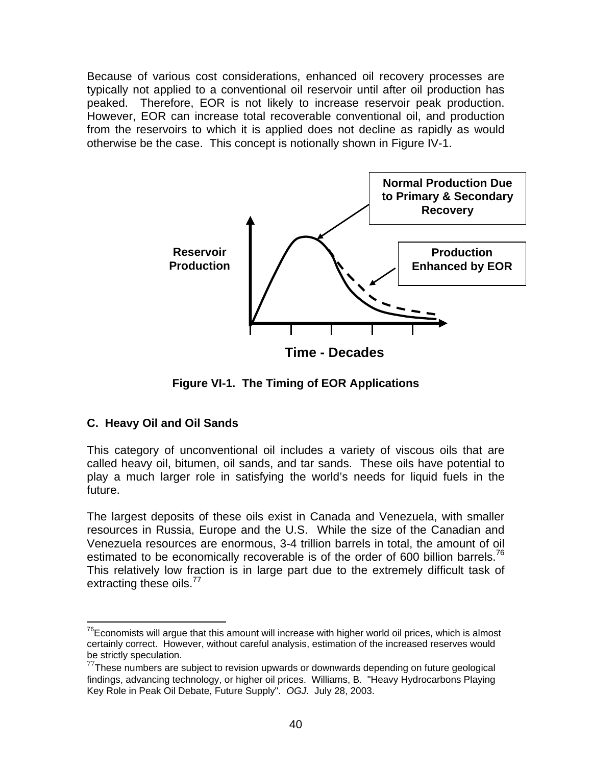Because of various cost considerations, enhanced oil recovery processes are typically not applied to a conventional oil reservoir until after oil production has peaked. Therefore, EOR is not likely to increase reservoir peak production. However, EOR can increase total recoverable conventional oil, and production from the reservoirs to which it is applied does not decline as rapidly as would otherwise be the case. This concept is notionally shown in Figure IV-1.

**Figure VI-1. The Timing of EOR Applications**

### C. Heavy Oil and Oil Sands

This category of unconventional oil includes a variety of viscous oils that are called heavy oil, bitumen, oil sands, and tar sands. These oils have potential to play a much larger role in satisfying the world's needs for liquid fuels in the future.

The largest deposits of these oils exist in Canada and Venezuela, with smaller resources in Russia, Europe and the U.S. While the size of the Canadian and Venezuela resources are enormous, 3-4 trillion barrels in total, the amount of oil estimated to be economically recoverable is of the order of 600 billion barrels.[76] This relatively low fraction is in large part due to the extremely difficult task of extracting these oils.[77]

---

[76]Economists will argue that this amount will increase with higher world oil prices, which is almost certainly correct. However, without careful analysis, estimation of the increased reserves would be strictly speculation.

[77]These numbers are subject to revision upwards or downwards depending on future geological findings, advancing technology, or higher oil prices. Williams, B. "Heavy Hydrocarbons Playing Key Role in Peak Oil Debate, Future Supply". *OGJ*. July 28, 2003.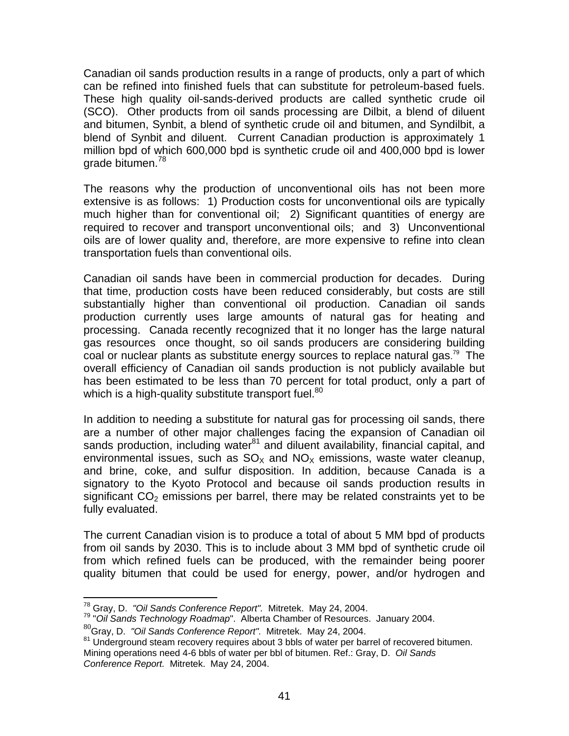Canadian oil sands production results in a range of products, only a part of which can be refined into finished fuels that can substitute for petroleum-based fuels. These high quality oil-sands-derived products are called synthetic crude oil (SCO). Other products from oil sands processing are Dilbit, a blend of diluent and bitumen, Synbit, a blend of synthetic crude oil and bitumen, and Syndilbit, a blend of Synbit and diluent. Current Canadian production is approximately 1 million bpd of which 600,000 bpd is synthetic crude oil and 400,000 bpd is lower grade bitumen.[78]

The reasons why the production of unconventional oils has not been more extensive is as follows: 1) Production costs for unconventional oils are typically much higher than for conventional oil; 2) Significant quantities of energy are required to recover and transport unconventional oils; and 3) Unconventional oils are of lower quality and, therefore, are more expensive to refine into clean transportation fuels than conventional oils.

Canadian oil sands have been in commercial production for decades. During that time, production costs have been reduced considerably, but costs are still substantially higher than conventional oil production. Canadian oil sands production currently uses large amounts of natural gas for heating and processing. Canada recently recognized that it no longer has the large natural gas resources once thought, so oil sands producers are considering building coal or nuclear plants as substitute energy sources to replace natural gas.[79] The overall efficiency of Canadian oil sands production is not publicly available but has been estimated to be less than 70 percent for total product, only a part of which is a high-quality substitute transport fuel.[80]

In addition to needing a substitute for natural gas for processing oil sands, there are a number of other major challenges facing the expansion of Canadian oil sands production, including water[81] and diluent availability, financial capital, and environmental issues, such as $SO_X$ and $NO_X$ emissions, waste water cleanup, and brine, coke, and sulfur disposition. In addition, because Canada is a signatory to the Kyoto Protocol and because oil sands production results in significant $CO_2$ emissions per barrel, there may be related constraints yet to be fully evaluated.

The current Canadian vision is to produce a total of about 5 MM bpd of products from oil sands by 2030. This is to include about 3 MM bpd of synthetic crude oil from which refined fuels can be produced, with the remainder being poorer quality bitumen that could be used for energy, power, and/or hydrogen and

---

[78] Gray, D. *"Oil Sands Conference Report"*. Mitretek. May 24, 2004.

[79] "*Oil Sands Technology Roadmap*". Alberta Chamber of Resources. January 2004.

[80] Gray, D. *"Oil Sands Conference Report"*. Mitretek. May 24, 2004.

[81] Underground steam recovery requires about 3 bbls of water per barrel of recovered bitumen. Mining operations need 4-6 bbls of water per bbl of bitumen. Ref.: Gray, D. *Oil Sands Conference Report.* Mitretek. May 24, 2004.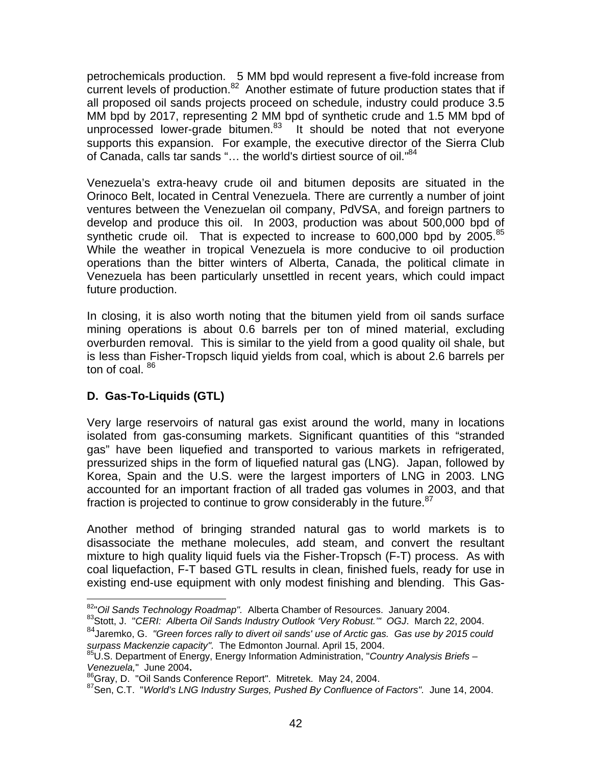petrochemicals production. 5 MM bpd would represent a five-fold increase from current levels of production.[82] Another estimate of future production states that if all proposed oil sands projects proceed on schedule, industry could produce 3.5 MM bpd by 2017, representing 2 MM bpd of synthetic crude and 1.5 MM bpd of unprocessed lower-grade bitumen.[83] It should be noted that not everyone supports this expansion. For example, the executive director of the Sierra Club of Canada, calls tar sands "… the world's dirtiest source of oil."[84]

Venezuela's extra-heavy crude oil and bitumen deposits are situated in the Orinoco Belt, located in Central Venezuela. There are currently a number of joint ventures between the Venezuelan oil company, PdVSA, and foreign partners to develop and produce this oil. In 2003, production was about 500,000 bpd of synthetic crude oil. That is expected to increase to 600,000 bpd by 2005.[85] While the weather in tropical Venezuela is more conducive to oil production operations than the bitter winters of Alberta, Canada, the political climate in Venezuela has been particularly unsettled in recent years, which could impact future production.

In closing, it is also worth noting that the bitumen yield from oil sands surface mining operations is about 0.6 barrels per ton of mined material, excluding overburden removal. This is similar to the yield from a good quality oil shale, but is less than Fisher-Tropsch liquid yields from coal, which is about 2.6 barrels per ton of coal. [86]

### D. Gas-To-Liquids (GTL)

Very large reservoirs of natural gas exist around the world, many in locations isolated from gas-consuming markets. Significant quantities of this "stranded gas" have been liquefied and transported to various markets in refrigerated, pressurized ships in the form of liquefied natural gas (LNG). Japan, followed by Korea, Spain and the U.S. were the largest importers of LNG in 2003. LNG accounted for an important fraction of all traded gas volumes in 2003, and that fraction is projected to continue to grow considerably in the future.[87]

Another method of bringing stranded natural gas to world markets is to disassociate the methane molecules, add steam, and convert the resultant mixture to high quality liquid fuels via the Fisher-Tropsch (F-T) process. As with coal liquefaction, F-T based GTL results in clean, finished fuels, ready for use in existing end-use equipment with only modest finishing and blending. This Gas-

---

[82] "*Oil Sands Technology Roadmap".* Alberta Chamber of Resources. January 2004.

[83] Stott, J. "*CERI: Alberta Oil Sands Industry Outlook 'Very Robust.'*" *OGJ*. March 22, 2004.

[84] Jaremko, G. *"Green forces rally to divert oil sands' use of Arctic gas. Gas use by 2015 could surpass Mackenzie capacity".* The Edmonton Journal. April 15, 2004.

[85] U.S. Department of Energy, Energy Information Administration, "*Country Analysis Briefs – Venezuela,*" June 2004.

[86] Gray, D. "Oil Sands Conference Report". Mitretek. May 24, 2004.

[87] Sen, C.T. "*World's LNG Industry Surges, Pushed By Confluence of Factors".* June 14, 2004.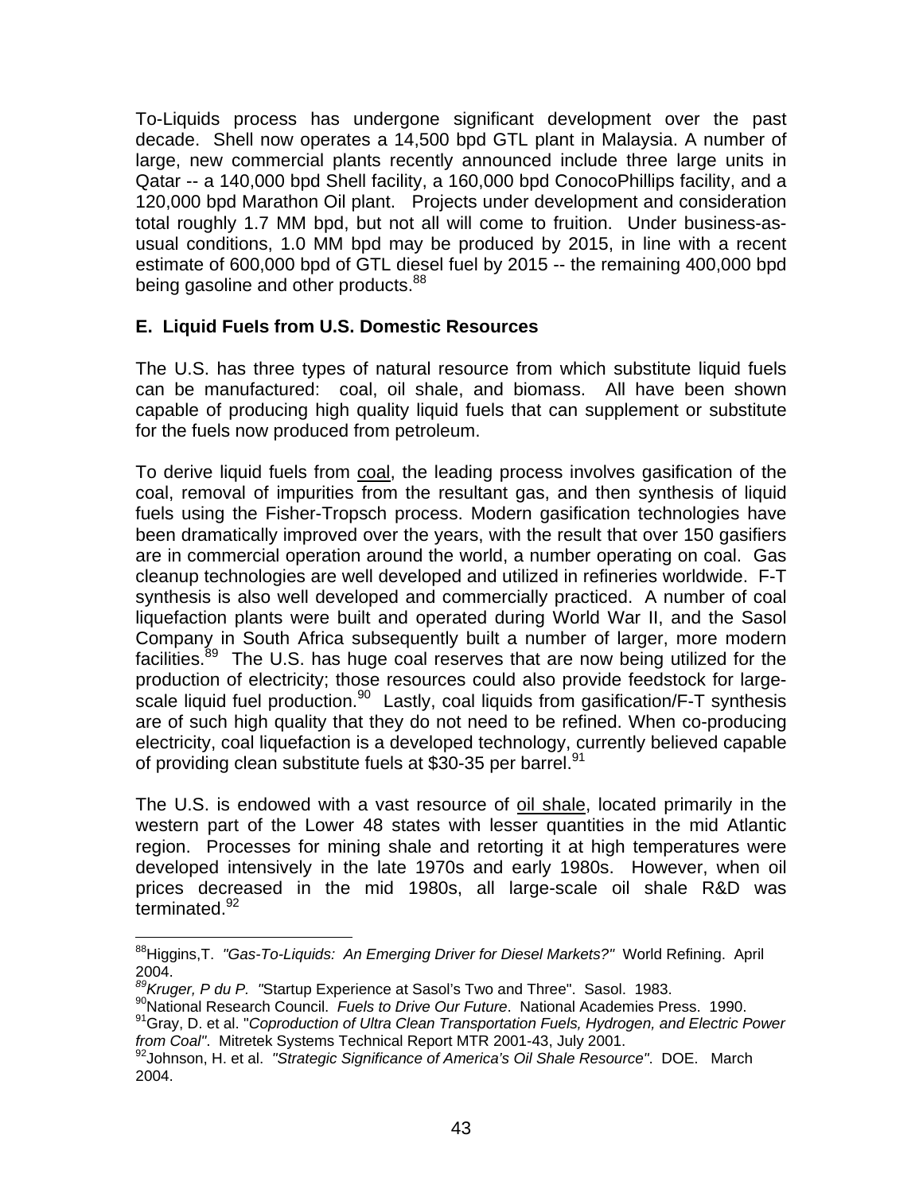To-Liquids process has undergone significant development over the past decade. Shell now operates a 14,500 bpd GTL plant in Malaysia. A number of large, new commercial plants recently announced include three large units in Qatar -- a 140,000 bpd Shell facility, a 160,000 bpd ConocoPhillips facility, and a 120,000 bpd Marathon Oil plant. Projects under development and consideration total roughly 1.7 MM bpd, but not all will come to fruition. Under business-as-usual conditions, 1.0 MM bpd may be produced by 2015, in line with a recent estimate of 600,000 bpd of GTL diesel fuel by 2015 -- the remaining 400,000 bpd being gasoline and other products.[88]

### E. Liquid Fuels from U.S. Domestic Resources

The U.S. has three types of natural resource from which substitute liquid fuels can be manufactured: coal, oil shale, and biomass. All have been shown capable of producing high quality liquid fuels that can supplement or substitute for the fuels now produced from petroleum.

To derive liquid fuels from coal, the leading process involves gasification of the coal, removal of impurities from the resultant gas, and then synthesis of liquid fuels using the Fisher-Tropsch process. Modern gasification technologies have been dramatically improved over the years, with the result that over 150 gasifiers are in commercial operation around the world, a number operating on coal. Gas cleanup technologies are well developed and utilized in refineries worldwide. F-T synthesis is also well developed and commercially practiced. A number of coal liquefaction plants were built and operated during World War II, and the Sasol Company in South Africa subsequently built a number of larger, more modern facilities.[89] The U.S. has huge coal reserves that are now being utilized for the production of electricity; those resources could also provide feedstock for large-scale liquid fuel production.[90] Lastly, coal liquids from gasification/F-T synthesis are of such high quality that they do not need to be refined. When co-producing electricity, coal liquefaction is a developed technology, currently believed capable of providing clean substitute fuels at $30-35 per barrel.[91]

The U.S. is endowed with a vast resource of oil shale, located primarily in the western part of the Lower 48 states with lesser quantities in the mid Atlantic region. Processes for mining shale and retorting it at high temperatures were developed intensively in the late 1970s and early 1980s. However, when oil prices decreased in the mid 1980s, all large-scale oil shale R&D was terminated.[92]

---

[88] Higgins,T. *"Gas-To-Liquids: An Emerging Driver for Diesel Markets?"* World Refining. April 2004.

[89] *Kruger, P du P. "*Startup Experience at Sasol's Two and Three". Sasol. 1983.

[90] National Research Council. *Fuels to Drive Our Future*. National Academies Press. 1990.

[91] Gray, D. et al. "*Coproduction of Ultra Clean Transportation Fuels, Hydrogen, and Electric Power from Coal"*. Mitretek Systems Technical Report MTR 2001-43, July 2001.

[92] Johnson, H. et al. *"Strategic Significance of America's Oil Shale Resource"*. DOE. March 2004.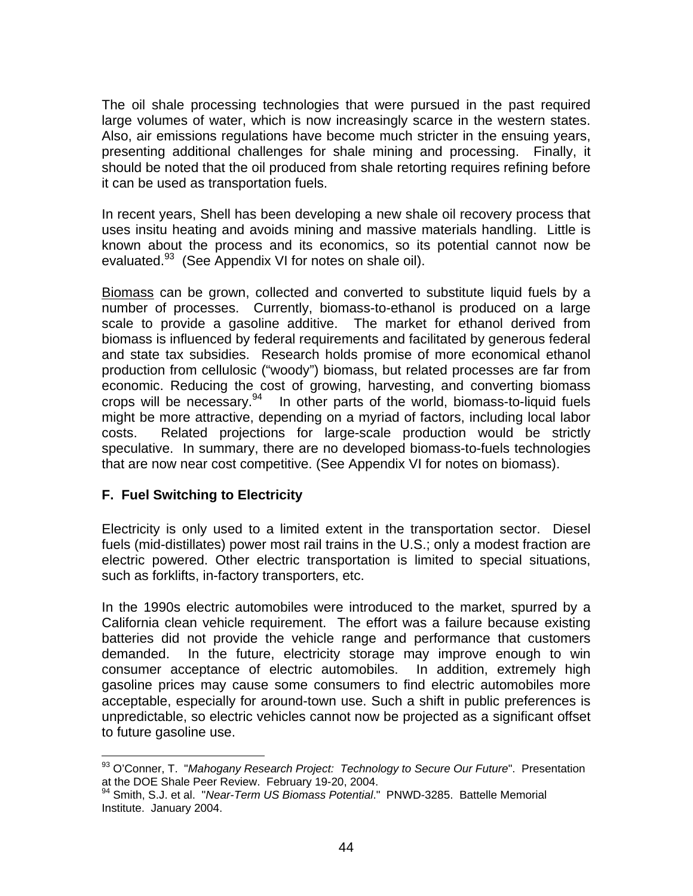The oil shale processing technologies that were pursued in the past required large volumes of water, which is now increasingly scarce in the western states. Also, air emissions regulations have become much stricter in the ensuing years, presenting additional challenges for shale mining and processing. Finally, it should be noted that the oil produced from shale retorting requires refining before it can be used as transportation fuels.

In recent years, Shell has been developing a new shale oil recovery process that uses insitu heating and avoids mining and massive materials handling. Little is known about the process and its economics, so its potential cannot now be evaluated.[93] (See Appendix VI for notes on shale oil).

Biomass can be grown, collected and converted to substitute liquid fuels by a number of processes. Currently, biomass-to-ethanol is produced on a large scale to provide a gasoline additive. The market for ethanol derived from biomass is influenced by federal requirements and facilitated by generous federal and state tax subsidies. Research holds promise of more economical ethanol production from cellulosic ("woody") biomass, but related processes are far from economic. Reducing the cost of growing, harvesting, and converting biomass crops will be necessary.[94] In other parts of the world, biomass-to-liquid fuels might be more attractive, depending on a myriad of factors, including local labor costs. Related projections for large-scale production would be strictly speculative. In summary, there are no developed biomass-to-fuels technologies that are now near cost competitive. (See Appendix VI for notes on biomass).

### F. Fuel Switching to Electricity

Electricity is only used to a limited extent in the transportation sector. Diesel fuels (mid-distillates) power most rail trains in the U.S.; only a modest fraction are electric powered. Other electric transportation is limited to special situations, such as forklifts, in-factory transporters, etc.

In the 1990s electric automobiles were introduced to the market, spurred by a California clean vehicle requirement. The effort was a failure because existing batteries did not provide the vehicle range and performance that customers demanded. In the future, electricity storage may improve enough to win consumer acceptance of electric automobiles. In addition, extremely high gasoline prices may cause some consumers to find electric automobiles more acceptable, especially for around-town use. Such a shift in public preferences is unpredictable, so electric vehicles cannot now be projected as a significant offset to future gasoline use.

---

[93] O'Conner, T. "*Mahogany Research Project: Technology to Secure Our Future*". Presentation at the DOE Shale Peer Review. February 19-20, 2004.

[94] Smith, S.J. et al. "*Near-Term US Biomass Potential*." PNWD-3285. Battelle Memorial Institute. January 2004.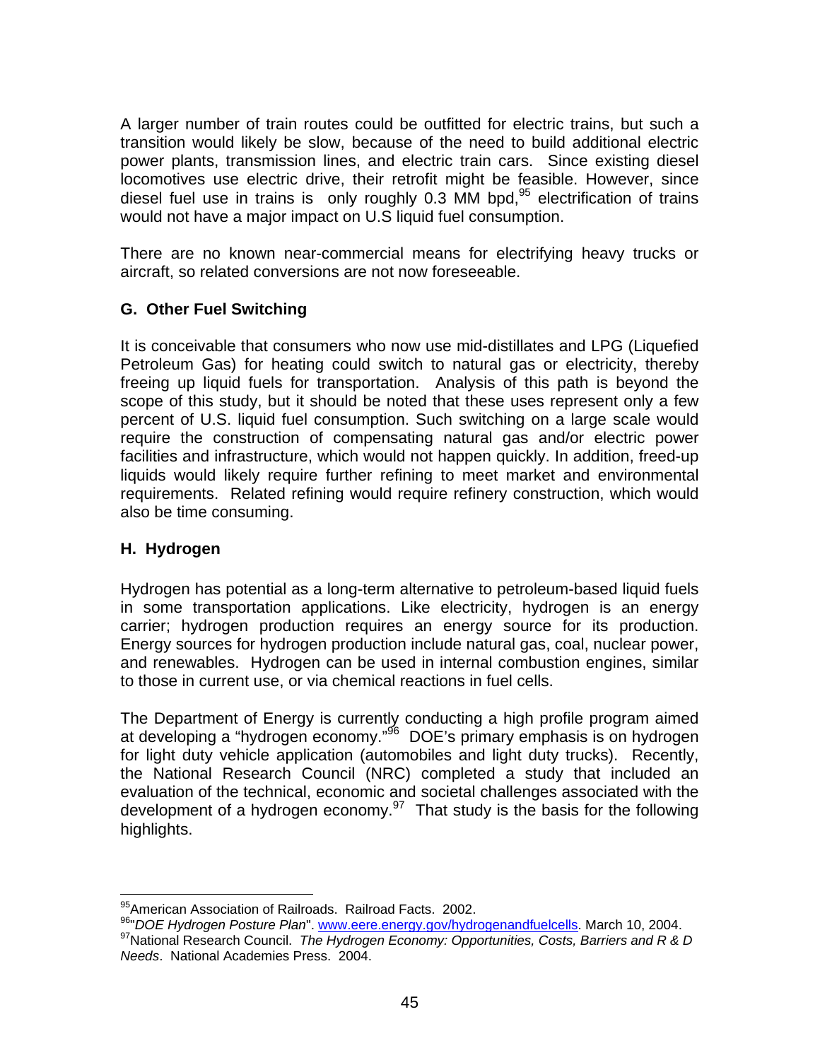A larger number of train routes could be outfitted for electric trains, but such a transition would likely be slow, because of the need to build additional electric power plants, transmission lines, and electric train cars. Since existing diesel locomotives use electric drive, their retrofit might be feasible. However, since diesel fuel use in trains is only roughly 0.3 MM bpd,[95] electrification of trains would not have a major impact on U.S liquid fuel consumption.

There are no known near-commercial means for electrifying heavy trucks or aircraft, so related conversions are not now foreseeable.

### G. Other Fuel Switching

It is conceivable that consumers who now use mid-distillates and LPG (Liquefied Petroleum Gas) for heating could switch to natural gas or electricity, thereby freeing up liquid fuels for transportation. Analysis of this path is beyond the scope of this study, but it should be noted that these uses represent only a few percent of U.S. liquid fuel consumption. Such switching on a large scale would require the construction of compensating natural gas and/or electric power facilities and infrastructure, which would not happen quickly. In addition, freed-up liquids would likely require further refining to meet market and environmental requirements. Related refining would require refinery construction, which would also be time consuming.

### H. Hydrogen

Hydrogen has potential as a long-term alternative to petroleum-based liquid fuels in some transportation applications. Like electricity, hydrogen is an energy carrier; hydrogen production requires an energy source for its production. Energy sources for hydrogen production include natural gas, coal, nuclear power, and renewables. Hydrogen can be used in internal combustion engines, similar to those in current use, or via chemical reactions in fuel cells.

The Department of Energy is currently conducting a high profile program aimed at developing a "hydrogen economy."[96] DOE's primary emphasis is on hydrogen for light duty vehicle application (automobiles and light duty trucks). Recently, the National Research Council (NRC) completed a study that included an evaluation of the technical, economic and societal challenges associated with the development of a hydrogen economy.[97] That study is the basis for the following highlights.

---

[95] American Association of Railroads. Railroad Facts. 2002.

[96] "*DOE Hydrogen Posture Plan*". www.eere.energy.gov/hydrogenandfuelcells. March 10, 2004.

[97] National Research Council. *The Hydrogen Economy: Opportunities, Costs, Barriers and R & D Needs*. National Academies Press. 2004.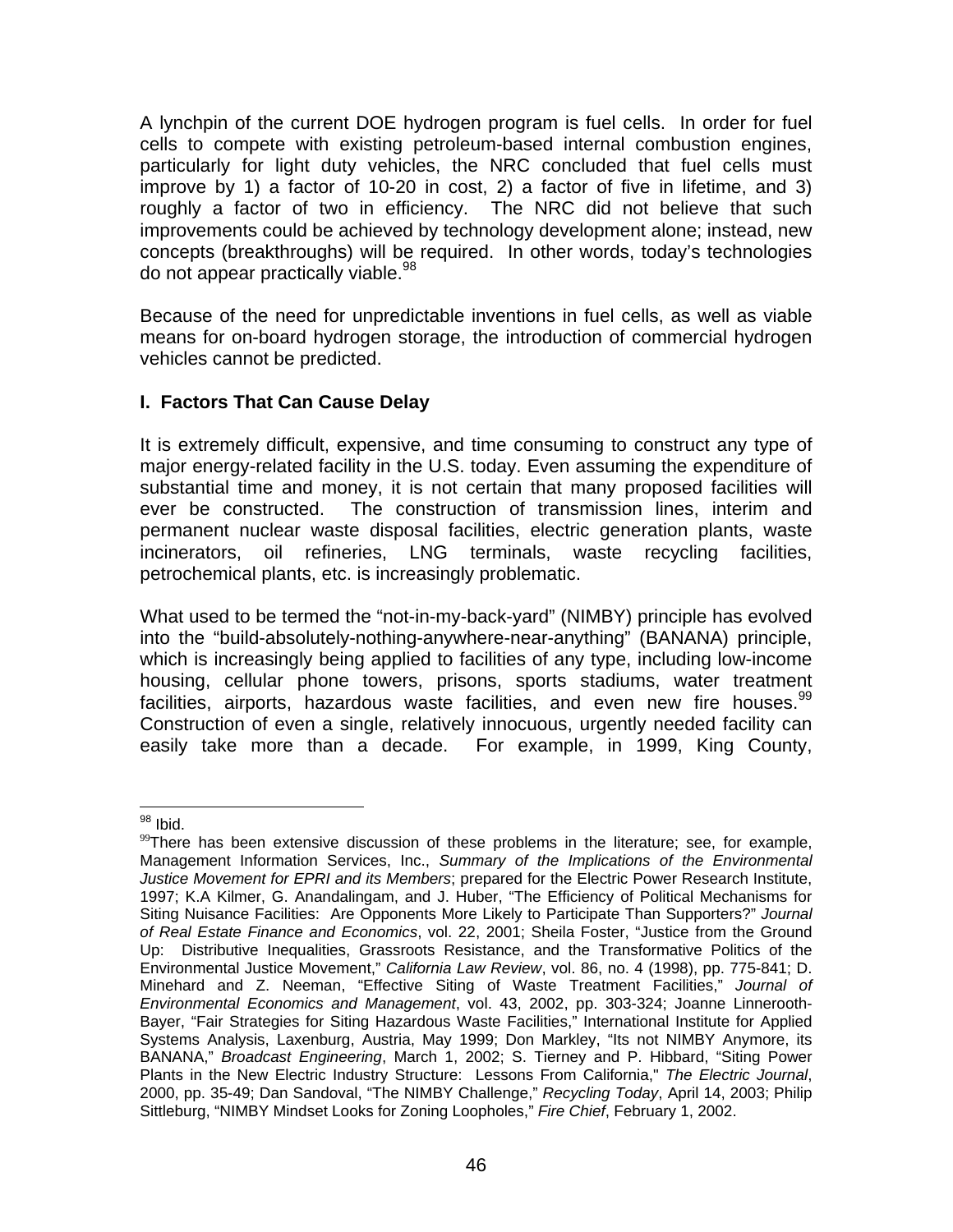A lynchpin of the current DOE hydrogen program is fuel cells. In order for fuel cells to compete with existing petroleum-based internal combustion engines, particularly for light duty vehicles, the NRC concluded that fuel cells must improve by 1) a factor of 10-20 in cost, 2) a factor of five in lifetime, and 3) roughly a factor of two in efficiency. The NRC did not believe that such improvements could be achieved by technology development alone; instead, new concepts (breakthroughs) will be required. In other words, today's technologies do not appear practically viable.[98]

Because of the need for unpredictable inventions in fuel cells, as well as viable means for on-board hydrogen storage, the introduction of commercial hydrogen vehicles cannot be predicted.

### I. Factors That Can Cause Delay

It is extremely difficult, expensive, and time consuming to construct any type of major energy-related facility in the U.S. today. Even assuming the expenditure of substantial time and money, it is not certain that many proposed facilities will ever be constructed. The construction of transmission lines, interim and permanent nuclear waste disposal facilities, electric generation plants, waste incinerators, oil refineries, LNG terminals, waste recycling facilities, petrochemical plants, etc. is increasingly problematic.

What used to be termed the "not-in-my-back-yard" (NIMBY) principle has evolved into the "build-absolutely-nothing-anywhere-near-anything" (BANANA) principle, which is increasingly being applied to facilities of any type, including low-income housing, cellular phone towers, prisons, sports stadiums, water treatment facilities, airports, hazardous waste facilities, and even new fire houses.[99] Construction of even a single, relatively innocuous, urgently needed facility can easily take more than a decade. For example, in 1999, King County,

---

[98] Ibid.

[99] There has been extensive discussion of these problems in the literature; see, for example, Management Information Services, Inc., *Summary of the Implications of the Environmental Justice Movement for EPRI and its Members*; prepared for the Electric Power Research Institute, 1997; K.A Kilmer, G. Anandalingam, and J. Huber, "The Efficiency of Political Mechanisms for Siting Nuisance Facilities: Are Opponents More Likely to Participate Than Supporters?" *Journal of Real Estate Finance and Economics*, vol. 22, 2001; Sheila Foster, "Justice from the Ground Up: Distributive Inequalities, Grassroots Resistance, and the Transformative Politics of the Environmental Justice Movement," *California Law Review*, vol. 86, no. 4 (1998), pp. 775-841; D. Minehard and Z. Neeman, "Effective Siting of Waste Treatment Facilities," *Journal of Environmental Economics and Management*, vol. 43, 2002, pp. 303-324; Joanne Linnerooth-Bayer, "Fair Strategies for Siting Hazardous Waste Facilities," International Institute for Applied Systems Analysis, Laxenburg, Austria, May 1999; Don Markley, "Its not NIMBY Anymore, its BANANA," *Broadcast Engineering*, March 1, 2002; S. Tierney and P. Hibbard, "Siting Power Plants in the New Electric Industry Structure: Lessons From California," *The Electric Journal*, 2000, pp. 35-49; Dan Sandoval, "The NIMBY Challenge," *Recycling Today*, April 14, 2003; Philip Sittleburg, "NIMBY Mindset Looks for Zoning Loopholes," *Fire Chief*, February 1, 2002.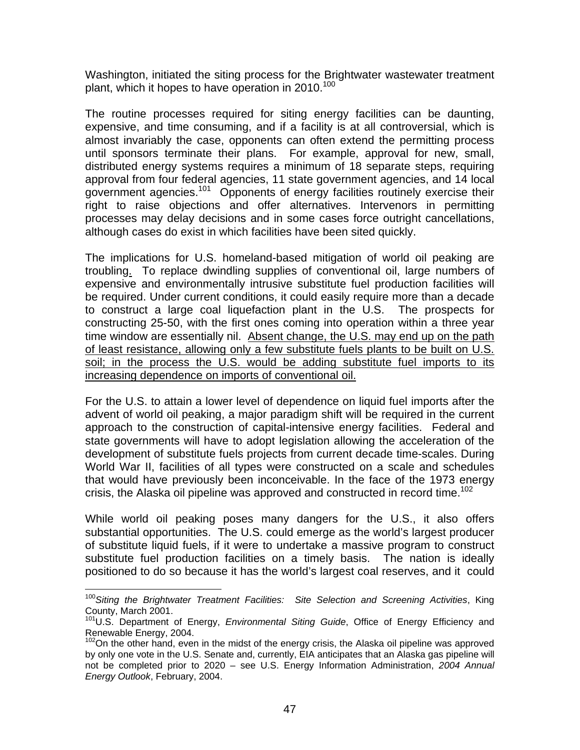Washington, initiated the siting process for the Brightwater wastewater treatment plant, which it hopes to have operation in 2010.[100]

The routine processes required for siting energy facilities can be daunting, expensive, and time consuming, and if a facility is at all controversial, which is almost invariably the case, opponents can often extend the permitting process until sponsors terminate their plans. For example, approval for new, small, distributed energy systems requires a minimum of 18 separate steps, requiring approval from four federal agencies, 11 state government agencies, and 14 local government agencies.[101] Opponents of energy facilities routinely exercise their right to raise objections and offer alternatives. Intervenors in permitting processes may delay decisions and in some cases force outright cancellations, although cases do exist in which facilities have been sited quickly.

The implications for U.S. homeland-based mitigation of world oil peaking are troubling. To replace dwindling supplies of conventional oil, large numbers of expensive and environmentally intrusive substitute fuel production facilities will be required. Under current conditions, it could easily require more than a decade to construct a large coal liquefaction plant in the U.S. The prospects for constructing 25-50, with the first ones coming into operation within a three year time window are essentially nil. <u>Absent change, the U.S. may end up on the path of least resistance, allowing only a few substitute fuels plants to be built on U.S. soil; in the process the U.S. would be adding substitute fuel imports to its increasing dependence on imports of conventional oil.</u>

For the U.S. to attain a lower level of dependence on liquid fuel imports after the advent of world oil peaking, a major paradigm shift will be required in the current approach to the construction of capital-intensive energy facilities. Federal and state governments will have to adopt legislation allowing the acceleration of the development of substitute fuels projects from current decade time-scales. During World War II, facilities of all types were constructed on a scale and schedules that would have previously been inconceivable. In the face of the 1973 energy crisis, the Alaska oil pipeline was approved and constructed in record time.[102]

While world oil peaking poses many dangers for the U.S., it also offers substantial opportunities. The U.S. could emerge as the world's largest producer of substitute liquid fuels, if it were to undertake a massive program to construct substitute fuel production facilities on a timely basis. The nation is ideally positioned to do so because it has the world's largest coal reserves, and it could

---

[100] *Siting the Brightwater Treatment Facilities: Site Selection and Screening Activities*, King County, March 2001.

[101] U.S. Department of Energy, *Environmental Siting Guide*, Office of Energy Efficiency and Renewable Energy, 2004.

[102] On the other hand, even in the midst of the energy crisis, the Alaska oil pipeline was approved by only one vote in the U.S. Senate and, currently, EIA anticipates that an Alaska gas pipeline will not be completed prior to 2020 – see U.S. Energy Information Administration, *2004 Annual Energy Outlook*, February, 2004.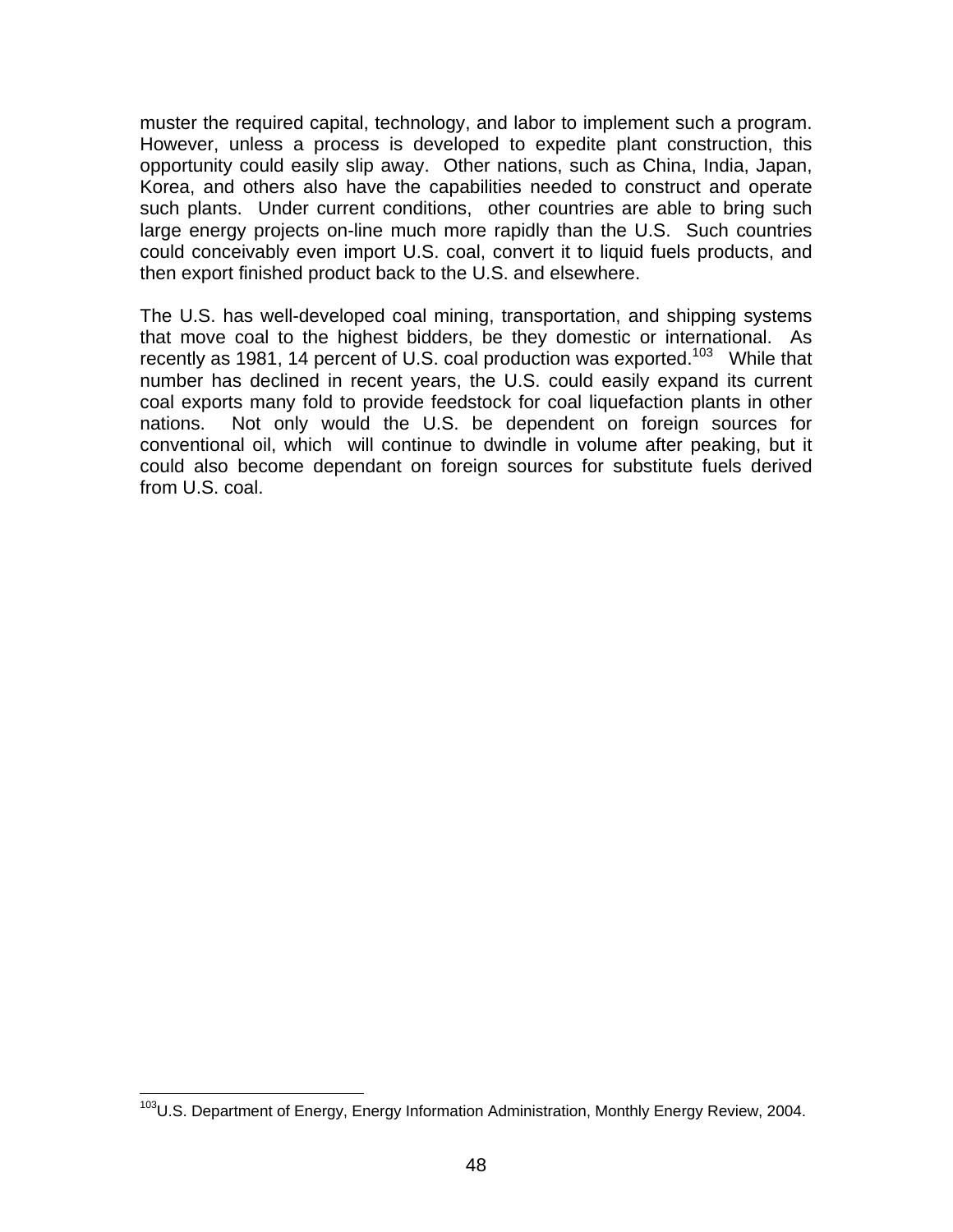muster the required capital, technology, and labor to implement such a program. However, unless a process is developed to expedite plant construction, this opportunity could easily slip away. Other nations, such as China, India, Japan, Korea, and others also have the capabilities needed to construct and operate such plants. Under current conditions, other countries are able to bring such large energy projects on-line much more rapidly than the U.S. Such countries could conceivably even import U.S. coal, convert it to liquid fuels products, and then export finished product back to the U.S. and elsewhere.

The U.S. has well-developed coal mining, transportation, and shipping systems that move coal to the highest bidders, be they domestic or international. As recently as 1981, 14 percent of U.S. coal production was exported.[103] While that number has declined in recent years, the U.S. could easily expand its current coal exports many fold to provide feedstock for coal liquefaction plants in other nations. Not only would the U.S. be dependent on foreign sources for conventional oil, which will continue to dwindle in volume after peaking, but it could also become dependant on foreign sources for substitute fuels derived from U.S. coal.

---

[103]U.S. Department of Energy, Energy Information Administration, Monthly Energy Review, 2004.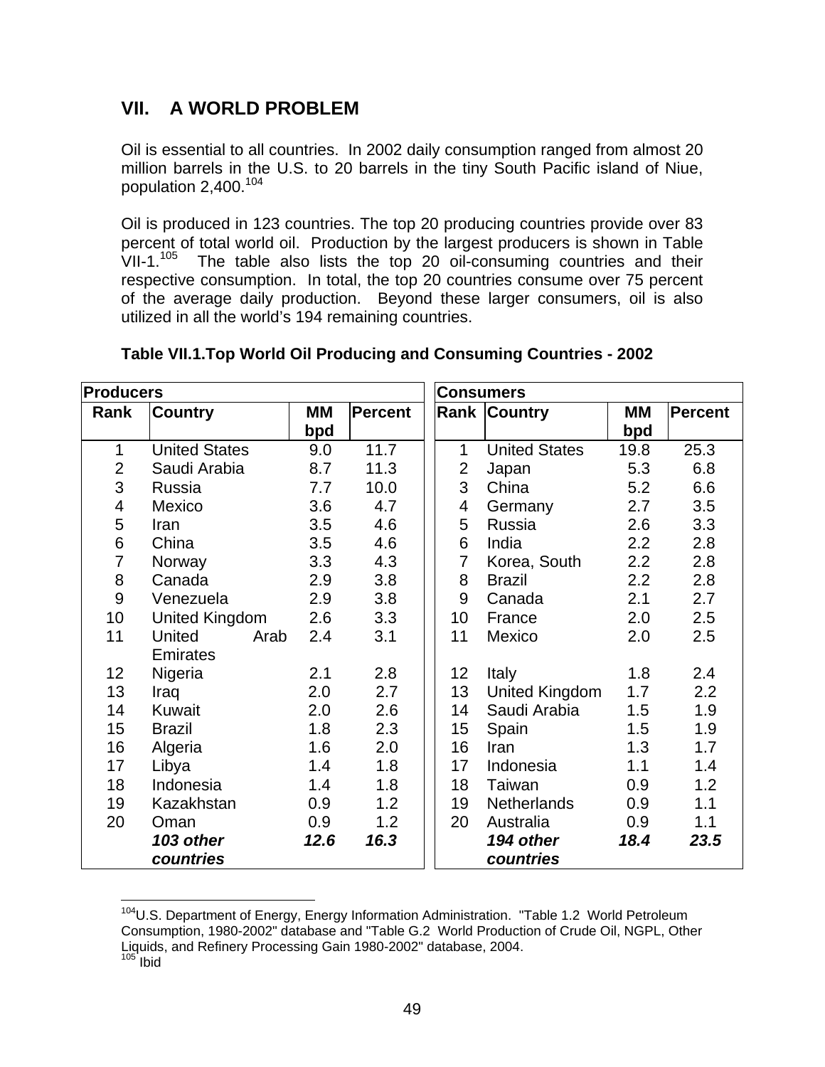## VII. A WORLD PROBLEM

Oil is essential to all countries. In 2002 daily consumption ranged from almost 20 million barrels in the U.S. to 20 barrels in the tiny South Pacific island of Niue, population 2,400.[104]

Oil is produced in 123 countries. The top 20 producing countries provide over 83 percent of total world oil. Production by the largest producers is shown in Table VII-1.[105] The table also lists the top 20 oil-consuming countries and their respective consumption. In total, the top 20 countries consume over 75 percent of the average daily production. Beyond these larger consumers, oil is also utilized in all the world's 194 remaining countries.

**Table VII.1.Top World Oil Producing and Consuming Countries - 2002**

| Producers | | | | Consumers | | | |
|---|---|---|---|---|---|---|---|
| **Rank** | **Country** | **MM bpd** | **Percent** | **Rank** | **Country** | **MM bpd** | **Percent** |
| 1 | United States | 9.0 | 11.7 | 1 | United States | 19.8 | 25.3 |
| 2 | Saudi Arabia | 8.7 | 11.3 | 2 | Japan | 5.3 | 6.8 |
| 3 | Russia | 7.7 | 10.0 | 3 | China | 5.2 | 6.6 |
| 4 | Mexico | 3.6 | 4.7 | 4 | Germany | 2.7 | 3.5 |
| 5 | Iran | 3.5 | 4.6 | 5 | Russia | 2.6 | 3.3 |
| 6 | China | 3.5 | 4.6 | 6 | India | 2.2 | 2.8 |
| 7 | Norway | 3.3 | 4.3 | 7 | Korea, South | 2.2 | 2.8 |
| 8 | Canada | 2.9 | 3.8 | 8 | Brazil | 2.2 | 2.8 |
| 9 | Venezuela | 2.9 | 3.8 | 9 | Canada | 2.1 | 2.7 |
| 10 | United Kingdom | 2.6 | 3.3 | 10 | France | 2.0 | 2.5 |
| 11 | United Arab Emirates | 2.4 | 3.1 | 11 | Mexico | 2.0 | 2.5 |
| 12 | Nigeria | 2.1 | 2.8 | 12 | Italy | 1.8 | 2.4 |
| 13 | Iraq | 2.0 | 2.7 | 13 | United Kingdom | 1.7 | 2.2 |
| 14 | Kuwait | 2.0 | 2.6 | 14 | Saudi Arabia | 1.5 | 1.9 |
| 15 | Brazil | 1.8 | 2.3 | 15 | Spain | 1.5 | 1.9 |
| 16 | Algeria | 1.6 | 2.0 | 16 | Iran | 1.3 | 1.7 |
| 17 | Libya | 1.4 | 1.8 | 17 | Indonesia | 1.1 | 1.4 |
| 18 | Indonesia | 1.4 | 1.8 | 18 | Taiwan | 0.9 | 1.2 |
| 19 | Kazakhstan | 0.9 | 1.2 | 19 | Netherlands | 0.9 | 1.1 |
| 20 | Oman | 0.9 | 1.2 | 20 | Australia | 0.9 | 1.1 |
| | ***103 other countries*** | ***12.6*** | ***16.3*** | | ***194 other countries*** | ***18.4*** | ***23.5*** |

[104] U.S. Department of Energy, Energy Information Administration. "Table 1.2 World Petroleum Consumption, 1980-2002" database and "Table G.2 World Production of Crude Oil, NGPL, Other Liquids, and Refinery Processing Gain 1980-2002" database, 2004.
[105] Ibid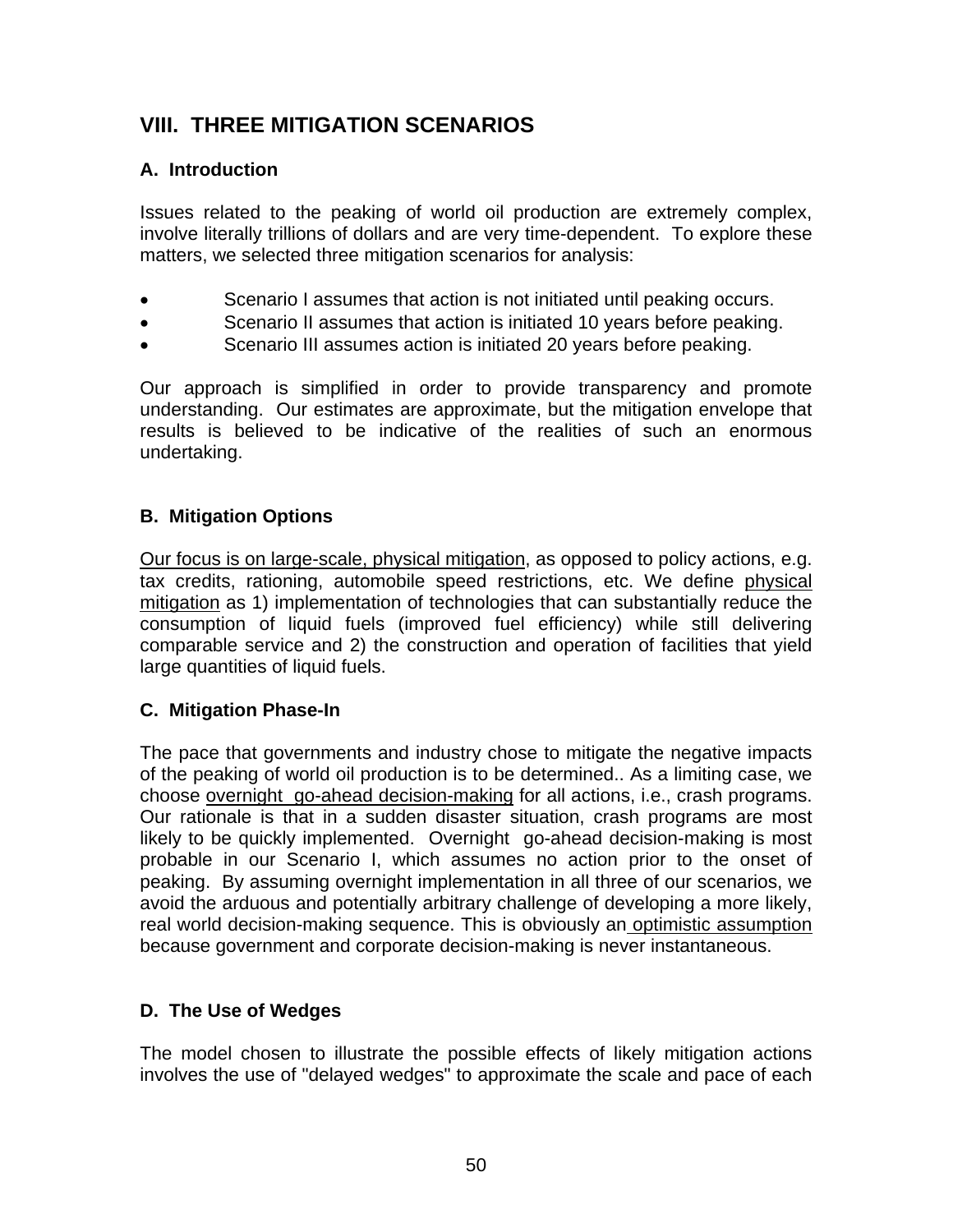## VIII. THREE MITIGATION SCENARIOS

### A. Introduction

Issues related to the peaking of world oil production are extremely complex, involve literally trillions of dollars and are very time-dependent. To explore these matters, we selected three mitigation scenarios for analysis:

- Scenario I assumes that action is not initiated until peaking occurs.
- Scenario II assumes that action is initiated 10 years before peaking.
- Scenario III assumes action is initiated 20 years before peaking.

Our approach is simplified in order to provide transparency and promote understanding. Our estimates are approximate, but the mitigation envelope that results is believed to be indicative of the realities of such an enormous undertaking.

### B. Mitigation Options

Our focus is on large-scale, physical mitigation, as opposed to policy actions, e.g. tax credits, rationing, automobile speed restrictions, etc. We define physical mitigation as 1) implementation of technologies that can substantially reduce the consumption of liquid fuels (improved fuel efficiency) while still delivering comparable service and 2) the construction and operation of facilities that yield large quantities of liquid fuels.

### C. Mitigation Phase-In

The pace that governments and industry chose to mitigate the negative impacts of the peaking of world oil production is to be determined.. As a limiting case, we choose overnight go-ahead decision-making for all actions, i.e., crash programs. Our rationale is that in a sudden disaster situation, crash programs are most likely to be quickly implemented. Overnight go-ahead decision-making is most probable in our Scenario I, which assumes no action prior to the onset of peaking. By assuming overnight implementation in all three of our scenarios, we avoid the arduous and potentially arbitrary challenge of developing a more likely, real world decision-making sequence. This is obviously an optimistic assumption because government and corporate decision-making is never instantaneous.

### D. The Use of Wedges

The model chosen to illustrate the possible effects of likely mitigation actions involves the use of "delayed wedges" to approximate the scale and pace of each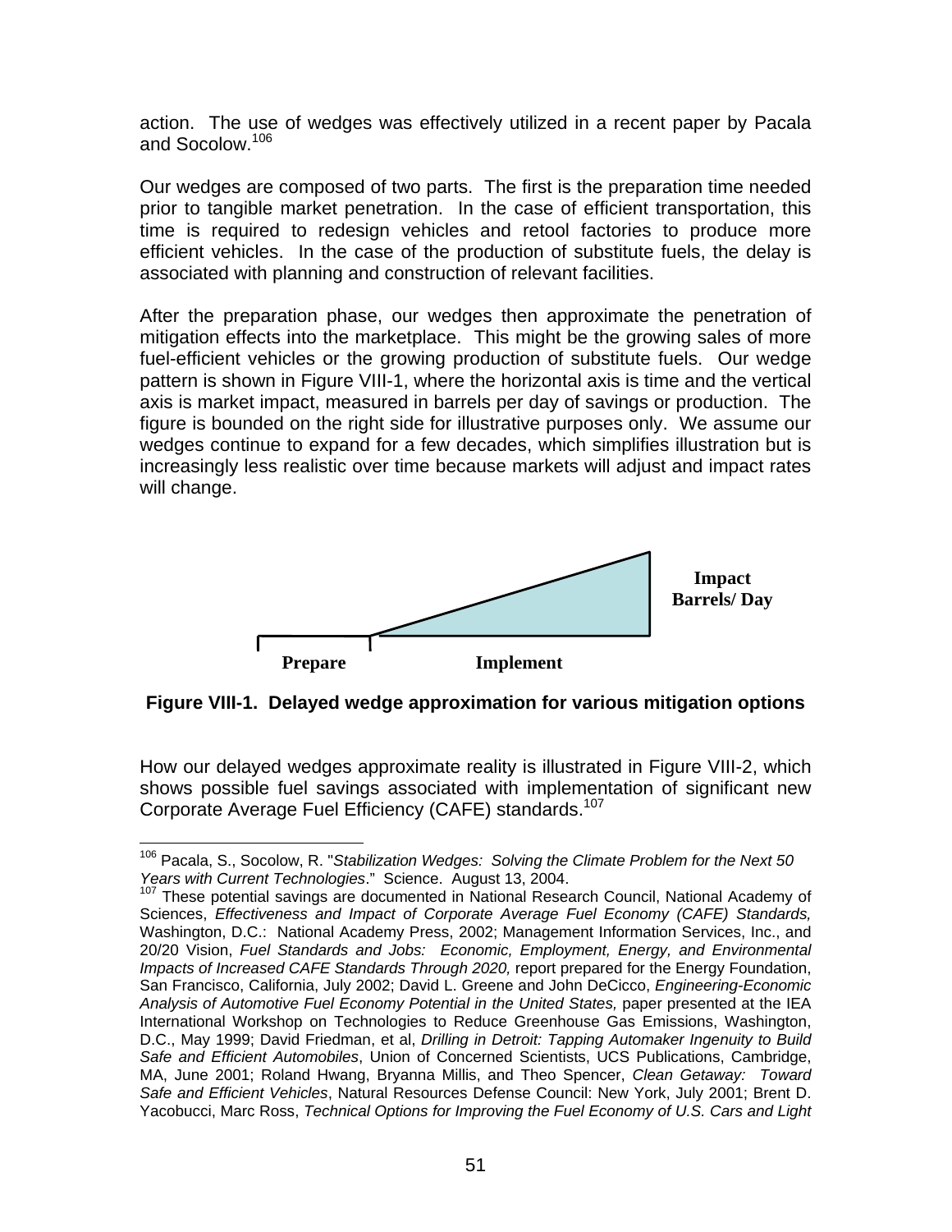action. The use of wedges was effectively utilized in a recent paper by Pacala and Socolow.[106]

Our wedges are composed of two parts. The first is the preparation time needed prior to tangible market penetration. In the case of efficient transportation, this time is required to redesign vehicles and retool factories to produce more efficient vehicles. In the case of the production of substitute fuels, the delay is associated with planning and construction of relevant facilities.

After the preparation phase, our wedges then approximate the penetration of mitigation effects into the marketplace. This might be the growing sales of more fuel-efficient vehicles or the growing production of substitute fuels. Our wedge pattern is shown in Figure VIII-1, where the horizontal axis is time and the vertical axis is market impact, measured in barrels per day of savings or production. The figure is bounded on the right side for illustrative purposes only. We assume our wedges continue to expand for a few decades, which simplifies illustration but is increasingly less realistic over time because markets will adjust and impact rates will change.

Impact Barrels/ Day

Prepare Implement

**Figure VIII-1. Delayed wedge approximation for various mitigation options**

How our delayed wedges approximate reality is illustrated in Figure VIII-2, which shows possible fuel savings associated with implementation of significant new Corporate Average Fuel Efficiency (CAFE) standards.[107]

---

[106] Pacala, S., Socolow, R. "*Stabilization Wedges: Solving the Climate Problem for the Next 50 Years with Current Technologies*." Science. August 13, 2004.

[107] These potential savings are documented in National Research Council, National Academy of Sciences, *Effectiveness and Impact of Corporate Average Fuel Economy (CAFE) Standards,* Washington, D.C.: National Academy Press, 2002; Management Information Services, Inc., and 20/20 Vision, *Fuel Standards and Jobs: Economic, Employment, Energy, and Environmental Impacts of Increased CAFE Standards Through 2020,* report prepared for the Energy Foundation, San Francisco, California, July 2002; David L. Greene and John DeCicco, *Engineering-Economic Analysis of Automotive Fuel Economy Potential in the United States,* paper presented at the IEA International Workshop on Technologies to Reduce Greenhouse Gas Emissions, Washington, D.C., May 1999; David Friedman, et al, *Drilling in Detroit: Tapping Automaker Ingenuity to Build Safe and Efficient Automobiles*, Union of Concerned Scientists, UCS Publications, Cambridge, MA, June 2001; Roland Hwang, Bryanna Millis, and Theo Spencer, *Clean Getaway: Toward Safe and Efficient Vehicles*, Natural Resources Defense Council: New York, July 2001; Brent D. Yacobucci, Marc Ross, *Technical Options for Improving the Fuel Economy of U.S. Cars and Light*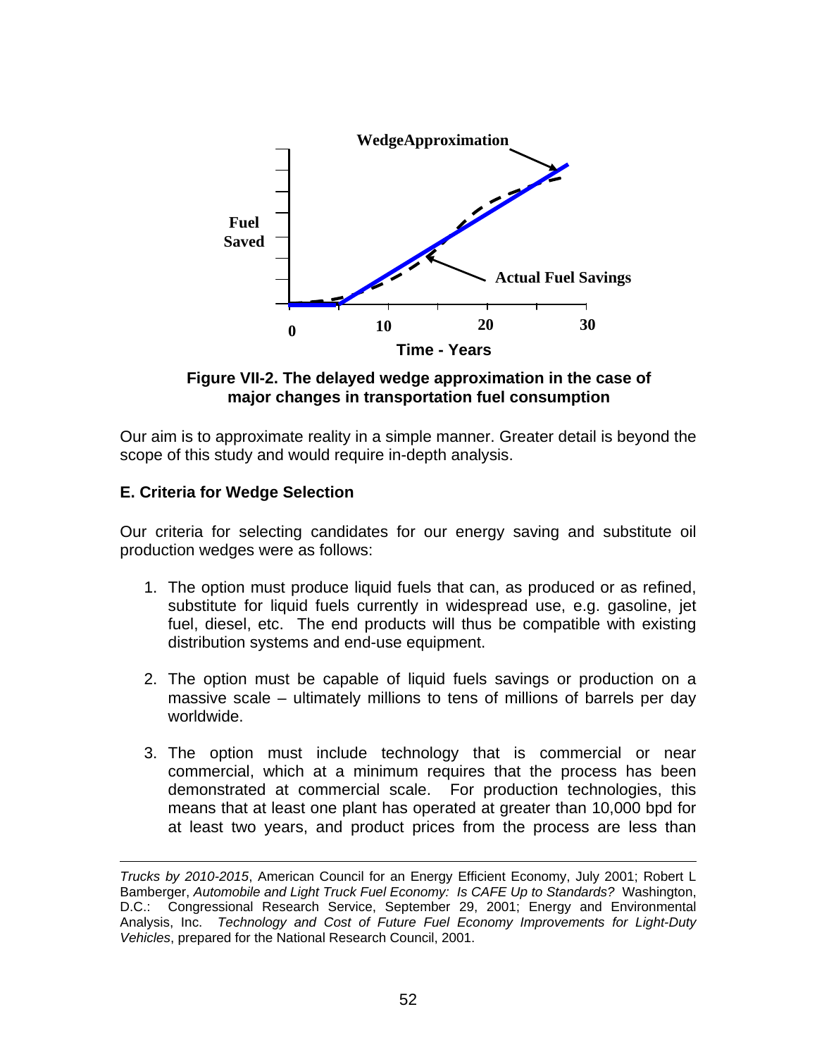**Figure VII-2. The delayed wedge approximation in the case of major changes in transportation fuel consumption**

Our aim is to approximate reality in a simple manner. Greater detail is beyond the scope of this study and would require in-depth analysis.

### E. Criteria for Wedge Selection

Our criteria for selecting candidates for our energy saving and substitute oil production wedges were as follows:

1. The option must produce liquid fuels that can, as produced or as refined, substitute for liquid fuels currently in widespread use, e.g. gasoline, jet fuel, diesel, etc. The end products will thus be compatible with existing distribution systems and end-use equipment.

2. The option must be capable of liquid fuels savings or production on a massive scale – ultimately millions to tens of millions of barrels per day worldwide.

3. The option must include technology that is commercial or near commercial, which at a minimum requires that the process has been demonstrated at commercial scale. For production technologies, this means that at least one plant has operated at greater than 10,000 bpd for at least two years, and product prices from the process are less than

---

*Trucks by 2010-2015*, American Council for an Energy Efficient Economy, July 2001; Robert L Bamberger, *Automobile and Light Truck Fuel Economy: Is CAFE Up to Standards?* Washington, D.C.: Congressional Research Service, September 29, 2001; Energy and Environmental Analysis, Inc. *Technology and Cost of Future Fuel Economy Improvements for Light-Duty Vehicles*, prepared for the National Research Council, 2001.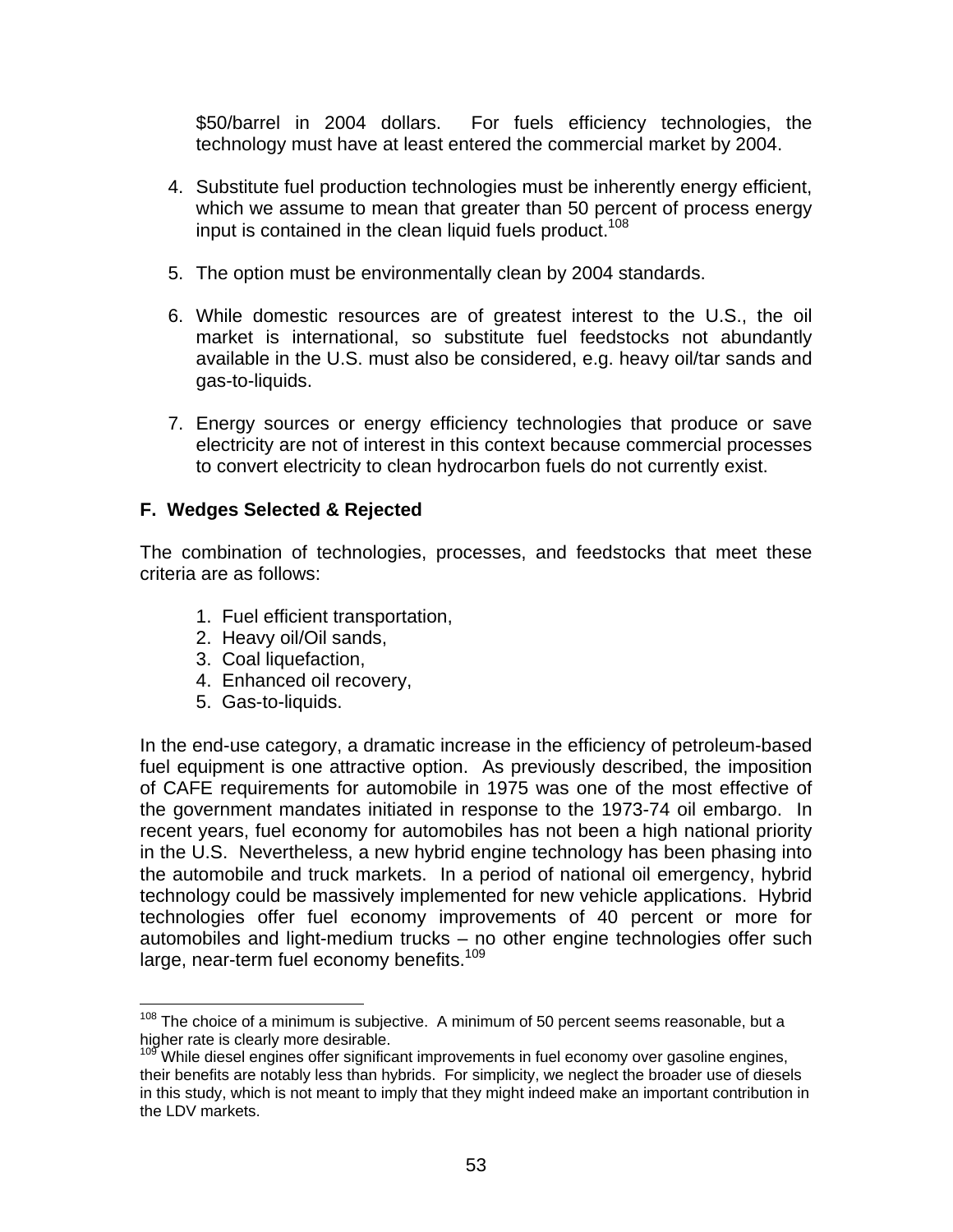$50/barrel in 2004 dollars. For fuels efficiency technologies, the technology must have at least entered the commercial market by 2004.

4. Substitute fuel production technologies must be inherently energy efficient, which we assume to mean that greater than 50 percent of process energy input is contained in the clean liquid fuels product.[108]

5. The option must be environmentally clean by 2004 standards.

6. While domestic resources are of greatest interest to the U.S., the oil market is international, so substitute fuel feedstocks not abundantly available in the U.S. must also be considered, e.g. heavy oil/tar sands and gas-to-liquids.

7. Energy sources or energy efficiency technologies that produce or save electricity are not of interest in this context because commercial processes to convert electricity to clean hydrocarbon fuels do not currently exist.

### F. Wedges Selected & Rejected

The combination of technologies, processes, and feedstocks that meet these criteria are as follows:

1. Fuel efficient transportation,
2. Heavy oil/Oil sands,
3. Coal liquefaction,
4. Enhanced oil recovery,
5. Gas-to-liquids.

In the end-use category, a dramatic increase in the efficiency of petroleum-based fuel equipment is one attractive option. As previously described, the imposition of CAFE requirements for automobile in 1975 was one of the most effective of the government mandates initiated in response to the 1973-74 oil embargo. In recent years, fuel economy for automobiles has not been a high national priority in the U.S. Nevertheless, a new hybrid engine technology has been phasing into the automobile and truck markets. In a period of national oil emergency, hybrid technology could be massively implemented for new vehicle applications. Hybrid technologies offer fuel economy improvements of 40 percent or more for automobiles and light-medium trucks – no other engine technologies offer such large, near-term fuel economy benefits.[109]

---

[108] The choice of a minimum is subjective. A minimum of 50 percent seems reasonable, but a higher rate is clearly more desirable.

[109] While diesel engines offer significant improvements in fuel economy over gasoline engines, their benefits are notably less than hybrids. For simplicity, we neglect the broader use of diesels in this study, which is not meant to imply that they might indeed make an important contribution in the LDV markets.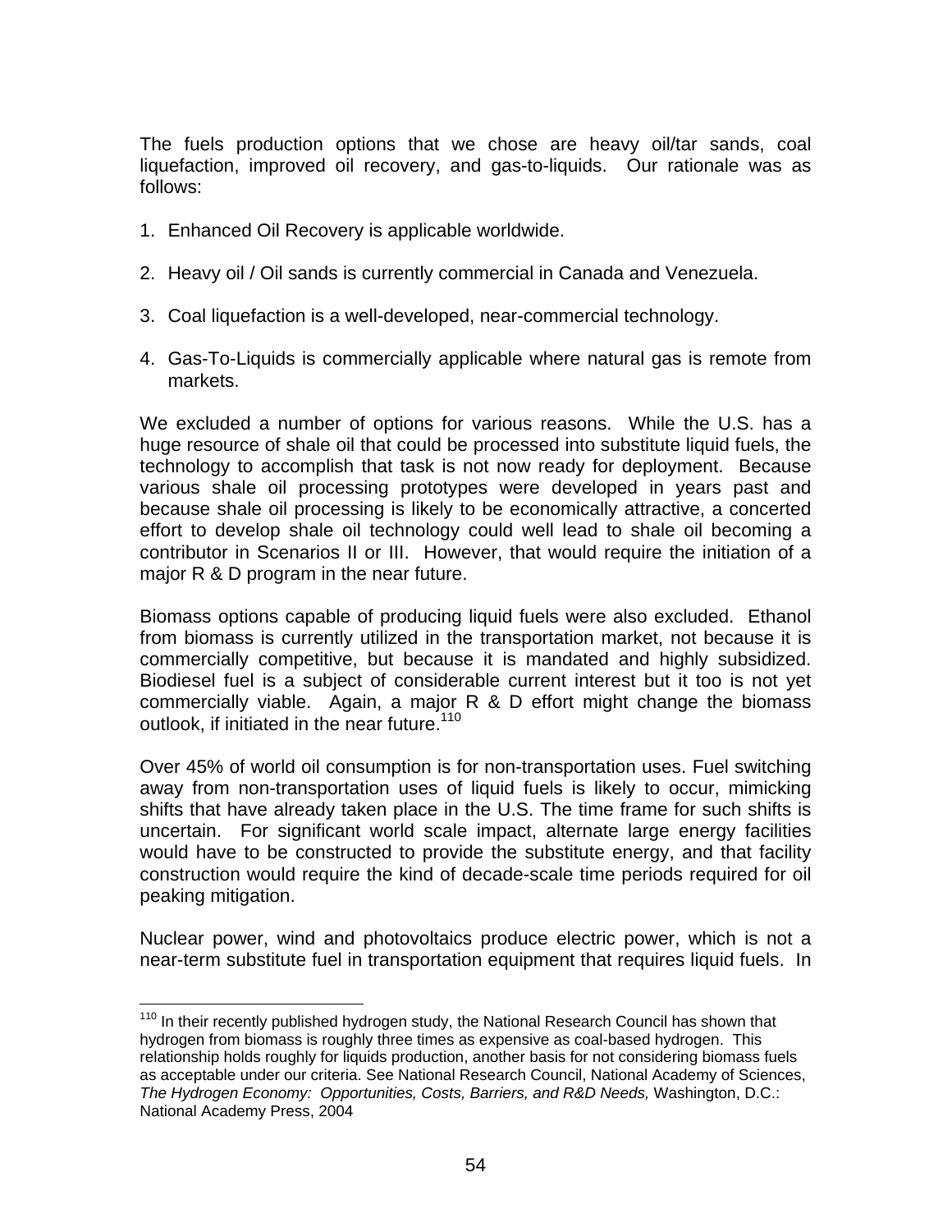The fuels production options that we chose are heavy oil/tar sands, coal liquefaction, improved oil recovery, and gas-to-liquids. Our rationale was as follows:

1. Enhanced Oil Recovery is applicable worldwide.

2. Heavy oil / Oil sands is currently commercial in Canada and Venezuela.

3. Coal liquefaction is a well-developed, near-commercial technology.

4. Gas-To-Liquids is commercially applicable where natural gas is remote from markets.

We excluded a number of options for various reasons. While the U.S. has a huge resource of shale oil that could be processed into substitute liquid fuels, the technology to accomplish that task is not now ready for deployment. Because various shale oil processing prototypes were developed in years past and because shale oil processing is likely to be economically attractive, a concerted effort to develop shale oil technology could well lead to shale oil becoming a contributor in Scenarios II or III. However, that would require the initiation of a major R & D program in the near future.

Biomass options capable of producing liquid fuels were also excluded. Ethanol from biomass is currently utilized in the transportation market, not because it is commercially competitive, but because it is mandated and highly subsidized. Biodiesel fuel is a subject of considerable current interest but it too is not yet commercially viable. Again, a major R & D effort might change the biomass outlook, if initiated in the near future.[110]

Over 45% of world oil consumption is for non-transportation uses. Fuel switching away from non-transportation uses of liquid fuels is likely to occur, mimicking shifts that have already taken place in the U.S. The time frame for such shifts is uncertain. For significant world scale impact, alternate large energy facilities would have to be constructed to provide the substitute energy, and that facility construction would require the kind of decade-scale time periods required for oil peaking mitigation.

Nuclear power, wind and photovoltaics produce electric power, which is not a near-term substitute fuel in transportation equipment that requires liquid fuels. In

---

[110] In their recently published hydrogen study, the National Research Council has shown that hydrogen from biomass is roughly three times as expensive as coal-based hydrogen. This relationship holds roughly for liquids production, another basis for not considering biomass fuels as acceptable under our criteria. See National Research Council, National Academy of Sciences, *The Hydrogen Economy: Opportunities, Costs, Barriers, and R&D Needs,* Washington, D.C.: National Academy Press, 2004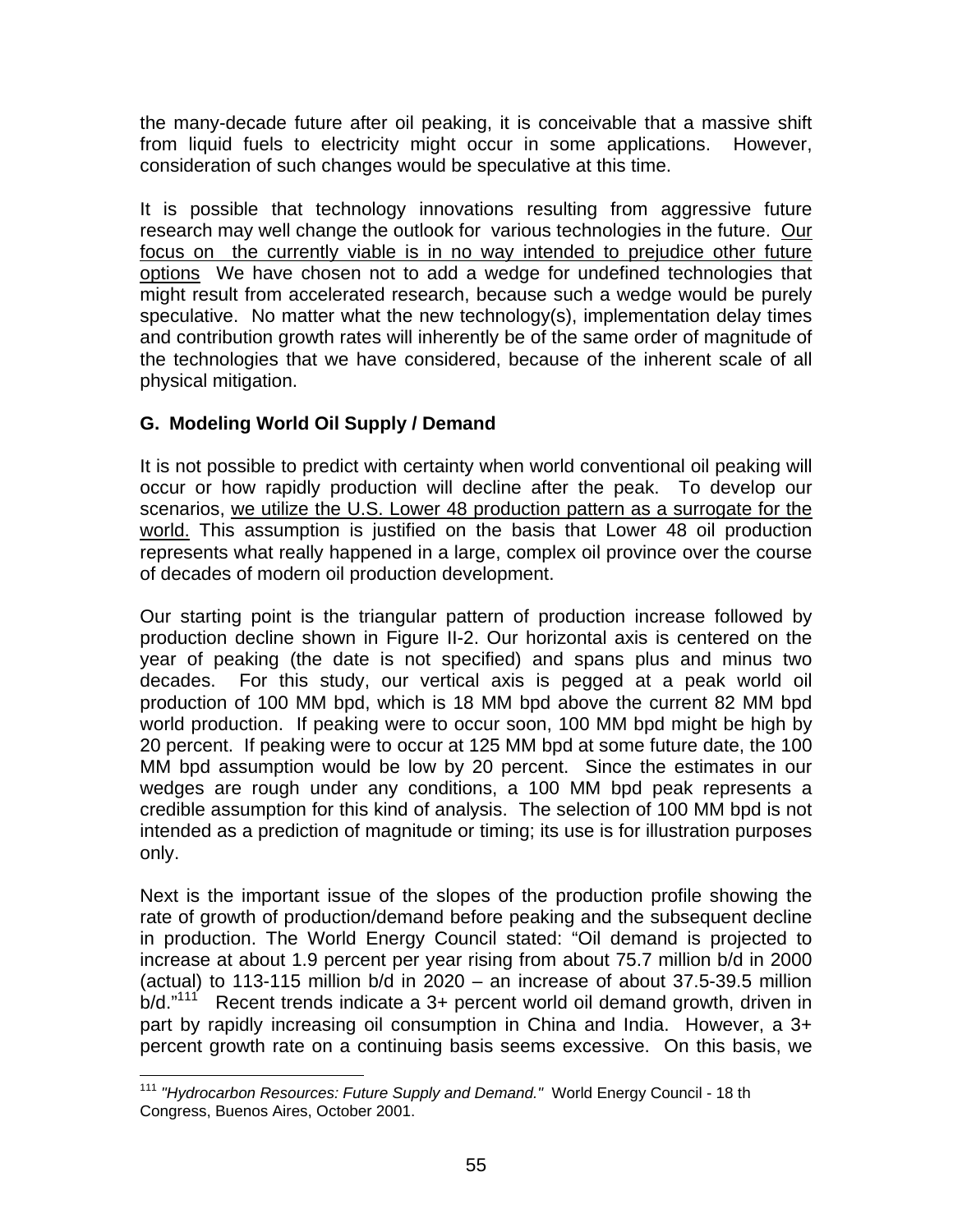the many-decade future after oil peaking, it is conceivable that a massive shift from liquid fuels to electricity might occur in some applications. However, consideration of such changes would be speculative at this time.

It is possible that technology innovations resulting from aggressive future research may well change the outlook for various technologies in the future. <u>Our focus on the currently viable is in no way intended to prejudice other future options</u> We have chosen not to add a wedge for undefined technologies that might result from accelerated research, because such a wedge would be purely speculative. No matter what the new technology(s), implementation delay times and contribution growth rates will inherently be of the same order of magnitude of the technologies that we have considered, because of the inherent scale of all physical mitigation.

**G. Modeling World Oil Supply / Demand**

It is not possible to predict with certainty when world conventional oil peaking will occur or how rapidly production will decline after the peak. To develop our scenarios, <u>we utilize the U.S. Lower 48 production pattern as a surrogate for the world.</u> This assumption is justified on the basis that Lower 48 oil production represents what really happened in a large, complex oil province over the course of decades of modern oil production development.

Our starting point is the triangular pattern of production increase followed by production decline shown in Figure II-2. Our horizontal axis is centered on the year of peaking (the date is not specified) and spans plus and minus two decades. For this study, our vertical axis is pegged at a peak world oil production of 100 MM bpd, which is 18 MM bpd above the current 82 MM bpd world production. If peaking were to occur soon, 100 MM bpd might be high by 20 percent. If peaking were to occur at 125 MM bpd at some future date, the 100 MM bpd assumption would be low by 20 percent. Since the estimates in our wedges are rough under any conditions, a 100 MM bpd peak represents a credible assumption for this kind of analysis. The selection of 100 MM bpd is not intended as a prediction of magnitude or timing; its use is for illustration purposes only.

Next is the important issue of the slopes of the production profile showing the rate of growth of production/demand before peaking and the subsequent decline in production. The World Energy Council stated: "Oil demand is projected to increase at about 1.9 percent per year rising from about 75.7 million b/d in 2000 (actual) to 113-115 million b/d in 2020 – an increase of about 37.5-39.5 million b/d."[111] Recent trends indicate a 3+ percent world oil demand growth, driven in part by rapidly increasing oil consumption in China and India. However, a 3+ percent growth rate on a continuing basis seems excessive. On this basis, we

---

[111] *"Hydrocarbon Resources: Future Supply and Demand."* World Energy Council - 18 th Congress, Buenos Aires, October 2001.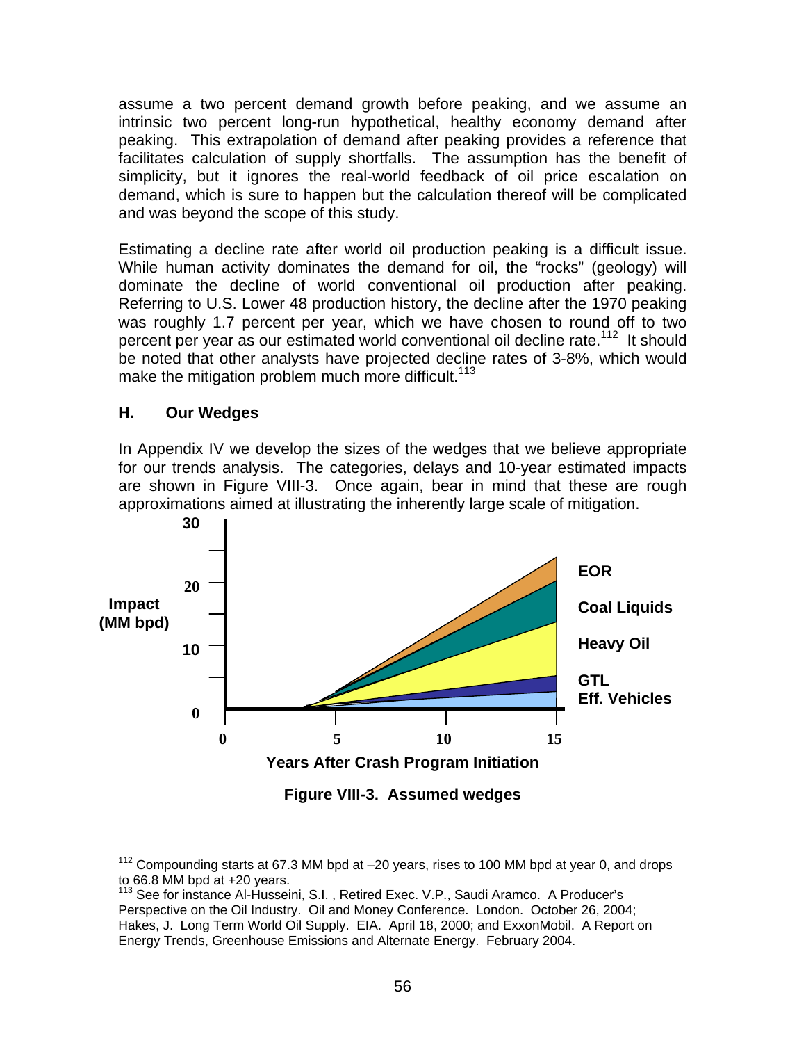assume a two percent demand growth before peaking, and we assume an intrinsic two percent long-run hypothetical, healthy economy demand after peaking. This extrapolation of demand after peaking provides a reference that facilitates calculation of supply shortfalls. The assumption has the benefit of simplicity, but it ignores the real-world feedback of oil price escalation on demand, which is sure to happen but the calculation thereof will be complicated and was beyond the scope of this study.

Estimating a decline rate after world oil production peaking is a difficult issue. While human activity dominates the demand for oil, the "rocks" (geology) will dominate the decline of world conventional oil production after peaking. Referring to U.S. Lower 48 production history, the decline after the 1970 peaking was roughly 1.7 percent per year, which we have chosen to round off to two percent per year as our estimated world conventional oil decline rate.[112] It should be noted that other analysts have projected decline rates of 3-8%, which would make the mitigation problem much more difficult.[113]

### H. Our Wedges

In Appendix IV we develop the sizes of the wedges that we believe appropriate for our trends analysis. The categories, delays and 10-year estimated impacts are shown in Figure VIII-3. Once again, bear in mind that these are rough approximations aimed at illustrating the inherently large scale of mitigation.

**Figure VIII-3. Assumed wedges**

---

[112] Compounding starts at 67.3 MM bpd at –20 years, rises to 100 MM bpd at year 0, and drops to 66.8 MM bpd at +20 years.

[113] See for instance Al-Husseini, S.I. , Retired Exec. V.P., Saudi Aramco. A Producer's Perspective on the Oil Industry. Oil and Money Conference. London. October 26, 2004; Hakes, J. Long Term World Oil Supply. EIA. April 18, 2000; and ExxonMobil. A Report on Energy Trends, Greenhouse Emissions and Alternate Energy. February 2004.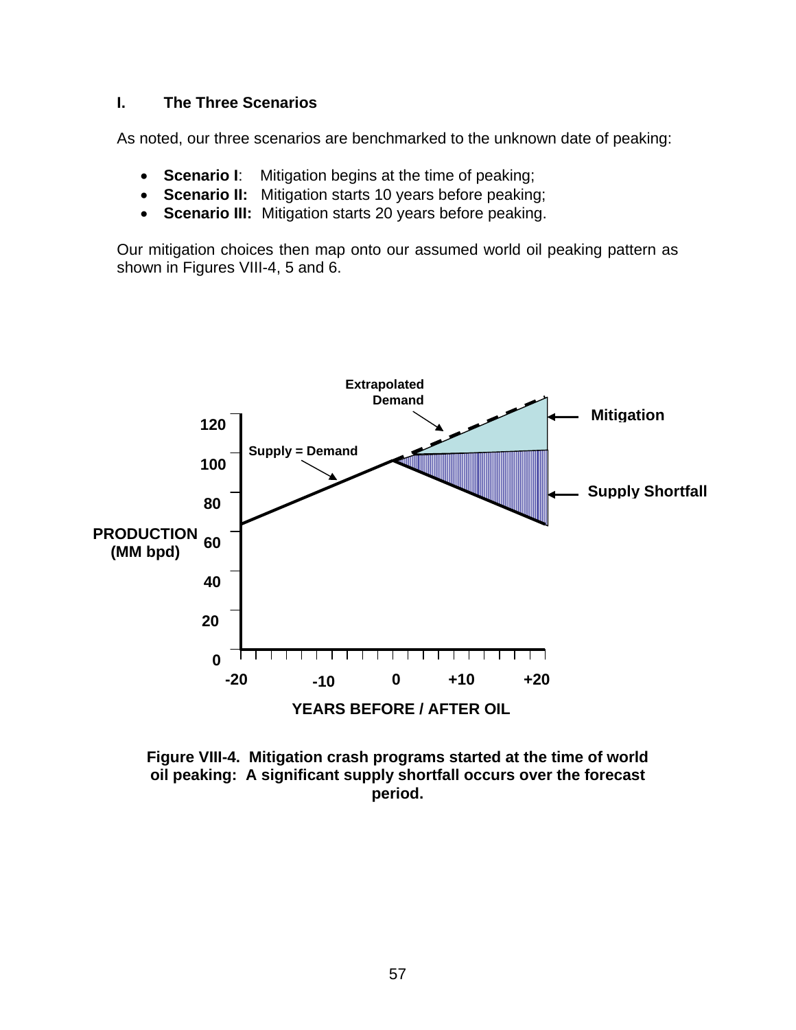## I. The Three Scenarios

As noted, our three scenarios are benchmarked to the unknown date of peaking:

- **Scenario I**: Mitigation begins at the time of peaking;
- **Scenario II:** Mitigation starts 10 years before peaking;
- **Scenario III:** Mitigation starts 20 years before peaking.

Our mitigation choices then map onto our assumed world oil peaking pattern as shown in Figures VIII-4, 5 and 6.

**Figure VIII-4. Mitigation crash programs started at the time of world oil peaking: A significant supply shortfall occurs over the forecast period.**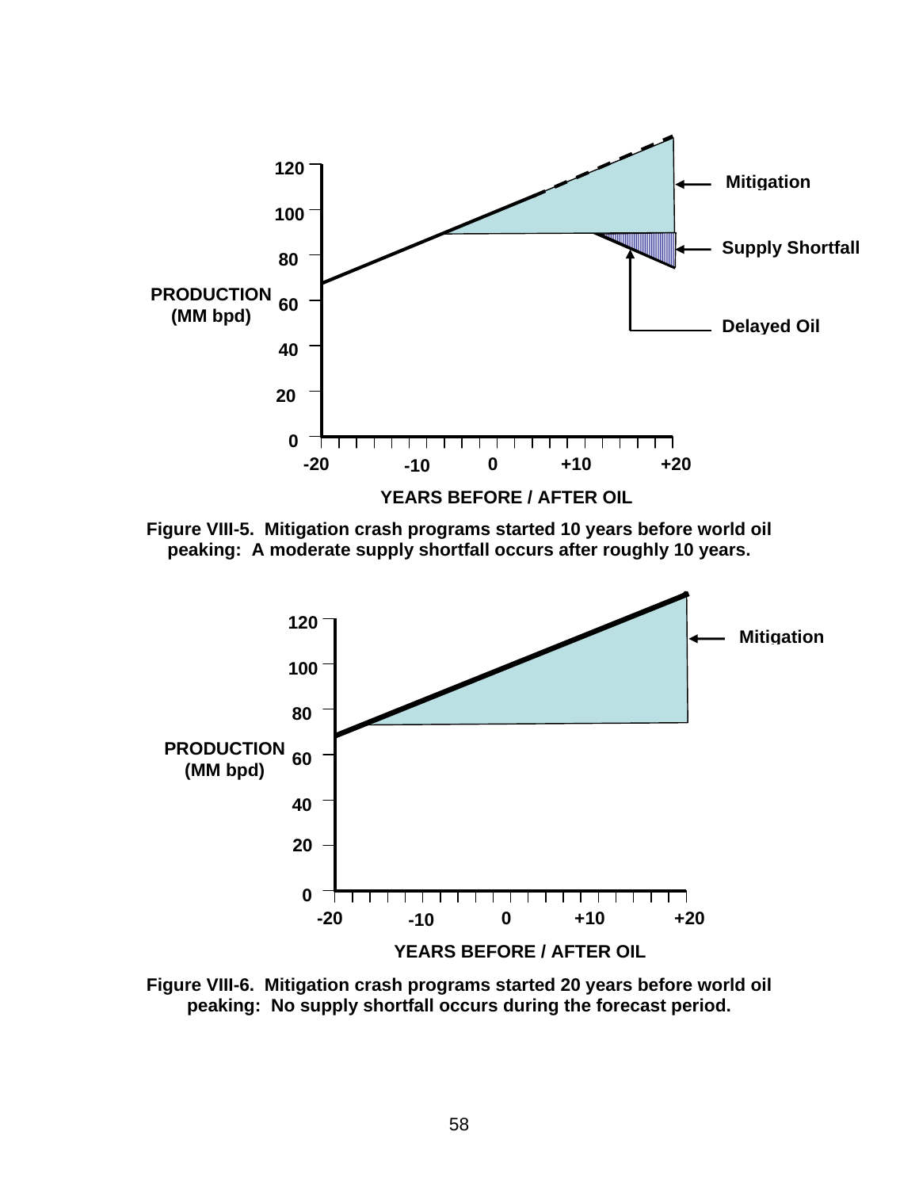Figure VIII-5. Mitigation crash programs started 10 years before world oil peaking: A moderate supply shortfall occurs after roughly 10 years.

Figure VIII-6. Mitigation crash programs started 20 years before world oil peaking: No supply shortfall occurs during the forecast period.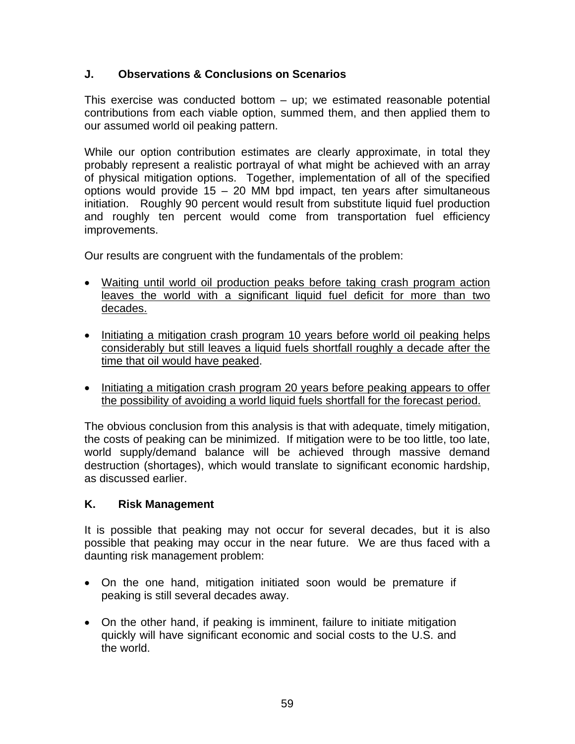## J. Observations & Conclusions on Scenarios

This exercise was conducted bottom – up; we estimated reasonable potential contributions from each viable option, summed them, and then applied them to our assumed world oil peaking pattern.

While our option contribution estimates are clearly approximate, in total they probably represent a realistic portrayal of what might be achieved with an array of physical mitigation options. Together, implementation of all of the specified options would provide 15 – 20 MM bpd impact, ten years after simultaneous initiation. Roughly 90 percent would result from substitute liquid fuel production and roughly ten percent would come from transportation fuel efficiency improvements.

Our results are congruent with the fundamentals of the problem:

- <u>Waiting until world oil production peaks before taking crash program action leaves the world with a significant liquid fuel deficit for more than two decades.</u>
- <u>Initiating a mitigation crash program 10 years before world oil peaking helps considerably but still leaves a liquid fuels shortfall roughly a decade after the time that oil would have peaked</u>.
- <u>Initiating a mitigation crash program 20 years before peaking appears to offer the possibility of avoiding a world liquid fuels shortfall for the forecast period.</u>

The obvious conclusion from this analysis is that with adequate, timely mitigation, the costs of peaking can be minimized. If mitigation were to be too little, too late, world supply/demand balance will be achieved through massive demand destruction (shortages), which would translate to significant economic hardship, as discussed earlier.

## K. Risk Management

It is possible that peaking may not occur for several decades, but it is also possible that peaking may occur in the near future. We are thus faced with a daunting risk management problem:

- On the one hand, mitigation initiated soon would be premature if peaking is still several decades away.
- On the other hand, if peaking is imminent, failure to initiate mitigation quickly will have significant economic and social costs to the U.S. and the world.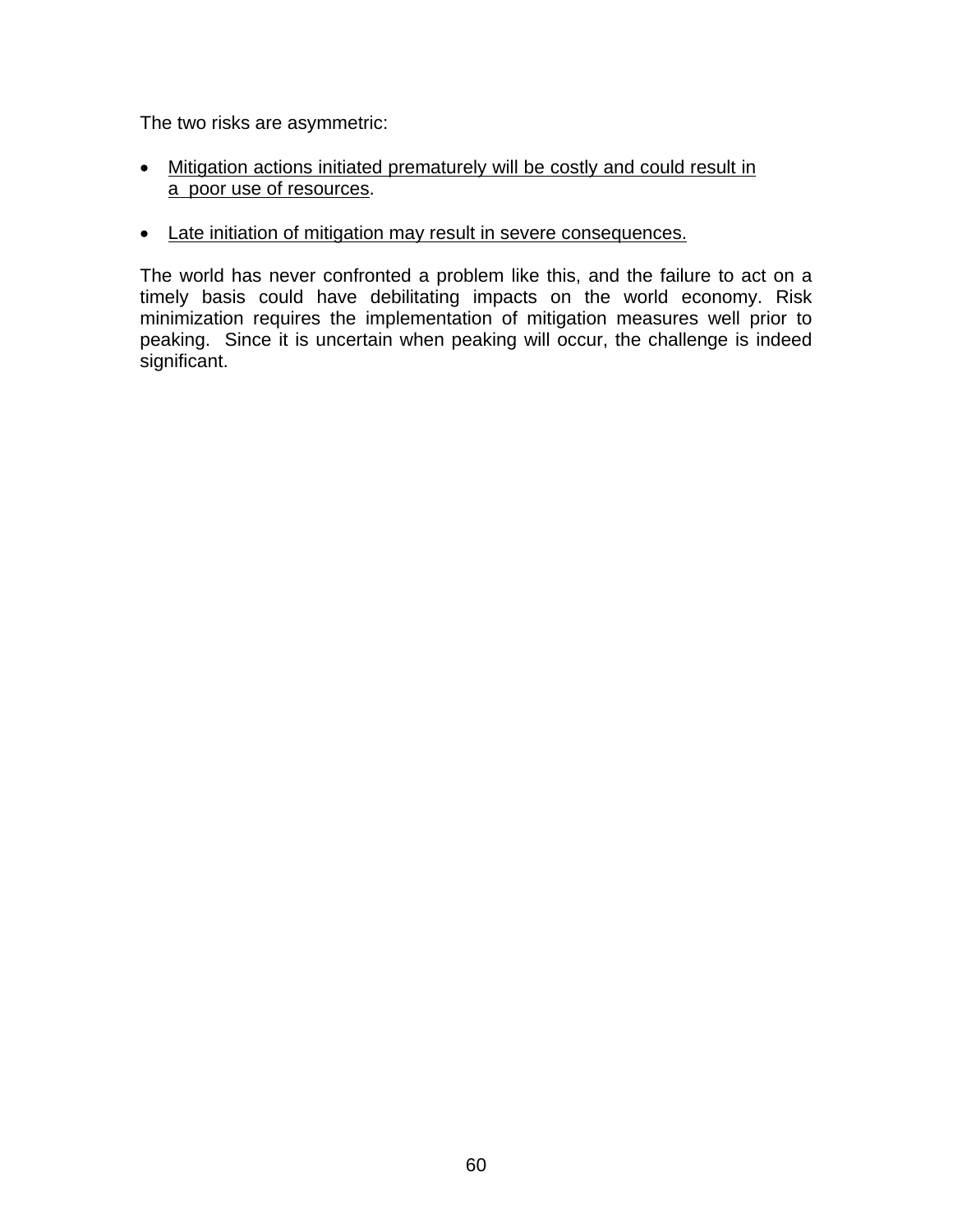The two risks are asymmetric:

- <u>Mitigation actions initiated prematurely will be costly and could result in a poor use of resources</u>.
- <u>Late initiation of mitigation may result in severe consequences.</u>

The world has never confronted a problem like this, and the failure to act on a timely basis could have debilitating impacts on the world economy. Risk minimization requires the implementation of mitigation measures well prior to peaking. Since it is uncertain when peaking will occur, the challenge is indeed significant.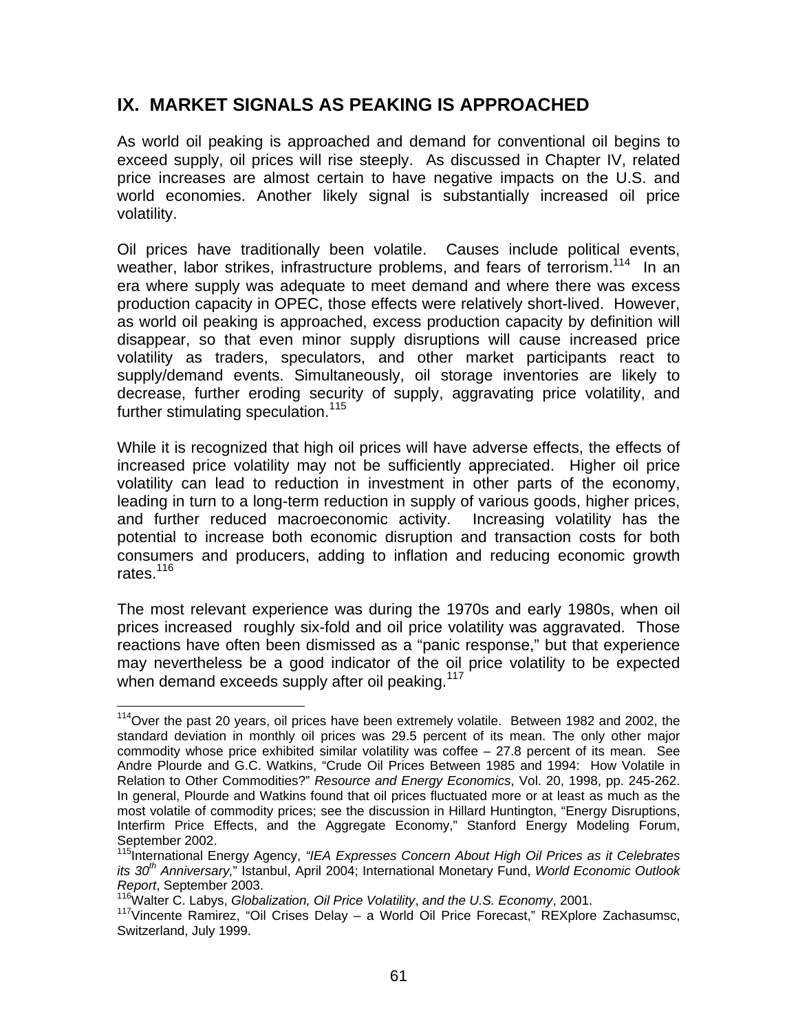## IX. MARKET SIGNALS AS PEAKING IS APPROACHED

As world oil peaking is approached and demand for conventional oil begins to exceed supply, oil prices will rise steeply. As discussed in Chapter IV, related price increases are almost certain to have negative impacts on the U.S. and world economies. Another likely signal is substantially increased oil price volatility.

Oil prices have traditionally been volatile. Causes include political events, weather, labor strikes, infrastructure problems, and fears of terrorism.[114] In an era where supply was adequate to meet demand and where there was excess production capacity in OPEC, those effects were relatively short-lived. However, as world oil peaking is approached, excess production capacity by definition will disappear, so that even minor supply disruptions will cause increased price volatility as traders, speculators, and other market participants react to supply/demand events. Simultaneously, oil storage inventories are likely to decrease, further eroding security of supply, aggravating price volatility, and further stimulating speculation.[115]

While it is recognized that high oil prices will have adverse effects, the effects of increased price volatility may not be sufficiently appreciated. Higher oil price volatility can lead to reduction in investment in other parts of the economy, leading in turn to a long-term reduction in supply of various goods, higher prices, and further reduced macroeconomic activity. Increasing volatility has the potential to increase both economic disruption and transaction costs for both consumers and producers, adding to inflation and reducing economic growth rates.[116]

The most relevant experience was during the 1970s and early 1980s, when oil prices increased roughly six-fold and oil price volatility was aggravated. Those reactions have often been dismissed as a "panic response," but that experience may nevertheless be a good indicator of the oil price volatility to be expected when demand exceeds supply after oil peaking.[117]

---

[114] Over the past 20 years, oil prices have been extremely volatile. Between 1982 and 2002, the standard deviation in monthly oil prices was 29.5 percent of its mean. The only other major commodity whose price exhibited similar volatility was coffee – 27.8 percent of its mean. See Andre Plourde and G.C. Watkins, "Crude Oil Prices Between 1985 and 1994: How Volatile in Relation to Other Commodities?" *Resource and Energy Economics*, Vol. 20, 1998, pp. 245-262. In general, Plourde and Watkins found that oil prices fluctuated more or at least as much as the most volatile of commodity prices; see the discussion in Hillard Huntington, "Energy Disruptions, Interfirm Price Effects, and the Aggregate Economy," Stanford Energy Modeling Forum, September 2002.

[115] International Energy Agency, *"IEA Expresses Concern About High Oil Prices as it Celebrates its 30th Anniversary,"* Istanbul, April 2004; International Monetary Fund, *World Economic Outlook Report*, September 2003.

[116] Walter C. Labys, *Globalization, Oil Price Volatility*, *and the U.S. Economy*, 2001.

[117] Vincente Ramirez, "Oil Crises Delay – a World Oil Price Forecast," REXplore Zachasumsc, Switzerland, July 1999.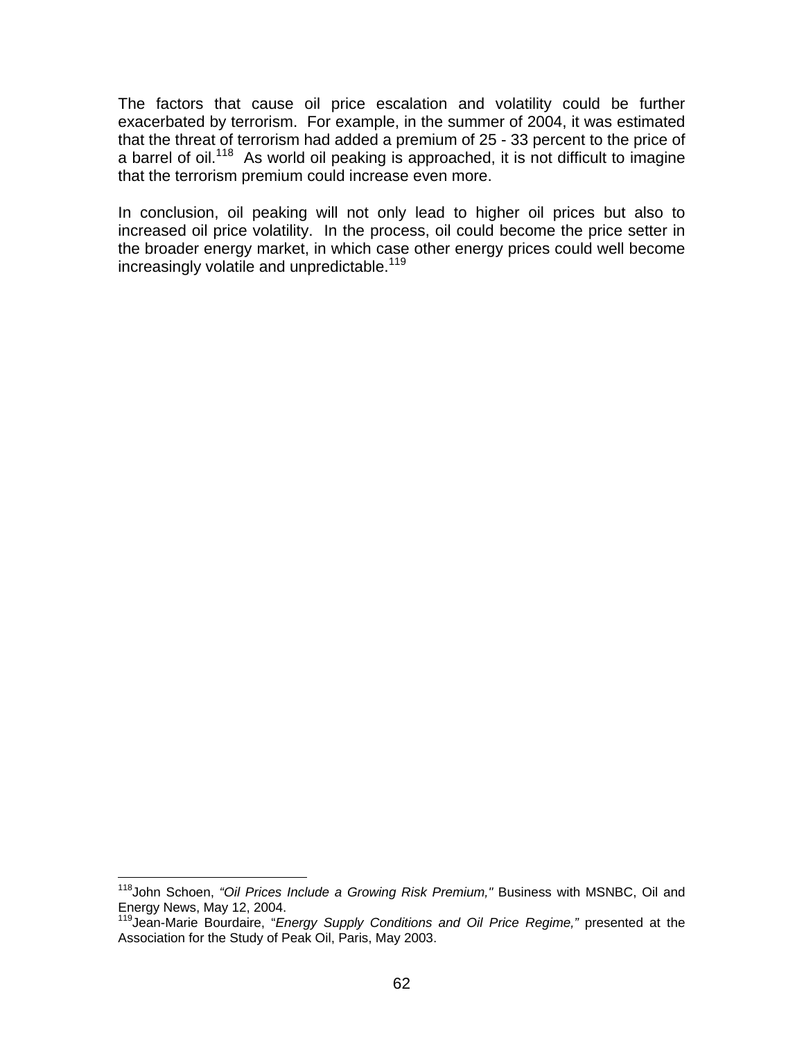The factors that cause oil price escalation and volatility could be further exacerbated by terrorism. For example, in the summer of 2004, it was estimated that the threat of terrorism had added a premium of 25 - 33 percent to the price of a barrel of oil.[118] As world oil peaking is approached, it is not difficult to imagine that the terrorism premium could increase even more.

In conclusion, oil peaking will not only lead to higher oil prices but also to increased oil price volatility. In the process, oil could become the price setter in the broader energy market, in which case other energy prices could well become increasingly volatile and unpredictable.[119]

---

[118] John Schoen, *"Oil Prices Include a Growing Risk Premium,"* Business with MSNBC, Oil and Energy News, May 12, 2004.

[119] Jean-Marie Bourdaire, "*Energy Supply Conditions and Oil Price Regime,"* presented at the Association for the Study of Peak Oil, Paris, May 2003.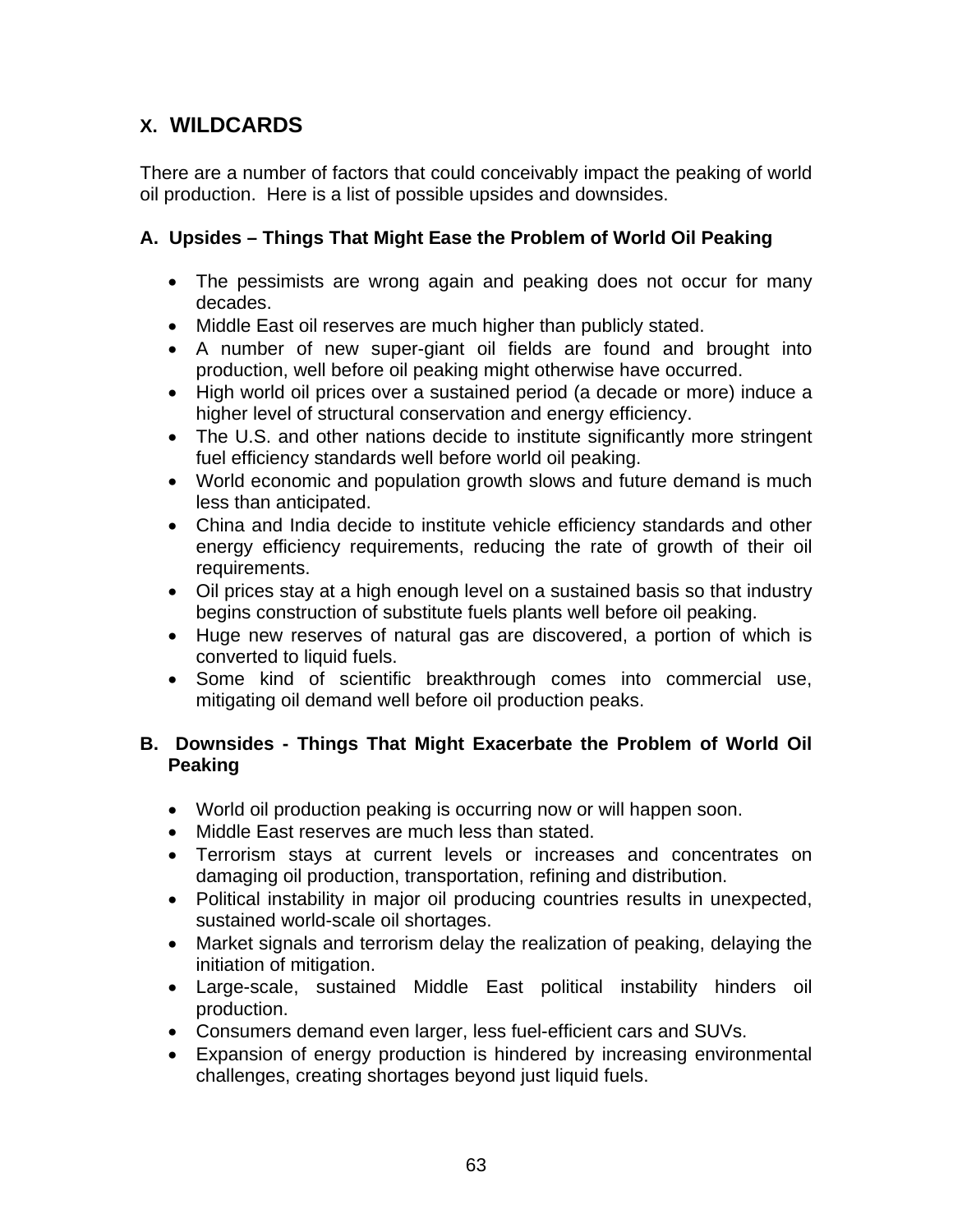## X. WILDCARDS

There are a number of factors that could conceivably impact the peaking of world oil production. Here is a list of possible upsides and downsides.

### A. Upsides – Things That Might Ease the Problem of World Oil Peaking

- The pessimists are wrong again and peaking does not occur for many decades.
- Middle East oil reserves are much higher than publicly stated.
- A number of new super-giant oil fields are found and brought into production, well before oil peaking might otherwise have occurred.
- High world oil prices over a sustained period (a decade or more) induce a higher level of structural conservation and energy efficiency.
- The U.S. and other nations decide to institute significantly more stringent fuel efficiency standards well before world oil peaking.
- World economic and population growth slows and future demand is much less than anticipated.
- China and India decide to institute vehicle efficiency standards and other energy efficiency requirements, reducing the rate of growth of their oil requirements.
- Oil prices stay at a high enough level on a sustained basis so that industry begins construction of substitute fuels plants well before oil peaking.
- Huge new reserves of natural gas are discovered, a portion of which is converted to liquid fuels.
- Some kind of scientific breakthrough comes into commercial use, mitigating oil demand well before oil production peaks.

### B. Downsides - Things That Might Exacerbate the Problem of World Oil Peaking

- World oil production peaking is occurring now or will happen soon.
- Middle East reserves are much less than stated.
- Terrorism stays at current levels or increases and concentrates on damaging oil production, transportation, refining and distribution.
- Political instability in major oil producing countries results in unexpected, sustained world-scale oil shortages.
- Market signals and terrorism delay the realization of peaking, delaying the initiation of mitigation.
- Large-scale, sustained Middle East political instability hinders oil production.
- Consumers demand even larger, less fuel-efficient cars and SUVs.
- Expansion of energy production is hindered by increasing environmental challenges, creating shortages beyond just liquid fuels.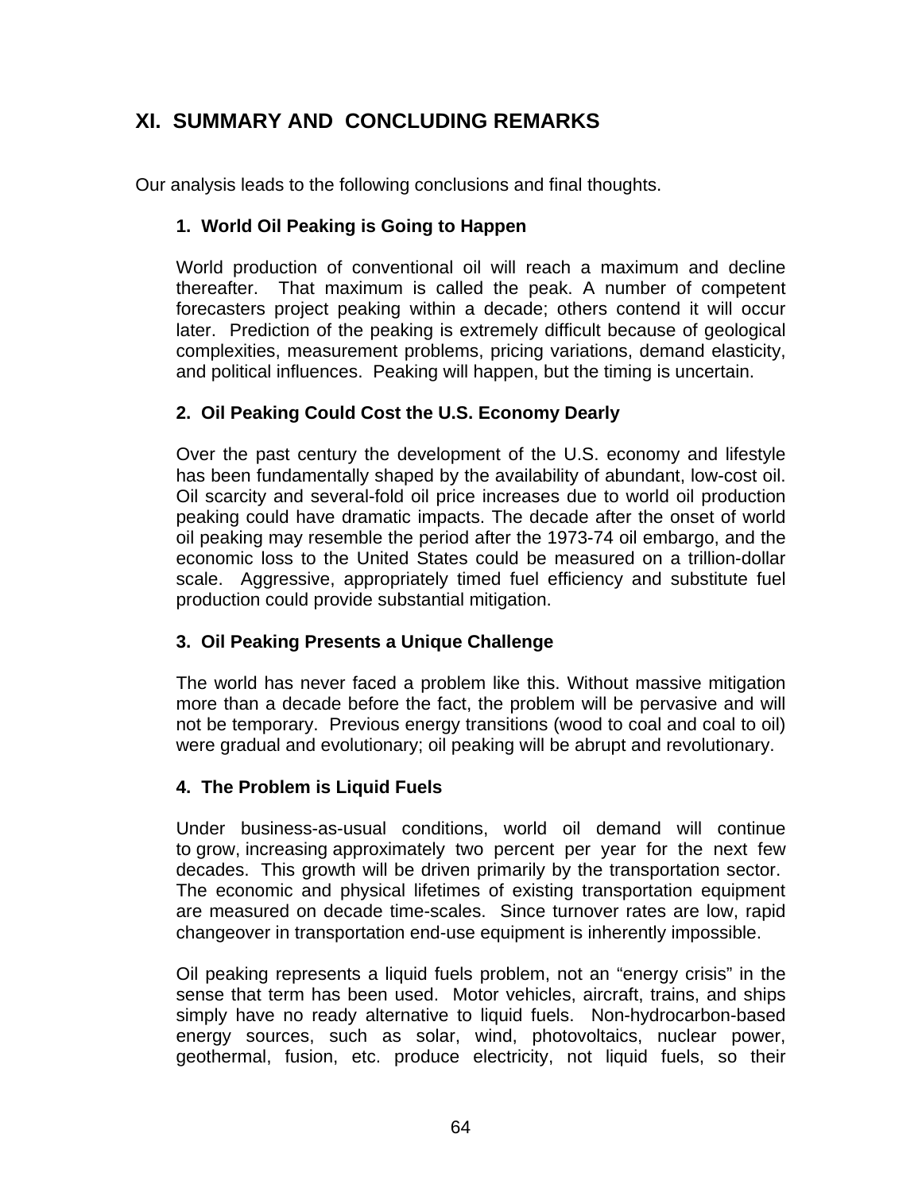# XI. SUMMARY AND CONCLUDING REMARKS

Our analysis leads to the following conclusions and final thoughts.

### 1. World Oil Peaking is Going to Happen

World production of conventional oil will reach a maximum and decline thereafter. That maximum is called the peak. A number of competent forecasters project peaking within a decade; others contend it will occur later. Prediction of the peaking is extremely difficult because of geological complexities, measurement problems, pricing variations, demand elasticity, and political influences. Peaking will happen, but the timing is uncertain.

### 2. Oil Peaking Could Cost the U.S. Economy Dearly

Over the past century the development of the U.S. economy and lifestyle has been fundamentally shaped by the availability of abundant, low-cost oil. Oil scarcity and several-fold oil price increases due to world oil production peaking could have dramatic impacts. The decade after the onset of world oil peaking may resemble the period after the 1973-74 oil embargo, and the economic loss to the United States could be measured on a trillion-dollar scale. Aggressive, appropriately timed fuel efficiency and substitute fuel production could provide substantial mitigation.

### 3. Oil Peaking Presents a Unique Challenge

The world has never faced a problem like this. Without massive mitigation more than a decade before the fact, the problem will be pervasive and will not be temporary. Previous energy transitions (wood to coal and coal to oil) were gradual and evolutionary; oil peaking will be abrupt and revolutionary.

### 4. The Problem is Liquid Fuels

Under business-as-usual conditions, world oil demand will continue to grow, increasing approximately two percent per year for the next few decades. This growth will be driven primarily by the transportation sector. The economic and physical lifetimes of existing transportation equipment are measured on decade time-scales. Since turnover rates are low, rapid changeover in transportation end-use equipment is inherently impossible.

Oil peaking represents a liquid fuels problem, not an "energy crisis" in the sense that term has been used. Motor vehicles, aircraft, trains, and ships simply have no ready alternative to liquid fuels. Non-hydrocarbon-based energy sources, such as solar, wind, photovoltaics, nuclear power, geothermal, fusion, etc. produce electricity, not liquid fuels, so their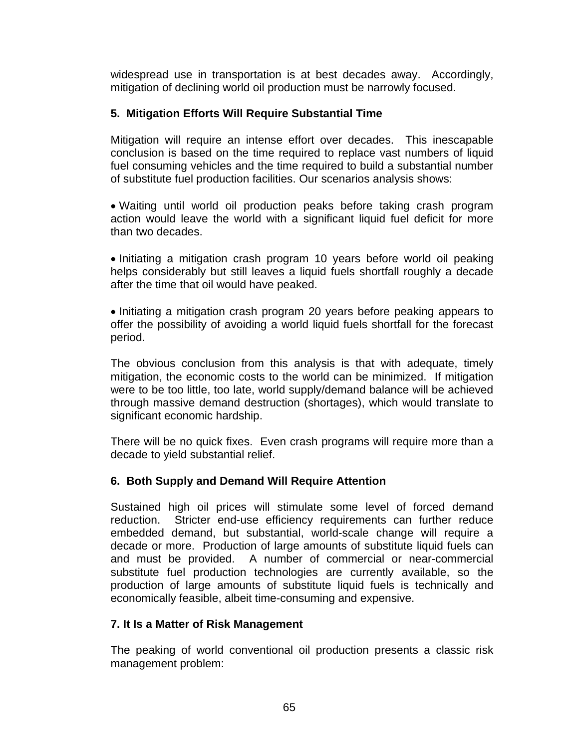widespread use in transportation is at best decades away. Accordingly, mitigation of declining world oil production must be narrowly focused.

### 5. Mitigation Efforts Will Require Substantial Time

Mitigation will require an intense effort over decades. This inescapable conclusion is based on the time required to replace vast numbers of liquid fuel consuming vehicles and the time required to build a substantial number of substitute fuel production facilities. Our scenarios analysis shows:

- Waiting until world oil production peaks before taking crash program action would leave the world with a significant liquid fuel deficit for more than two decades.

- Initiating a mitigation crash program 10 years before world oil peaking helps considerably but still leaves a liquid fuels shortfall roughly a decade after the time that oil would have peaked.

- Initiating a mitigation crash program 20 years before peaking appears to offer the possibility of avoiding a world liquid fuels shortfall for the forecast period.

The obvious conclusion from this analysis is that with adequate, timely mitigation, the economic costs to the world can be minimized. If mitigation were to be too little, too late, world supply/demand balance will be achieved through massive demand destruction (shortages), which would translate to significant economic hardship.

There will be no quick fixes. Even crash programs will require more than a decade to yield substantial relief.

### 6. Both Supply and Demand Will Require Attention

Sustained high oil prices will stimulate some level of forced demand reduction. Stricter end-use efficiency requirements can further reduce embedded demand, but substantial, world-scale change will require a decade or more. Production of large amounts of substitute liquid fuels can and must be provided. A number of commercial or near-commercial substitute fuel production technologies are currently available, so the production of large amounts of substitute liquid fuels is technically and economically feasible, albeit time-consuming and expensive.

### 7. It Is a Matter of Risk Management

The peaking of world conventional oil production presents a classic risk management problem: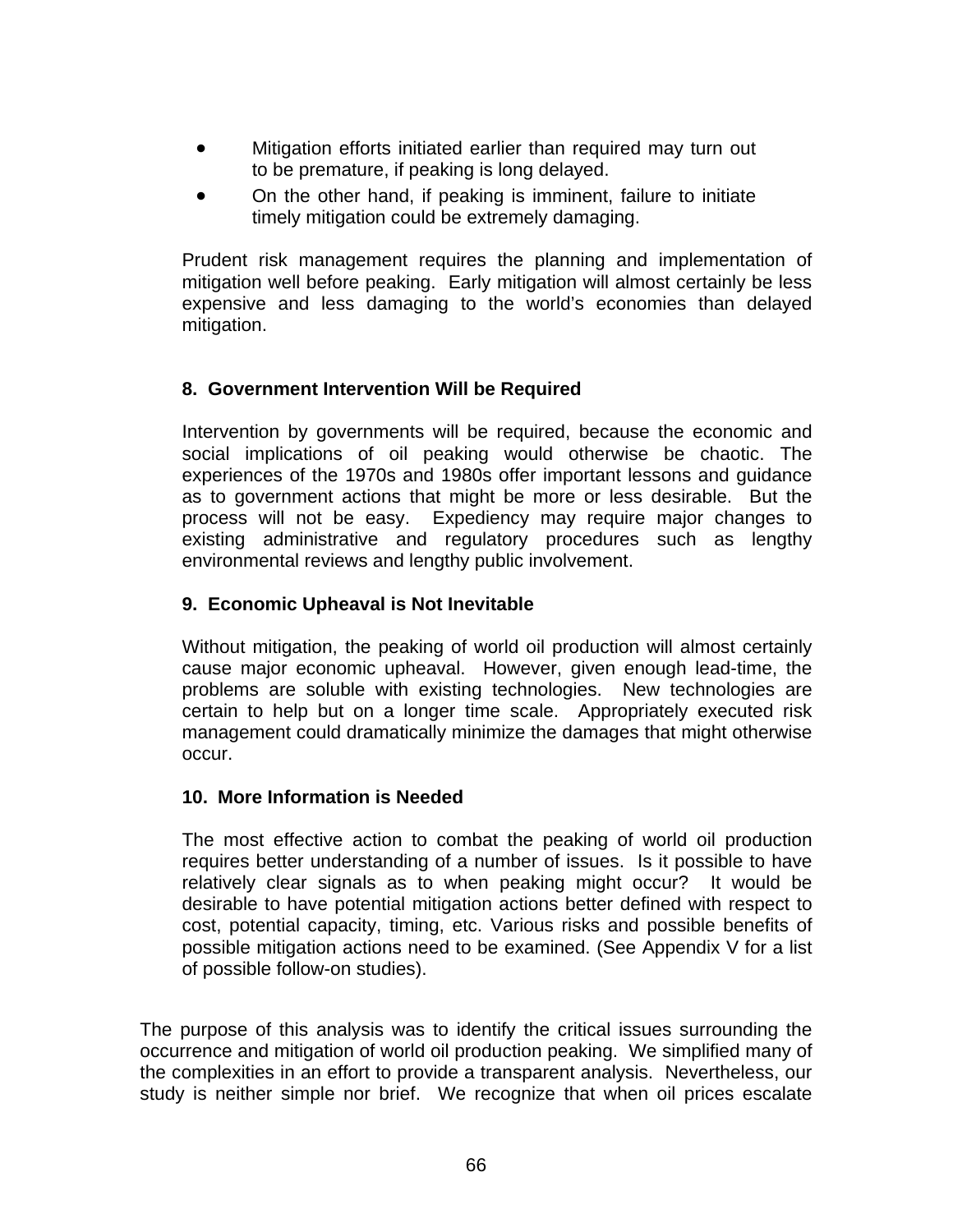- Mitigation efforts initiated earlier than required may turn out to be premature, if peaking is long delayed.
- On the other hand, if peaking is imminent, failure to initiate timely mitigation could be extremely damaging.

Prudent risk management requires the planning and implementation of mitigation well before peaking. Early mitigation will almost certainly be less expensive and less damaging to the world's economies than delayed mitigation.

**8. Government Intervention Will be Required**

Intervention by governments will be required, because the economic and social implications of oil peaking would otherwise be chaotic. The experiences of the 1970s and 1980s offer important lessons and guidance as to government actions that might be more or less desirable. But the process will not be easy. Expediency may require major changes to existing administrative and regulatory procedures such as lengthy environmental reviews and lengthy public involvement.

**9. Economic Upheaval is Not Inevitable**

Without mitigation, the peaking of world oil production will almost certainly cause major economic upheaval. However, given enough lead-time, the problems are soluble with existing technologies. New technologies are certain to help but on a longer time scale. Appropriately executed risk management could dramatically minimize the damages that might otherwise occur.

**10. More Information is Needed**

The most effective action to combat the peaking of world oil production requires better understanding of a number of issues. Is it possible to have relatively clear signals as to when peaking might occur? It would be desirable to have potential mitigation actions better defined with respect to cost, potential capacity, timing, etc. Various risks and possible benefits of possible mitigation actions need to be examined. (See Appendix V for a list of possible follow-on studies).

The purpose of this analysis was to identify the critical issues surrounding the occurrence and mitigation of world oil production peaking. We simplified many of the complexities in an effort to provide a transparent analysis. Nevertheless, our study is neither simple nor brief. We recognize that when oil prices escalate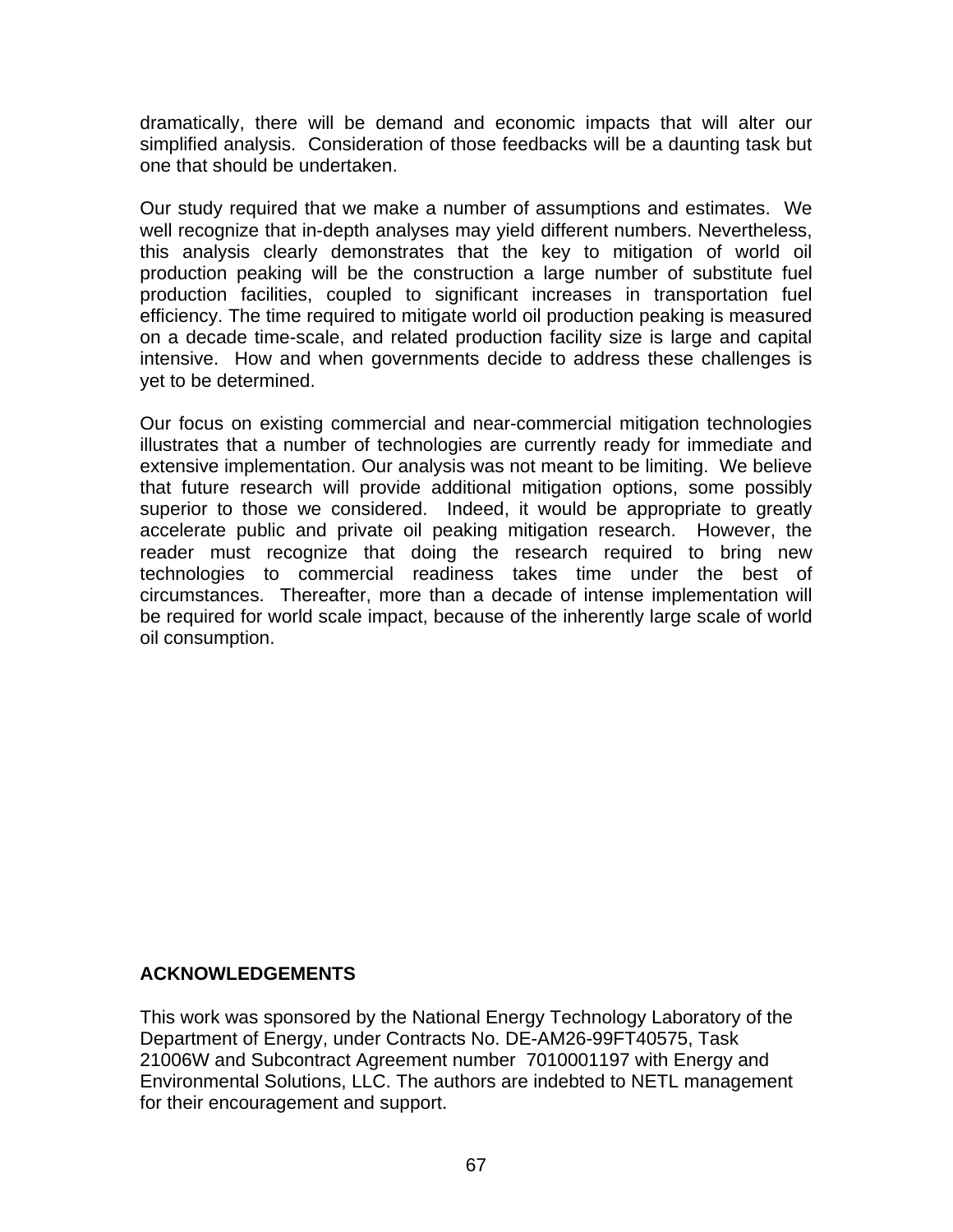dramatically, there will be demand and economic impacts that will alter our simplified analysis. Consideration of those feedbacks will be a daunting task but one that should be undertaken.

Our study required that we make a number of assumptions and estimates. We well recognize that in-depth analyses may yield different numbers. Nevertheless, this analysis clearly demonstrates that the key to mitigation of world oil production peaking will be the construction a large number of substitute fuel production facilities, coupled to significant increases in transportation fuel efficiency. The time required to mitigate world oil production peaking is measured on a decade time-scale, and related production facility size is large and capital intensive. How and when governments decide to address these challenges is yet to be determined.

Our focus on existing commercial and near-commercial mitigation technologies illustrates that a number of technologies are currently ready for immediate and extensive implementation. Our analysis was not meant to be limiting. We believe that future research will provide additional mitigation options, some possibly superior to those we considered. Indeed, it would be appropriate to greatly accelerate public and private oil peaking mitigation research. However, the reader must recognize that doing the research required to bring new technologies to commercial readiness takes time under the best of circumstances. Thereafter, more than a decade of intense implementation will be required for world scale impact, because of the inherently large scale of world oil consumption.

**ACKNOWLEDGEMENTS**

This work was sponsored by the National Energy Technology Laboratory of the Department of Energy, under Contracts No. DE-AM26-99FT40575, Task 21006W and Subcontract Agreement number 7010001197 with Energy and Environmental Solutions, LLC. The authors are indebted to NETL management for their encouragement and support.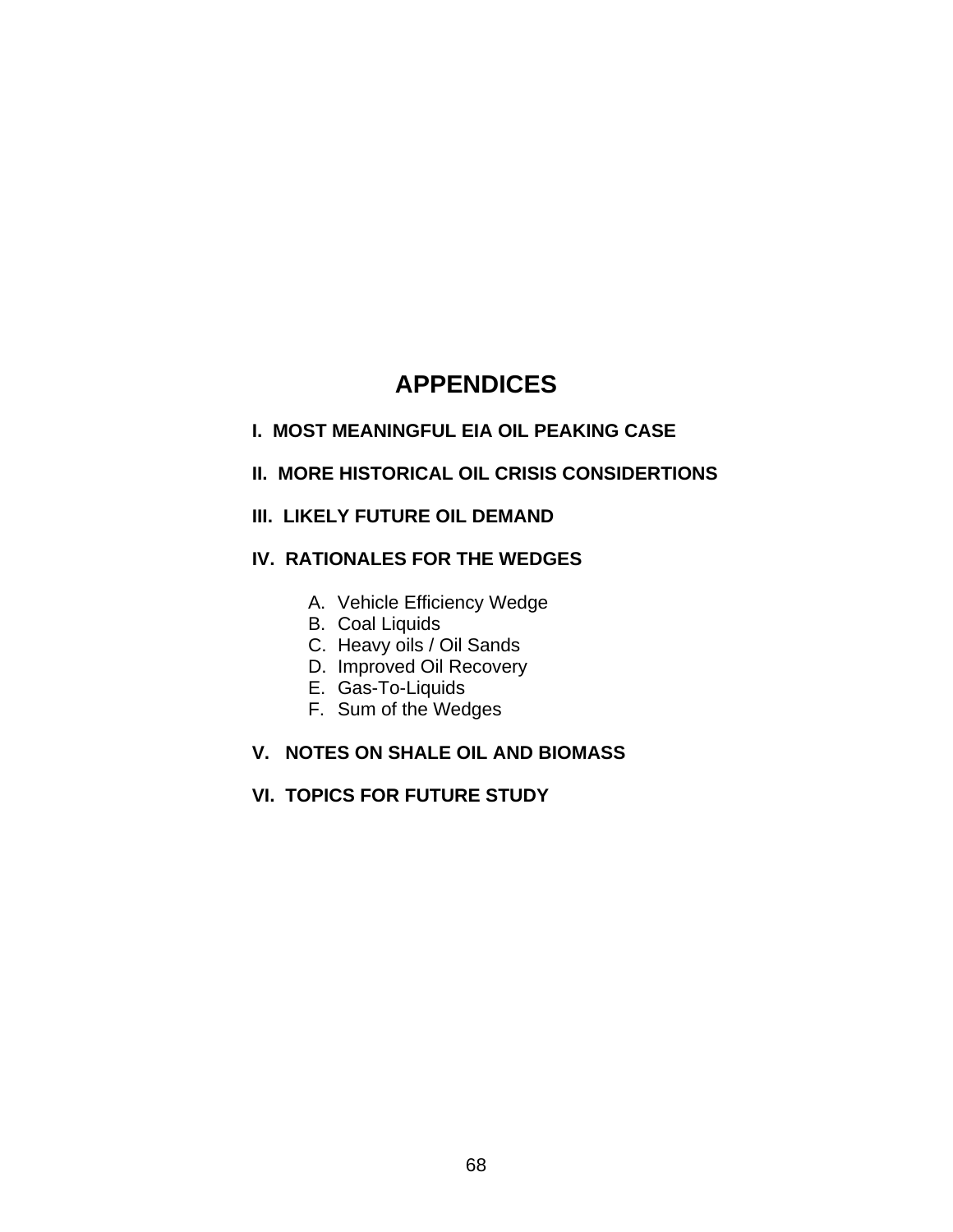# APPENDICES

**I. MOST MEANINGFUL EIA OIL PEAKING CASE**

**II. MORE HISTORICAL OIL CRISIS CONSIDERTIONS**

**III. LIKELY FUTURE OIL DEMAND**

**IV. RATIONALES FOR THE WEDGES**

A. Vehicle Efficiency Wedge
B. Coal Liquids
C. Heavy oils / Oil Sands
D. Improved Oil Recovery
E. Gas-To-Liquids
F. Sum of the Wedges

**V. NOTES ON SHALE OIL AND BIOMASS**

**VI. TOPICS FOR FUTURE STUDY**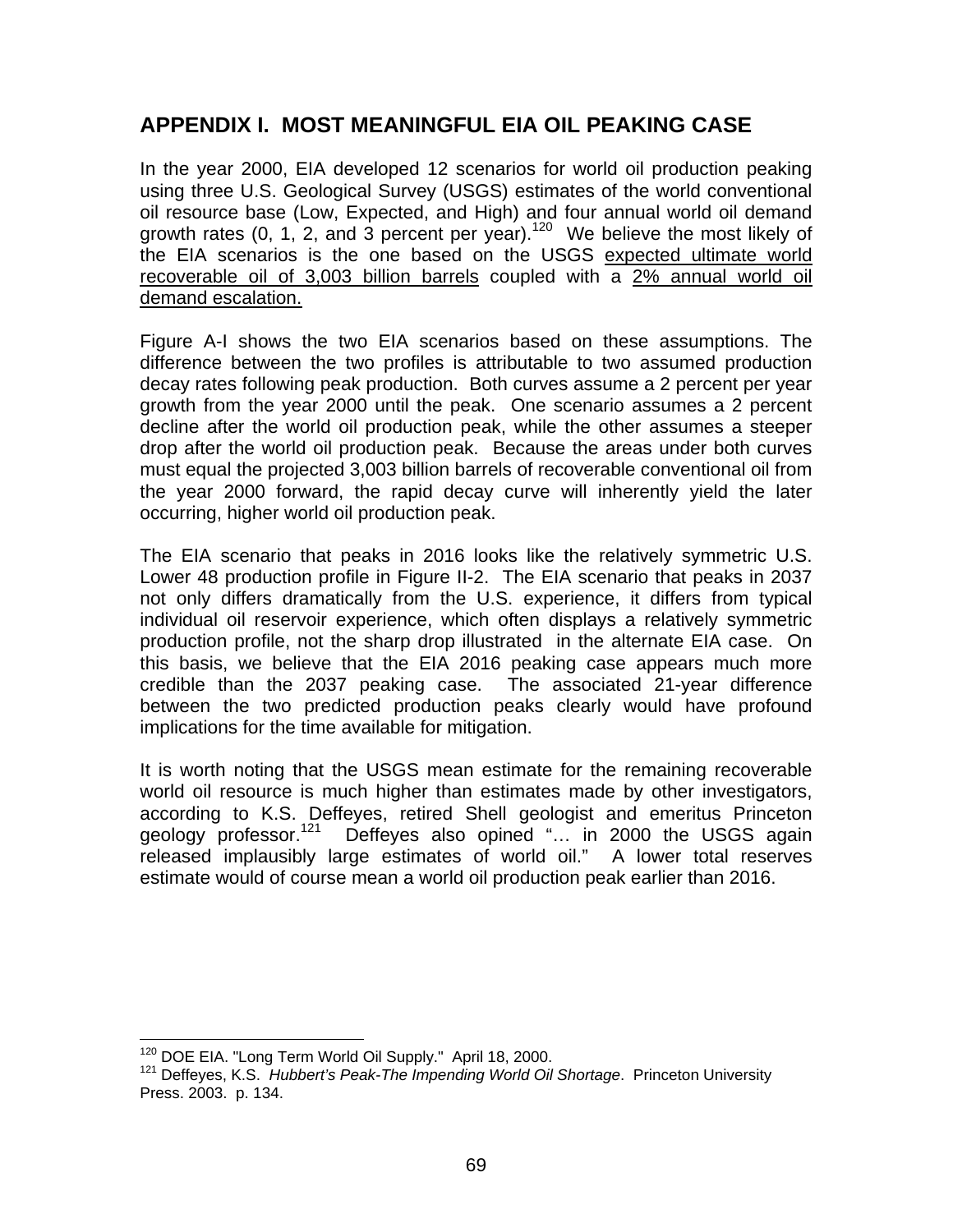## APPENDIX I. MOST MEANINGFUL EIA OIL PEAKING CASE

In the year 2000, EIA developed 12 scenarios for world oil production peaking using three U.S. Geological Survey (USGS) estimates of the world conventional oil resource base (Low, Expected, and High) and four annual world oil demand growth rates (0, 1, 2, and 3 percent per year).[120] We believe the most likely of the EIA scenarios is the one based on the USGS <u>expected ultimate world recoverable oil of 3,003 billion barrels</u> coupled with a <u>2% annual world oil demand escalation.</u>

Figure A-I shows the two EIA scenarios based on these assumptions. The difference between the two profiles is attributable to two assumed production decay rates following peak production. Both curves assume a 2 percent per year growth from the year 2000 until the peak. One scenario assumes a 2 percent decline after the world oil production peak, while the other assumes a steeper drop after the world oil production peak. Because the areas under both curves must equal the projected 3,003 billion barrels of recoverable conventional oil from the year 2000 forward, the rapid decay curve will inherently yield the later occurring, higher world oil production peak.

The EIA scenario that peaks in 2016 looks like the relatively symmetric U.S. Lower 48 production profile in Figure II-2. The EIA scenario that peaks in 2037 not only differs dramatically from the U.S. experience, it differs from typical individual oil reservoir experience, which often displays a relatively symmetric production profile, not the sharp drop illustrated in the alternate EIA case. On this basis, we believe that the EIA 2016 peaking case appears much more credible than the 2037 peaking case. The associated 21-year difference between the two predicted production peaks clearly would have profound implications for the time available for mitigation.

It is worth noting that the USGS mean estimate for the remaining recoverable world oil resource is much higher than estimates made by other investigators, according to K.S. Deffeyes, retired Shell geologist and emeritus Princeton geology professor.[121] Deffeyes also opined "… in 2000 the USGS again released implausibly large estimates of world oil." A lower total reserves estimate would of course mean a world oil production peak earlier than 2016.

---

[120] DOE EIA. "Long Term World Oil Supply." April 18, 2000.

[121] Deffeyes, K.S. *Hubbert's Peak-The Impending World Oil Shortage*. Princeton University Press. 2003. p. 134.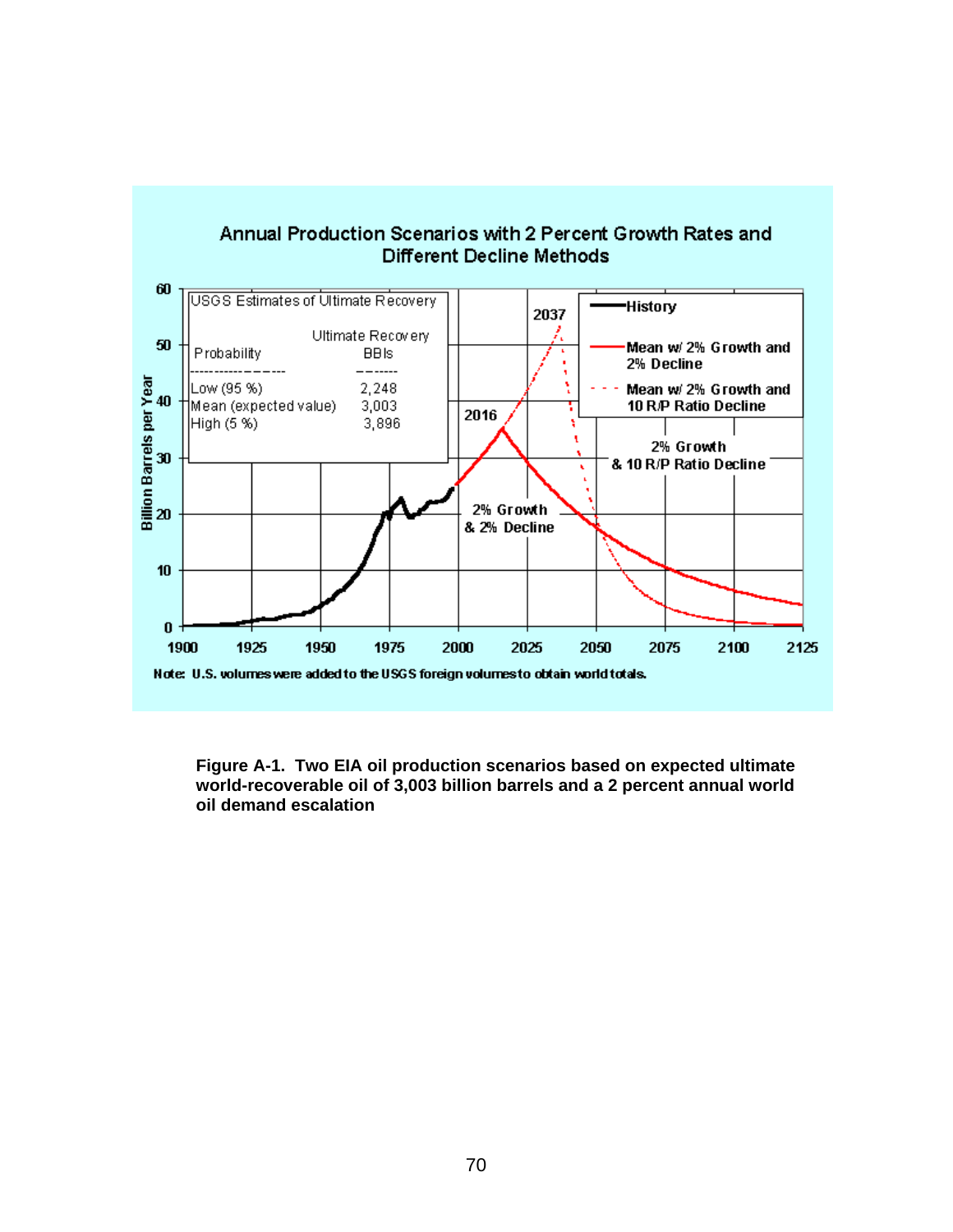Annual Production Scenarios with 2 Percent Growth Rates and Different Decline Methods

| USGS Estimates of Ultimate Recovery | |
|---|---|
| Probability | Ultimate Recovery BBls |
| Low (95 %) | 2,248 |
| Mean (expected value) | 3,003 |
| High (5 %) | 3,896 |

Note: U.S. volumes were added to the USGS foreign volumes to obtain world totals.

**Figure A-1. Two EIA oil production scenarios based on expected ultimate world-recoverable oil of 3,003 billion barrels and a 2 percent annual world oil demand escalation**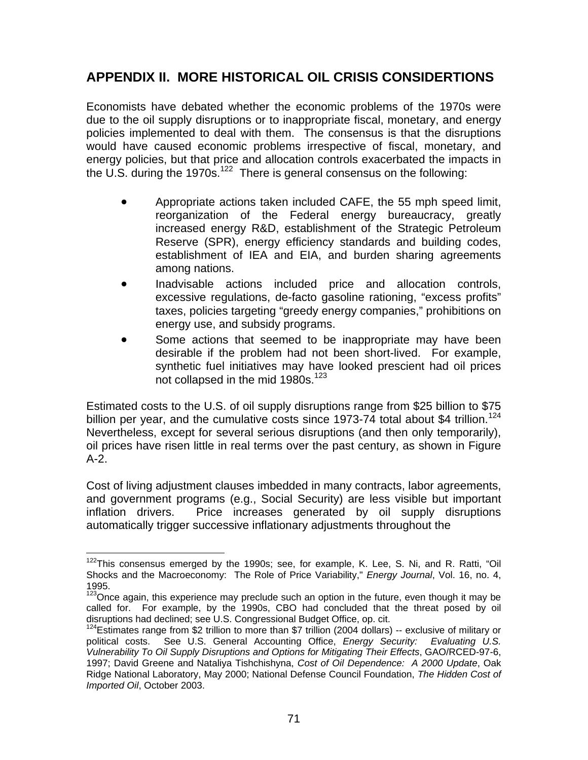## APPENDIX II. MORE HISTORICAL OIL CRISIS CONSIDERTIONS

Economists have debated whether the economic problems of the 1970s were due to the oil supply disruptions or to inappropriate fiscal, monetary, and energy policies implemented to deal with them. The consensus is that the disruptions would have caused economic problems irrespective of fiscal, monetary, and energy policies, but that price and allocation controls exacerbated the impacts in the U.S. during the 1970s.[122] There is general consensus on the following:

- Appropriate actions taken included CAFE, the 55 mph speed limit, reorganization of the Federal energy bureaucracy, greatly increased energy R&D, establishment of the Strategic Petroleum Reserve (SPR), energy efficiency standards and building codes, establishment of IEA and EIA, and burden sharing agreements among nations.
- Inadvisable actions included price and allocation controls, excessive regulations, de-facto gasoline rationing, "excess profits" taxes, policies targeting "greedy energy companies," prohibitions on energy use, and subsidy programs.
- Some actions that seemed to be inappropriate may have been desirable if the problem had not been short-lived. For example, synthetic fuel initiatives may have looked prescient had oil prices not collapsed in the mid 1980s.[123]

Estimated costs to the U.S. of oil supply disruptions range from \$25 billion to \$75 billion per year, and the cumulative costs since 1973-74 total about \$4 trillion.[124] Nevertheless, except for several serious disruptions (and then only temporarily), oil prices have risen little in real terms over the past century, as shown in Figure A-2.

Cost of living adjustment clauses imbedded in many contracts, labor agreements, and government programs (e.g., Social Security) are less visible but important inflation drivers. Price increases generated by oil supply disruptions automatically trigger successive inflationary adjustments throughout the

---

[122] This consensus emerged by the 1990s; see, for example, K. Lee, S. Ni, and R. Ratti, "Oil Shocks and the Macroeconomy: The Role of Price Variability," *Energy Journal*, Vol. 16, no. 4, 1995.

[123] Once again, this experience may preclude such an option in the future, even though it may be called for. For example, by the 1990s, CBO had concluded that the threat posed by oil disruptions had declined; see U.S. Congressional Budget Office, op. cit.

[124] Estimates range from \$2 trillion to more than \$7 trillion (2004 dollars) -- exclusive of military or political costs. See U.S. General Accounting Office, *Energy Security: Evaluating U.S. Vulnerability To Oil Supply Disruptions and Options for Mitigating Their Effects*, GAO/RCED-97-6, 1997; David Greene and Nataliya Tishchishyna, *Cost of Oil Dependence: A 2000 Update*, Oak Ridge National Laboratory, May 2000; National Defense Council Foundation, *The Hidden Cost of Imported Oil*, October 2003.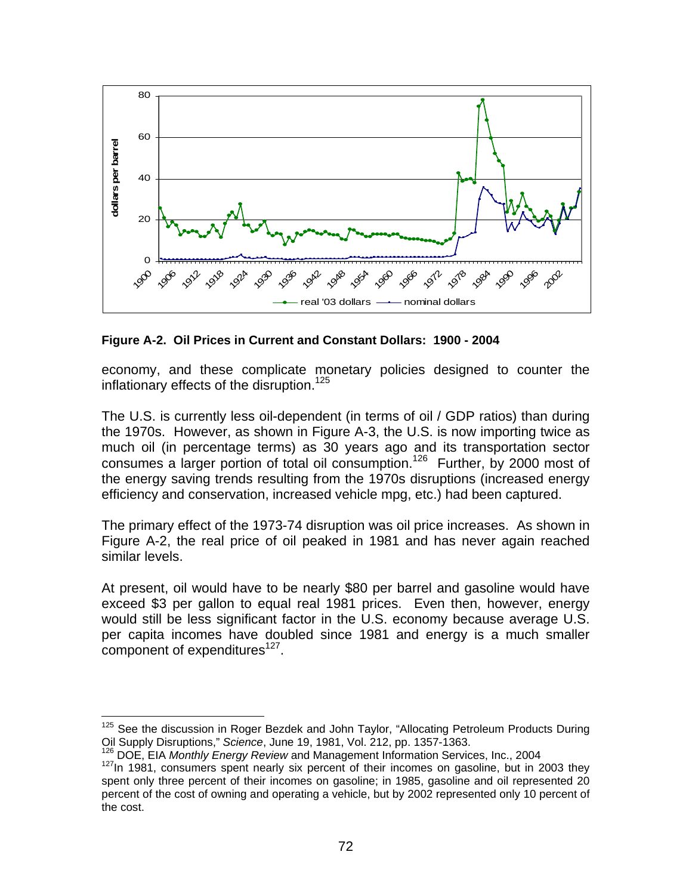**Figure A-2. Oil Prices in Current and Constant Dollars: 1900 - 2004**

economy, and these complicate monetary policies designed to counter the inflationary effects of the disruption.[125]

The U.S. is currently less oil-dependent (in terms of oil / GDP ratios) than during the 1970s. However, as shown in Figure A-3, the U.S. is now importing twice as much oil (in percentage terms) as 30 years ago and its transportation sector consumes a larger portion of total oil consumption.[126] Further, by 2000 most of the energy saving trends resulting from the 1970s disruptions (increased energy efficiency and conservation, increased vehicle mpg, etc.) had been captured.

The primary effect of the 1973-74 disruption was oil price increases. As shown in Figure A-2, the real price of oil peaked in 1981 and has never again reached similar levels.

At present, oil would have to be nearly $80 per barrel and gasoline would have exceed $3 per gallon to equal real 1981 prices. Even then, however, energy would still be less significant factor in the U.S. economy because average U.S. per capita incomes have doubled since 1981 and energy is a much smaller component of expenditures[127].

---

[125] See the discussion in Roger Bezdek and John Taylor, "Allocating Petroleum Products During Oil Supply Disruptions," *Science*, June 19, 1981, Vol. 212, pp. 1357-1363.

[126] DOE, EIA *Monthly Energy Review* and Management Information Services, Inc., 2004

[127] In 1981, consumers spent nearly six percent of their incomes on gasoline, but in 2003 they spent only three percent of their incomes on gasoline; in 1985, gasoline and oil represented 20 percent of the cost of owning and operating a vehicle, but by 2002 represented only 10 percent of the cost.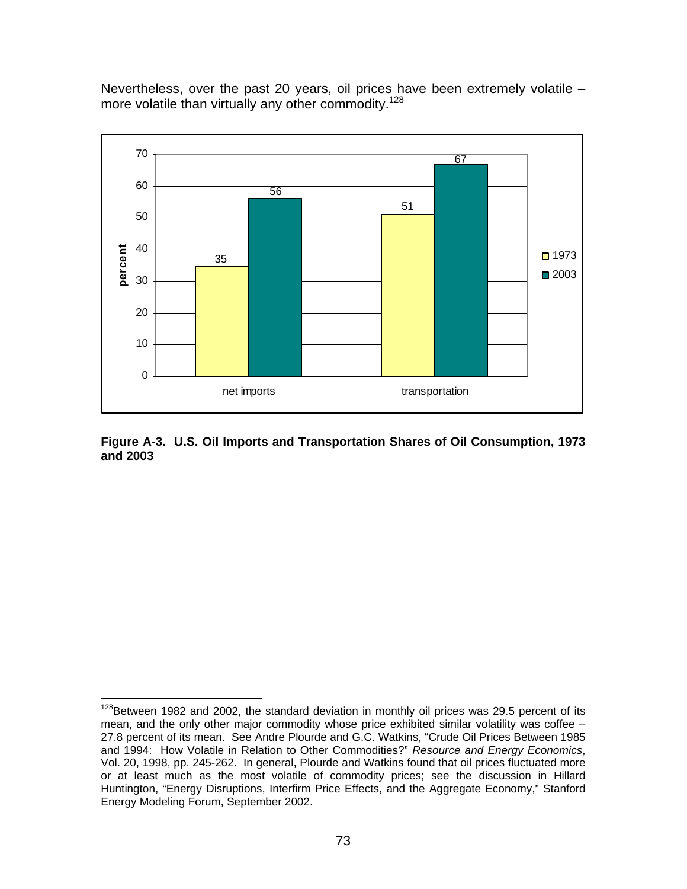Nevertheless, over the past 20 years, oil prices have been extremely volatile – more volatile than virtually any other commodity.[128]

**Figure A-3. U.S. Oil Imports and Transportation Shares of Oil Consumption, 1973 and 2003**

[128]Between 1982 and 2002, the standard deviation in monthly oil prices was 29.5 percent of its mean, and the only other major commodity whose price exhibited similar volatility was coffee – 27.8 percent of its mean. See Andre Plourde and G.C. Watkins, "Crude Oil Prices Between 1985 and 1994: How Volatile in Relation to Other Commodities?" *Resource and Energy Economics*, Vol. 20, 1998, pp. 245-262. In general, Plourde and Watkins found that oil prices fluctuated more or at least much as the most volatile of commodity prices; see the discussion in Hillard Huntington, "Energy Disruptions, Interfirm Price Effects, and the Aggregate Economy," Stanford Energy Modeling Forum, September 2002.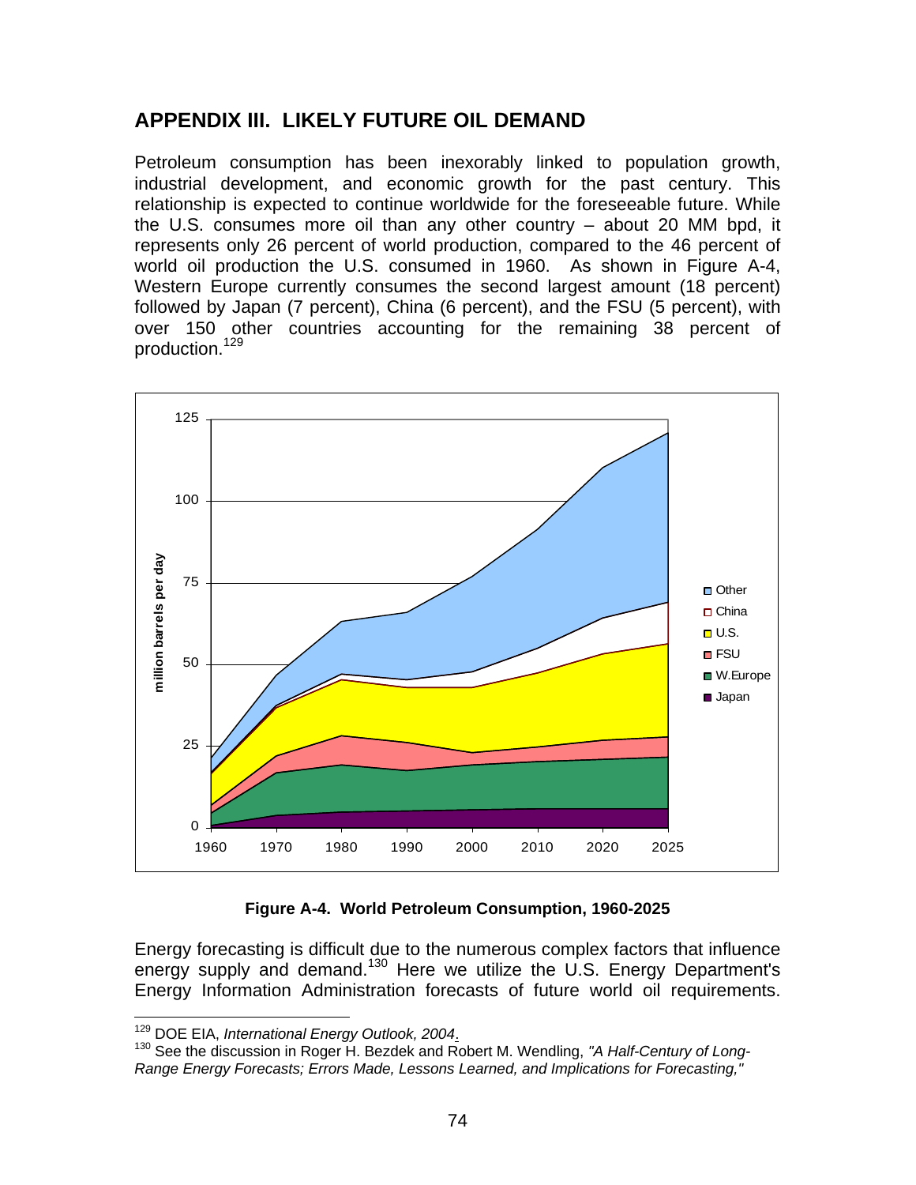## APPENDIX III. LIKELY FUTURE OIL DEMAND

Petroleum consumption has been inexorably linked to population growth, industrial development, and economic growth for the past century. This relationship is expected to continue worldwide for the foreseeable future. While the U.S. consumes more oil than any other country – about 20 MM bpd, it represents only 26 percent of world production, compared to the 46 percent of world oil production the U.S. consumed in 1960. As shown in Figure A-4, Western Europe currently consumes the second largest amount (18 percent) followed by Japan (7 percent), China (6 percent), and the FSU (5 percent), with over 150 other countries accounting for the remaining 38 percent of production.[129]

**Figure A-4. World Petroleum Consumption, 1960-2025**

Energy forecasting is difficult due to the numerous complex factors that influence energy supply and demand.[130] Here we utilize the U.S. Energy Department's Energy Information Administration forecasts of future world oil requirements.

---

[129] DOE EIA, *International Energy Outlook, 2004*.

[130] See the discussion in Roger H. Bezdek and Robert M. Wendling, *"A Half-Century of Long-Range Energy Forecasts; Errors Made, Lessons Learned, and Implications for Forecasting,"*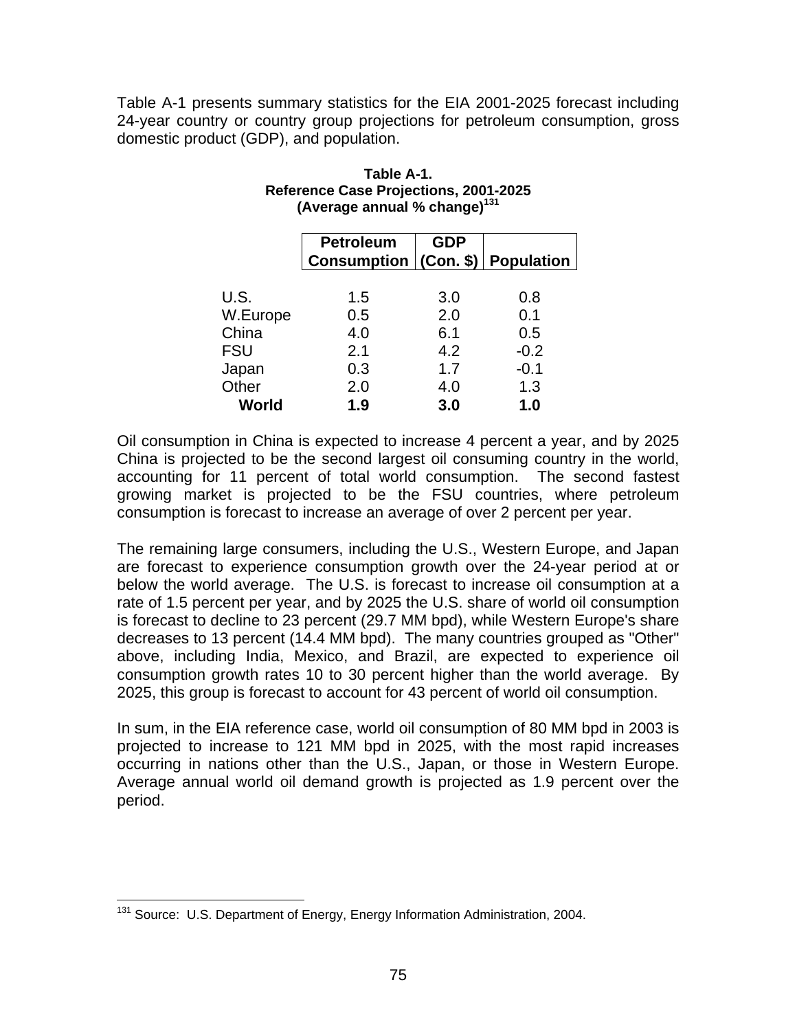Table A-1 presents summary statistics for the EIA 2001-2025 forecast including 24-year country or country group projections for petroleum consumption, gross domestic product (GDP), and population.

**Table A-1.**
**Reference Case Projections, 2001-2025**
**(Average annual % change)[131]**

| | Petroleum Consumption | GDP (Con. $) | Population |
|---|---|---|---|
| U.S. | 1.5 | 3.0 | 0.8 |
| W.Europe | 0.5 | 2.0 | 0.1 |
| China | 4.0 | 6.1 | 0.5 |
| FSU | 2.1 | 4.2 | -0.2 |
| Japan | 0.3 | 1.7 | -0.1 |
| Other | 2.0 | 4.0 | 1.3 |
| **World** | **1.9** | **3.0** | **1.0** |

Oil consumption in China is expected to increase 4 percent a year, and by 2025 China is projected to be the second largest oil consuming country in the world, accounting for 11 percent of total world consumption. The second fastest growing market is projected to be the FSU countries, where petroleum consumption is forecast to increase an average of over 2 percent per year.

The remaining large consumers, including the U.S., Western Europe, and Japan are forecast to experience consumption growth over the 24-year period at or below the world average. The U.S. is forecast to increase oil consumption at a rate of 1.5 percent per year, and by 2025 the U.S. share of world oil consumption is forecast to decline to 23 percent (29.7 MM bpd), while Western Europe's share decreases to 13 percent (14.4 MM bpd). The many countries grouped as "Other" above, including India, Mexico, and Brazil, are expected to experience oil consumption growth rates 10 to 30 percent higher than the world average. By 2025, this group is forecast to account for 43 percent of world oil consumption.

In sum, in the EIA reference case, world oil consumption of 80 MM bpd in 2003 is projected to increase to 121 MM bpd in 2025, with the most rapid increases occurring in nations other than the U.S., Japan, or those in Western Europe. Average annual world oil demand growth is projected as 1.9 percent over the period.

[131] Source: U.S. Department of Energy, Energy Information Administration, 2004.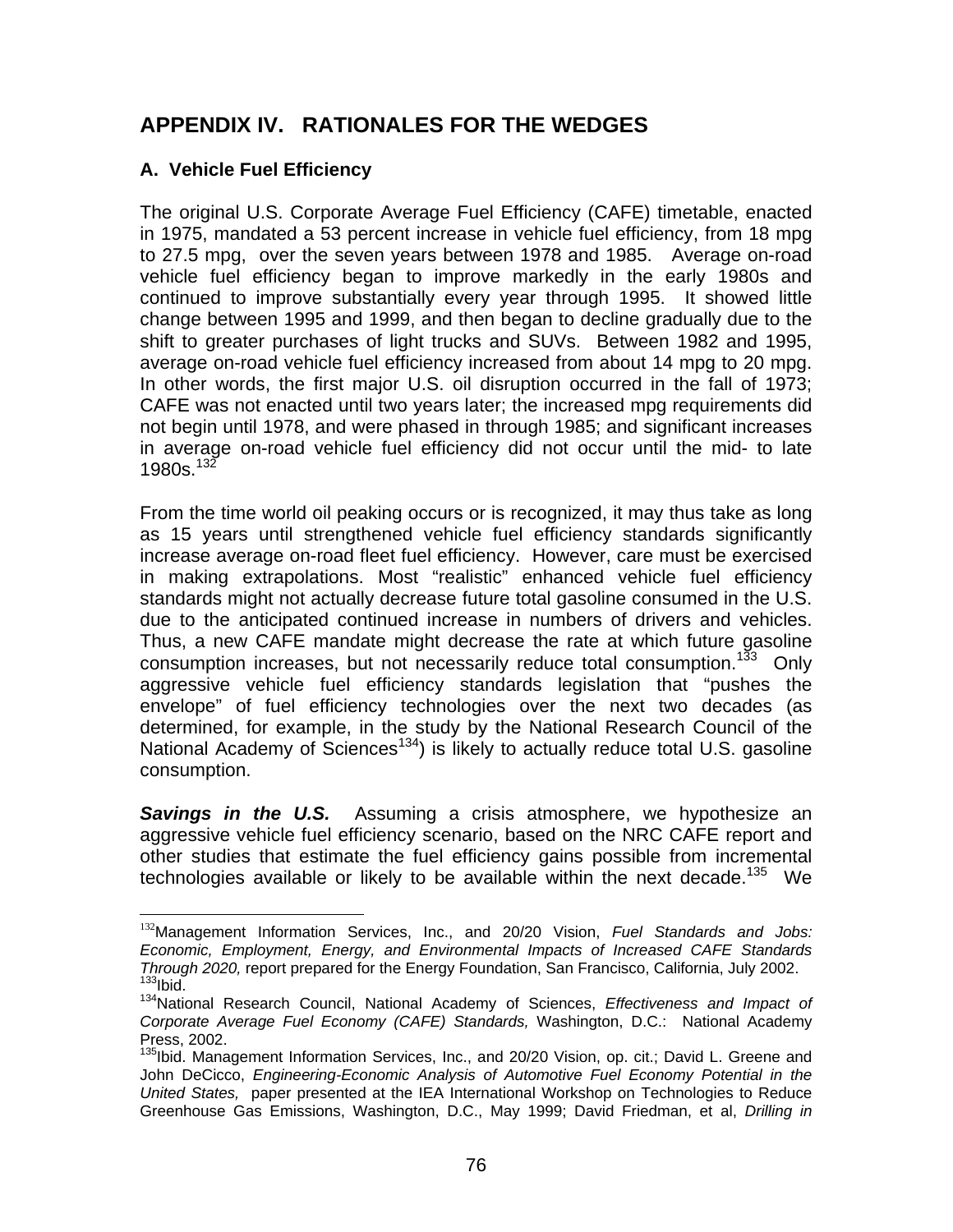## APPENDIX IV. RATIONALES FOR THE WEDGES

### A. Vehicle Fuel Efficiency

The original U.S. Corporate Average Fuel Efficiency (CAFE) timetable, enacted in 1975, mandated a 53 percent increase in vehicle fuel efficiency, from 18 mpg to 27.5 mpg, over the seven years between 1978 and 1985. Average on-road vehicle fuel efficiency began to improve markedly in the early 1980s and continued to improve substantially every year through 1995. It showed little change between 1995 and 1999, and then began to decline gradually due to the shift to greater purchases of light trucks and SUVs. Between 1982 and 1995, average on-road vehicle fuel efficiency increased from about 14 mpg to 20 mpg. In other words, the first major U.S. oil disruption occurred in the fall of 1973; CAFE was not enacted until two years later; the increased mpg requirements did not begin until 1978, and were phased in through 1985; and significant increases in average on-road vehicle fuel efficiency did not occur until the mid- to late 1980s.[132]

From the time world oil peaking occurs or is recognized, it may thus take as long as 15 years until strengthened vehicle fuel efficiency standards significantly increase average on-road fleet fuel efficiency. However, care must be exercised in making extrapolations. Most "realistic" enhanced vehicle fuel efficiency standards might not actually decrease future total gasoline consumed in the U.S. due to the anticipated continued increase in numbers of drivers and vehicles. Thus, a new CAFE mandate might decrease the rate at which future gasoline consumption increases, but not necessarily reduce total consumption.[133] Only aggressive vehicle fuel efficiency standards legislation that "pushes the envelope" of fuel efficiency technologies over the next two decades (as determined, for example, in the study by the National Research Council of the National Academy of Sciences[134]) is likely to actually reduce total U.S. gasoline consumption.

***Savings in the U.S.*** Assuming a crisis atmosphere, we hypothesize an aggressive vehicle fuel efficiency scenario, based on the NRC CAFE report and other studies that estimate the fuel efficiency gains possible from incremental technologies available or likely to be available within the next decade.[135] We

---

[132] Management Information Services, Inc., and 20/20 Vision, *Fuel Standards and Jobs: Economic, Employment, Energy, and Environmental Impacts of Increased CAFE Standards Through 2020,* report prepared for the Energy Foundation, San Francisco, California, July 2002.

[133] Ibid.

[134] National Research Council, National Academy of Sciences, *Effectiveness and Impact of Corporate Average Fuel Economy (CAFE) Standards,* Washington, D.C.: National Academy Press, 2002.

[135] Ibid. Management Information Services, Inc., and 20/20 Vision, op. cit.; David L. Greene and John DeCicco, *Engineering-Economic Analysis of Automotive Fuel Economy Potential in the United States,* paper presented at the IEA International Workshop on Technologies to Reduce Greenhouse Gas Emissions, Washington, D.C., May 1999; David Friedman, et al, *Drilling in*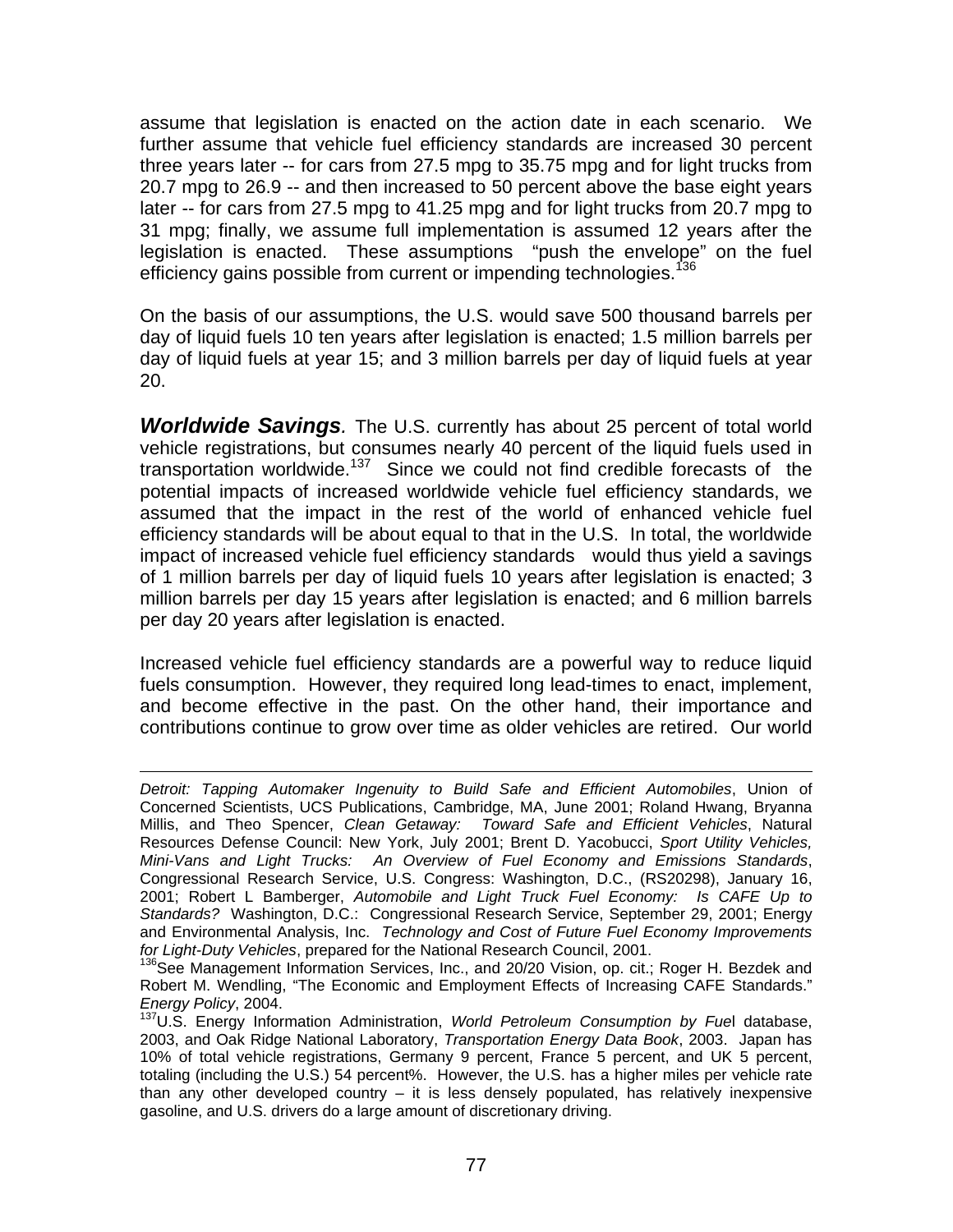assume that legislation is enacted on the action date in each scenario. We further assume that vehicle fuel efficiency standards are increased 30 percent three years later -- for cars from 27.5 mpg to 35.75 mpg and for light trucks from 20.7 mpg to 26.9 -- and then increased to 50 percent above the base eight years later -- for cars from 27.5 mpg to 41.25 mpg and for light trucks from 20.7 mpg to 31 mpg; finally, we assume full implementation is assumed 12 years after the legislation is enacted. These assumptions "push the envelope" on the fuel efficiency gains possible from current or impending technologies.[136]

On the basis of our assumptions, the U.S. would save 500 thousand barrels per day of liquid fuels 10 ten years after legislation is enacted; 1.5 million barrels per day of liquid fuels at year 15; and 3 million barrels per day of liquid fuels at year 20.

***Worldwide Savings***. The U.S. currently has about 25 percent of total world vehicle registrations, but consumes nearly 40 percent of the liquid fuels used in transportation worldwide.[137] Since we could not find credible forecasts of the potential impacts of increased worldwide vehicle fuel efficiency standards, we assumed that the impact in the rest of the world of enhanced vehicle fuel efficiency standards will be about equal to that in the U.S. In total, the worldwide impact of increased vehicle fuel efficiency standards would thus yield a savings of 1 million barrels per day of liquid fuels 10 years after legislation is enacted; 3 million barrels per day 15 years after legislation is enacted; and 6 million barrels per day 20 years after legislation is enacted.

Increased vehicle fuel efficiency standards are a powerful way to reduce liquid fuels consumption. However, they required long lead-times to enact, implement, and become effective in the past. On the other hand, their importance and contributions continue to grow over time as older vehicles are retired. Our world

---

*Detroit: Tapping Automaker Ingenuity to Build Safe and Efficient Automobiles*, Union of Concerned Scientists, UCS Publications, Cambridge, MA, June 2001; Roland Hwang, Bryanna Millis, and Theo Spencer, *Clean Getaway: Toward Safe and Efficient Vehicles*, Natural Resources Defense Council: New York, July 2001; Brent D. Yacobucci, *Sport Utility Vehicles, Mini-Vans and Light Trucks: An Overview of Fuel Economy and Emissions Standards*, Congressional Research Service, U.S. Congress: Washington, D.C., (RS20298), January 16, 2001; Robert L Bamberger, *Automobile and Light Truck Fuel Economy: Is CAFE Up to Standards?* Washington, D.C.: Congressional Research Service, September 29, 2001; Energy and Environmental Analysis, Inc. *Technology and Cost of Future Fuel Economy Improvements for Light-Duty Vehicles*, prepared for the National Research Council, 2001.

[136] See Management Information Services, Inc., and 20/20 Vision, op. cit.; Roger H. Bezdek and Robert M. Wendling, "The Economic and Employment Effects of Increasing CAFE Standards." *Energy Policy*, 2004.

[137] U.S. Energy Information Administration, *World Petroleum Consumption by Fuel* database, 2003, and Oak Ridge National Laboratory, *Transportation Energy Data Book*, 2003. Japan has 10% of total vehicle registrations, Germany 9 percent, France 5 percent, and UK 5 percent, totaling (including the U.S.) 54 percent%. However, the U.S. has a higher miles per vehicle rate than any other developed country – it is less densely populated, has relatively inexpensive gasoline, and U.S. drivers do a large amount of discretionary driving.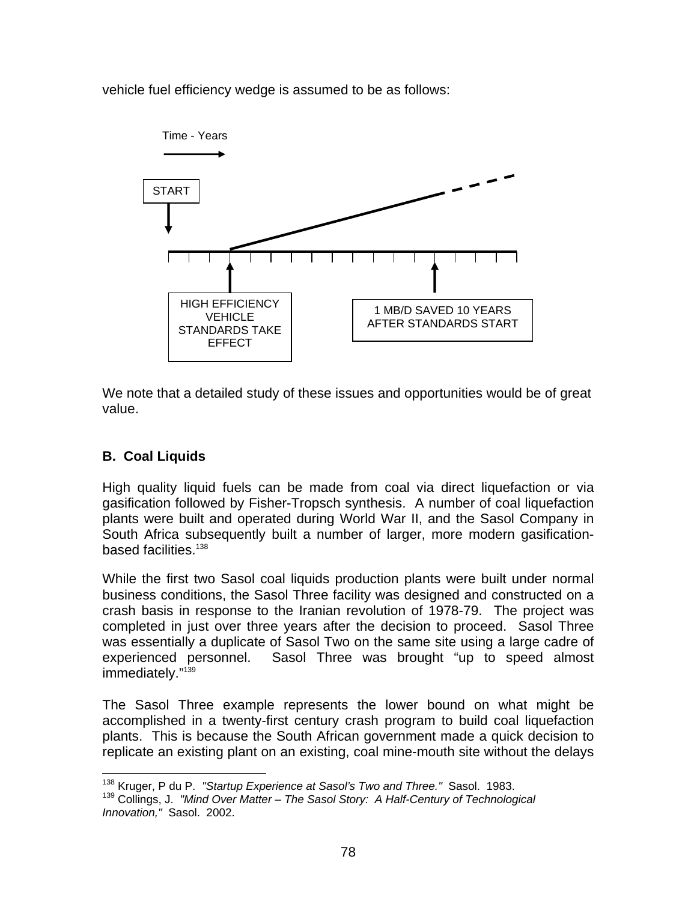vehicle fuel efficiency wedge is assumed to be as follows:

Time - Years

START

HIGH EFFICIENCY VEHICLE STANDARDS TAKE EFFECT

1 MB/D SAVED 10 YEARS AFTER STANDARDS START

We note that a detailed study of these issues and opportunities would be of great value.

**B. Coal Liquids**

High quality liquid fuels can be made from coal via direct liquefaction or via gasification followed by Fisher-Tropsch synthesis. A number of coal liquefaction plants were built and operated during World War II, and the Sasol Company in South Africa subsequently built a number of larger, more modern gasification-based facilities.[138]

While the first two Sasol coal liquids production plants were built under normal business conditions, the Sasol Three facility was designed and constructed on a crash basis in response to the Iranian revolution of 1978-79. The project was completed in just over three years after the decision to proceed. Sasol Three was essentially a duplicate of Sasol Two on the same site using a large cadre of experienced personnel. Sasol Three was brought "up to speed almost immediately."[139]

The Sasol Three example represents the lower bound on what might be accomplished in a twenty-first century crash program to build coal liquefaction plants. This is because the South African government made a quick decision to replicate an existing plant on an existing, coal mine-mouth site without the delays

---

[138] Kruger, P du P. *"Startup Experience at Sasol's Two and Three."* Sasol. 1983.

[139] Collings, J. *"Mind Over Matter – The Sasol Story: A Half-Century of Technological Innovation,"* Sasol. 2002.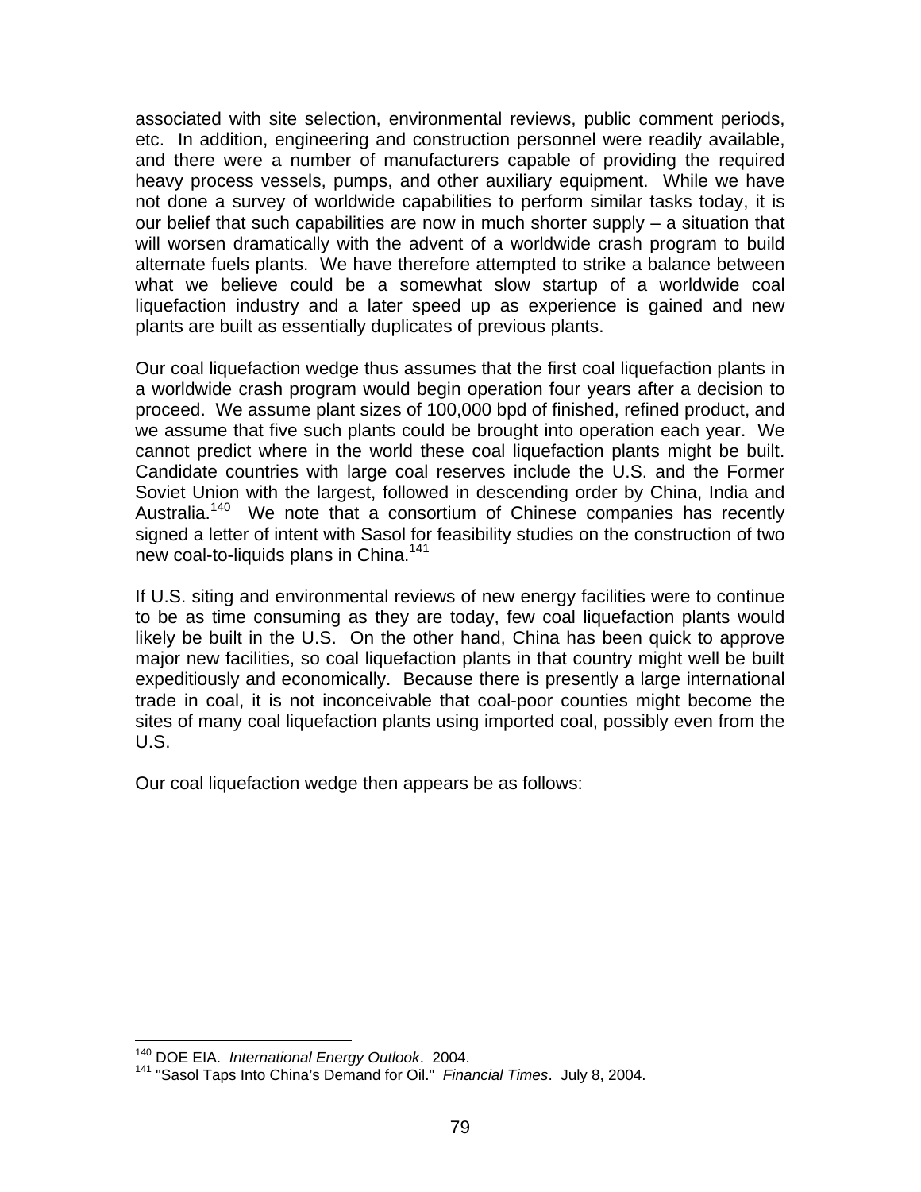associated with site selection, environmental reviews, public comment periods, etc. In addition, engineering and construction personnel were readily available, and there were a number of manufacturers capable of providing the required heavy process vessels, pumps, and other auxiliary equipment. While we have not done a survey of worldwide capabilities to perform similar tasks today, it is our belief that such capabilities are now in much shorter supply – a situation that will worsen dramatically with the advent of a worldwide crash program to build alternate fuels plants. We have therefore attempted to strike a balance between what we believe could be a somewhat slow startup of a worldwide coal liquefaction industry and a later speed up as experience is gained and new plants are built as essentially duplicates of previous plants.

Our coal liquefaction wedge thus assumes that the first coal liquefaction plants in a worldwide crash program would begin operation four years after a decision to proceed. We assume plant sizes of 100,000 bpd of finished, refined product, and we assume that five such plants could be brought into operation each year. We cannot predict where in the world these coal liquefaction plants might be built. Candidate countries with large coal reserves include the U.S. and the Former Soviet Union with the largest, followed in descending order by China, India and Australia.[140] We note that a consortium of Chinese companies has recently signed a letter of intent with Sasol for feasibility studies on the construction of two new coal-to-liquids plans in China.[141]

If U.S. siting and environmental reviews of new energy facilities were to continue to be as time consuming as they are today, few coal liquefaction plants would likely be built in the U.S. On the other hand, China has been quick to approve major new facilities, so coal liquefaction plants in that country might well be built expeditiously and economically. Because there is presently a large international trade in coal, it is not inconceivable that coal-poor counties might become the sites of many coal liquefaction plants using imported coal, possibly even from the U.S.

Our coal liquefaction wedge then appears be as follows:

---

[140] DOE EIA. *International Energy Outlook*. 2004.

[141] "Sasol Taps Into China's Demand for Oil." *Financial Times*. July 8, 2004.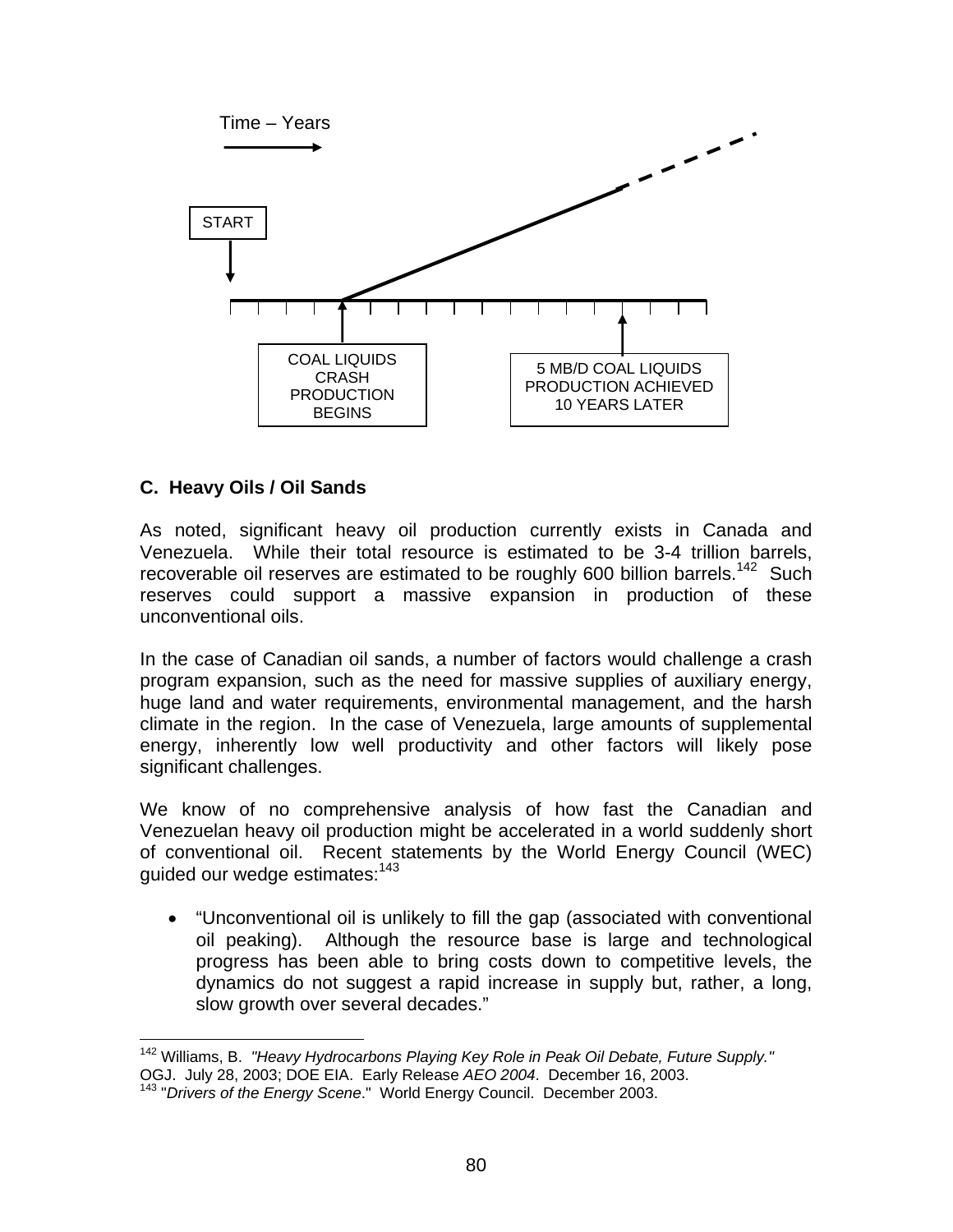Time – Years

START

COAL LIQUIDS CRASH PRODUCTION BEGINS

5 MB/D COAL LIQUIDS PRODUCTION ACHIEVED 10 YEARS LATER

### C. Heavy Oils / Oil Sands

As noted, significant heavy oil production currently exists in Canada and Venezuela. While their total resource is estimated to be 3-4 trillion barrels, recoverable oil reserves are estimated to be roughly 600 billion barrels.[142] Such reserves could support a massive expansion in production of these unconventional oils.

In the case of Canadian oil sands, a number of factors would challenge a crash program expansion, such as the need for massive supplies of auxiliary energy, huge land and water requirements, environmental management, and the harsh climate in the region. In the case of Venezuela, large amounts of supplemental energy, inherently low well productivity and other factors will likely pose significant challenges.

We know of no comprehensive analysis of how fast the Canadian and Venezuelan heavy oil production might be accelerated in a world suddenly short of conventional oil. Recent statements by the World Energy Council (WEC) guided our wedge estimates:[143]

- "Unconventional oil is unlikely to fill the gap (associated with conventional oil peaking). Although the resource base is large and technological progress has been able to bring costs down to competitive levels, the dynamics do not suggest a rapid increase in supply but, rather, a long, slow growth over several decades."

---

[142] Williams, B. *"Heavy Hydrocarbons Playing Key Role in Peak Oil Debate, Future Supply."* OGJ. July 28, 2003; DOE EIA. Early Release *AEO 2004*. December 16, 2003.

[143] "*Drivers of the Energy Scene*." World Energy Council. December 2003.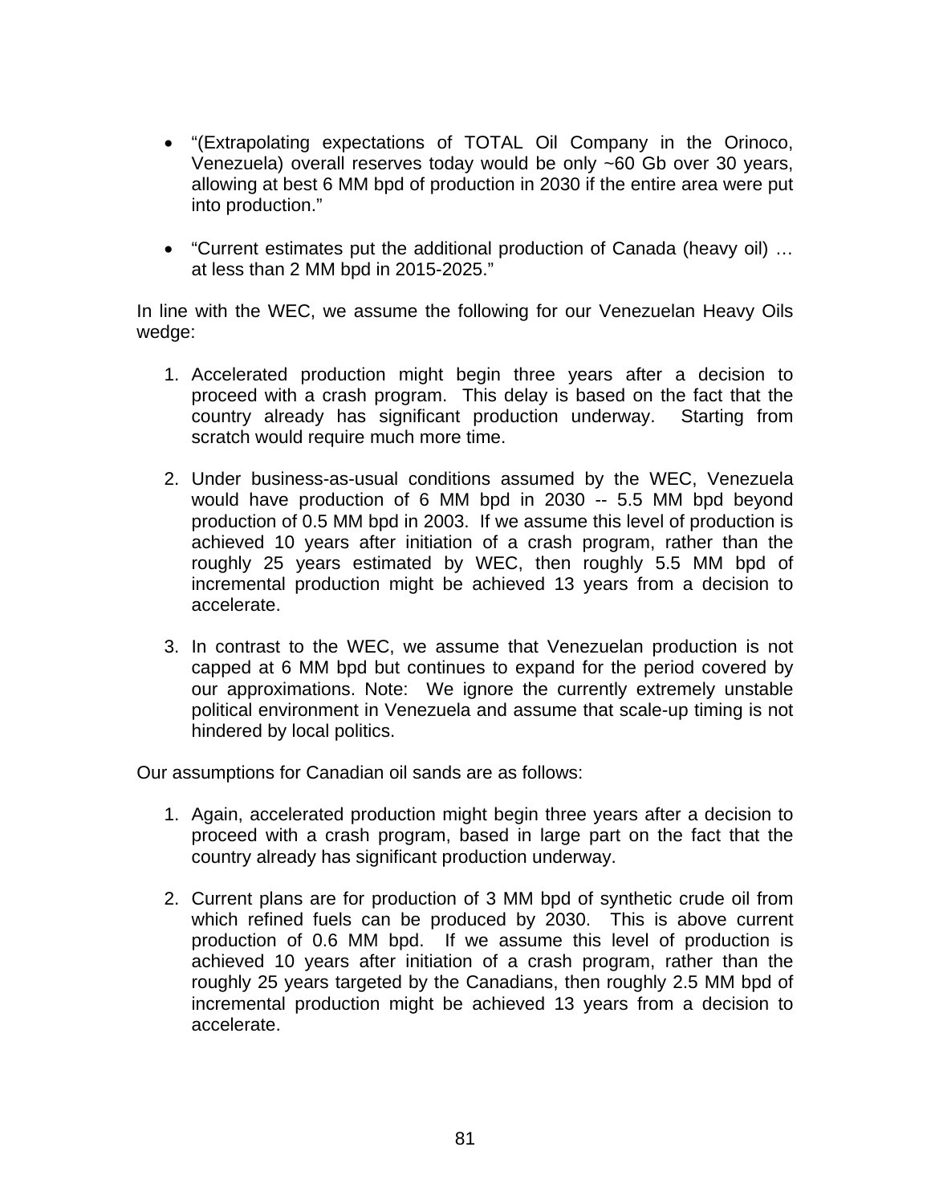- "(Extrapolating expectations of TOTAL Oil Company in the Orinoco, Venezuela) overall reserves today would be only ~60 Gb over 30 years, allowing at best 6 MM bpd of production in 2030 if the entire area were put into production."

- "Current estimates put the additional production of Canada (heavy oil) … at less than 2 MM bpd in 2015-2025."

In line with the WEC, we assume the following for our Venezuelan Heavy Oils wedge:

1. Accelerated production might begin three years after a decision to proceed with a crash program. This delay is based on the fact that the country already has significant production underway. Starting from scratch would require much more time.

2. Under business-as-usual conditions assumed by the WEC, Venezuela would have production of 6 MM bpd in 2030 -- 5.5 MM bpd beyond production of 0.5 MM bpd in 2003. If we assume this level of production is achieved 10 years after initiation of a crash program, rather than the roughly 25 years estimated by WEC, then roughly 5.5 MM bpd of incremental production might be achieved 13 years from a decision to accelerate.

3. In contrast to the WEC, we assume that Venezuelan production is not capped at 6 MM bpd but continues to expand for the period covered by our approximations. Note: We ignore the currently extremely unstable political environment in Venezuela and assume that scale-up timing is not hindered by local politics.

Our assumptions for Canadian oil sands are as follows:

1. Again, accelerated production might begin three years after a decision to proceed with a crash program, based in large part on the fact that the country already has significant production underway.

2. Current plans are for production of 3 MM bpd of synthetic crude oil from which refined fuels can be produced by 2030. This is above current production of 0.6 MM bpd. If we assume this level of production is achieved 10 years after initiation of a crash program, rather than the roughly 25 years targeted by the Canadians, then roughly 2.5 MM bpd of incremental production might be achieved 13 years from a decision to accelerate.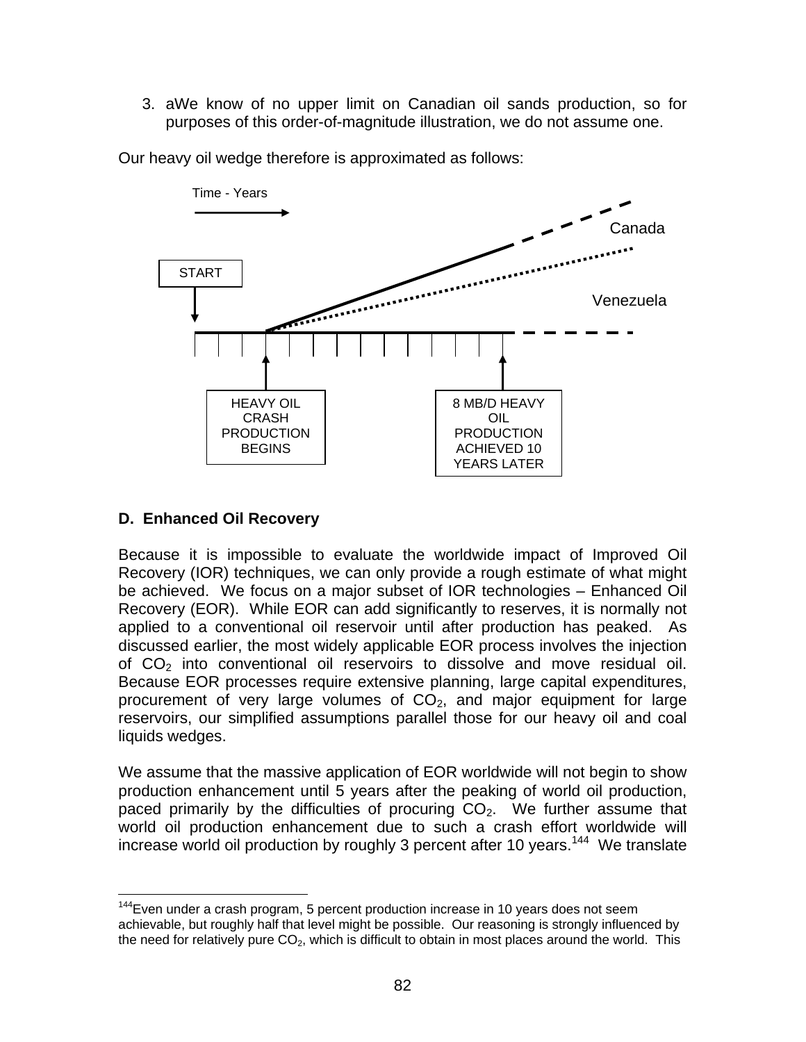3. aWe know of no upper limit on Canadian oil sands production, so for purposes of this order-of-magnitude illustration, we do not assume one.

Our heavy oil wedge therefore is approximated as follows:

Time - Years

START

Canada

Venezuela

HEAVY OIL CRASH PRODUCTION BEGINS

8 MB/D HEAVY OIL PRODUCTION ACHIEVED 10 YEARS LATER

### D. Enhanced Oil Recovery

Because it is impossible to evaluate the worldwide impact of Improved Oil Recovery (IOR) techniques, we can only provide a rough estimate of what might be achieved. We focus on a major subset of IOR technologies – Enhanced Oil Recovery (EOR). While EOR can add significantly to reserves, it is normally not applied to a conventional oil reservoir until after production has peaked. As discussed earlier, the most widely applicable EOR process involves the injection of $CO_2$ into conventional oil reservoirs to dissolve and move residual oil. Because EOR processes require extensive planning, large capital expenditures, procurement of very large volumes of $CO_2$, and major equipment for large reservoirs, our simplified assumptions parallel those for our heavy oil and coal liquids wedges.

We assume that the massive application of EOR worldwide will not begin to show production enhancement until 5 years after the peaking of world oil production, paced primarily by the difficulties of procuring $CO_2$. We further assume that world oil production enhancement due to such a crash effort worldwide will increase world oil production by roughly 3 percent after 10 years.[144] We translate

---

[144] Even under a crash program, 5 percent production increase in 10 years does not seem achievable, but roughly half that level might be possible. Our reasoning is strongly influenced by the need for relatively pure $CO_2$, which is difficult to obtain in most places around the world. This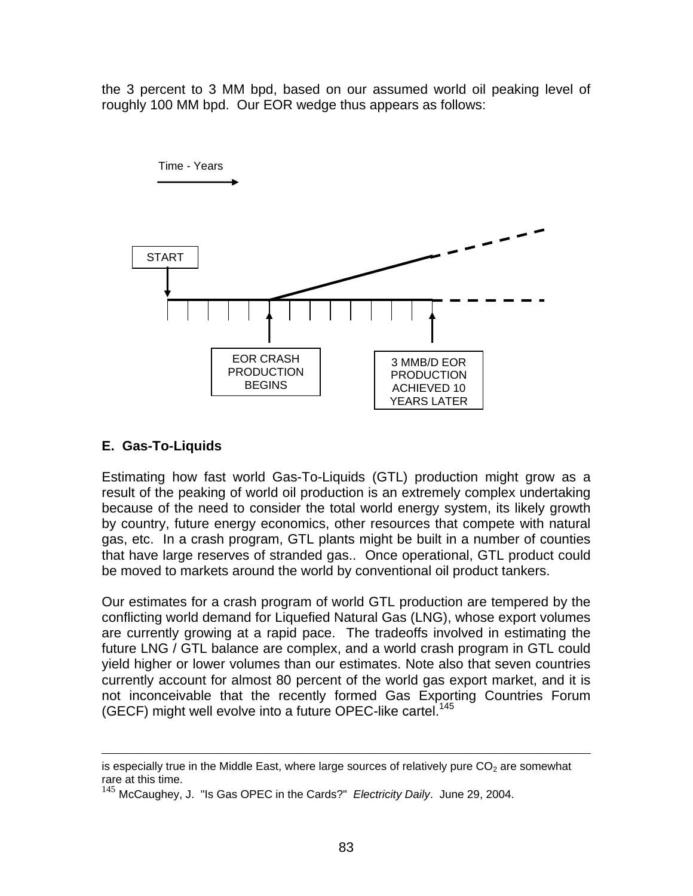the 3 percent to 3 MM bpd, based on our assumed world oil peaking level of roughly 100 MM bpd. Our EOR wedge thus appears as follows:

Time - Years

START

EOR CRASH PRODUCTION BEGINS

3 MMB/D EOR PRODUCTION ACHIEVED 10 YEARS LATER

### E. Gas-To-Liquids

Estimating how fast world Gas-To-Liquids (GTL) production might grow as a result of the peaking of world oil production is an extremely complex undertaking because of the need to consider the total world energy system, its likely growth by country, future energy economics, other resources that compete with natural gas, etc. In a crash program, GTL plants might be built in a number of counties that have large reserves of stranded gas.. Once operational, GTL product could be moved to markets around the world by conventional oil product tankers.

Our estimates for a crash program of world GTL production are tempered by the conflicting world demand for Liquefied Natural Gas (LNG), whose export volumes are currently growing at a rapid pace. The tradeoffs involved in estimating the future LNG / GTL balance are complex, and a world crash program in GTL could yield higher or lower volumes than our estimates. Note also that seven countries currently account for almost 80 percent of the world gas export market, and it is not inconceivable that the recently formed Gas Exporting Countries Forum (GECF) might well evolve into a future OPEC-like cartel.[145]

---

is especially true in the Middle East, where large sources of relatively pure $CO_2$ are somewhat rare at this time.

[145] McCaughey, J. "Is Gas OPEC in the Cards?" *Electricity Daily*. June 29, 2004.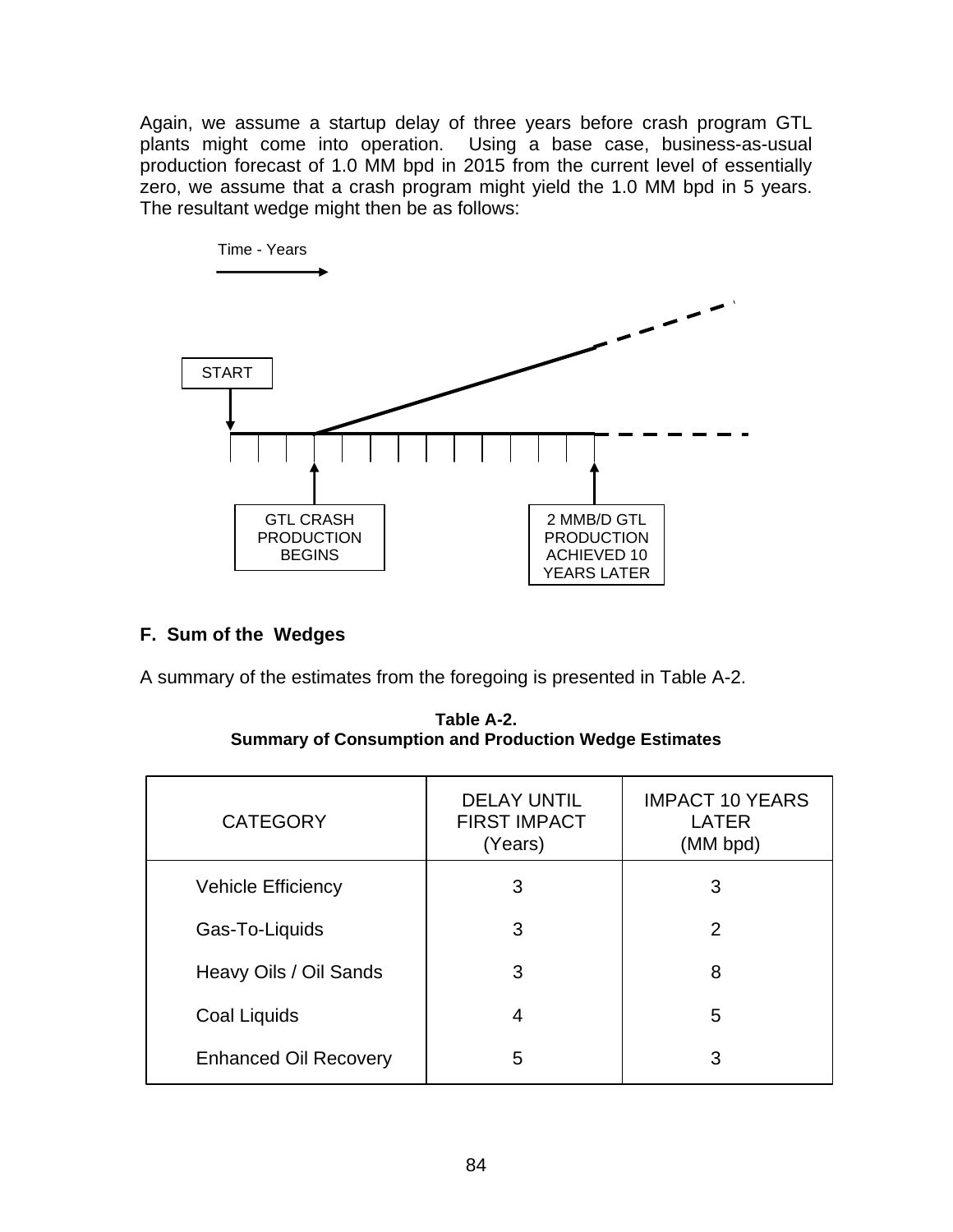Again, we assume a startup delay of three years before crash program GTL plants might come into operation. Using a base case, business-as-usual production forecast of 1.0 MM bpd in 2015 from the current level of essentially zero, we assume that a crash program might yield the 1.0 MM bpd in 5 years. The resultant wedge might then be as follows:

Time - Years

START

GTL CRASH PRODUCTION BEGINS

2 MMB/D GTL PRODUCTION ACHIEVED 10 YEARS LATER

## F. Sum of the Wedges

A summary of the estimates from the foregoing is presented in Table A-2.

**Table A-2.**
**Summary of Consumption and Production Wedge Estimates**

| CATEGORY | DELAY UNTIL FIRST IMPACT (Years) | IMPACT 10 YEARS LATER (MM bpd) |
|---|---|---|
| Vehicle Efficiency | 3 | 3 |
| Gas-To-Liquids | 3 | 2 |
| Heavy Oils / Oil Sands | 3 | 8 |
| Coal Liquids | 4 | 5 |
| Enhanced Oil Recovery | 5 | 3 |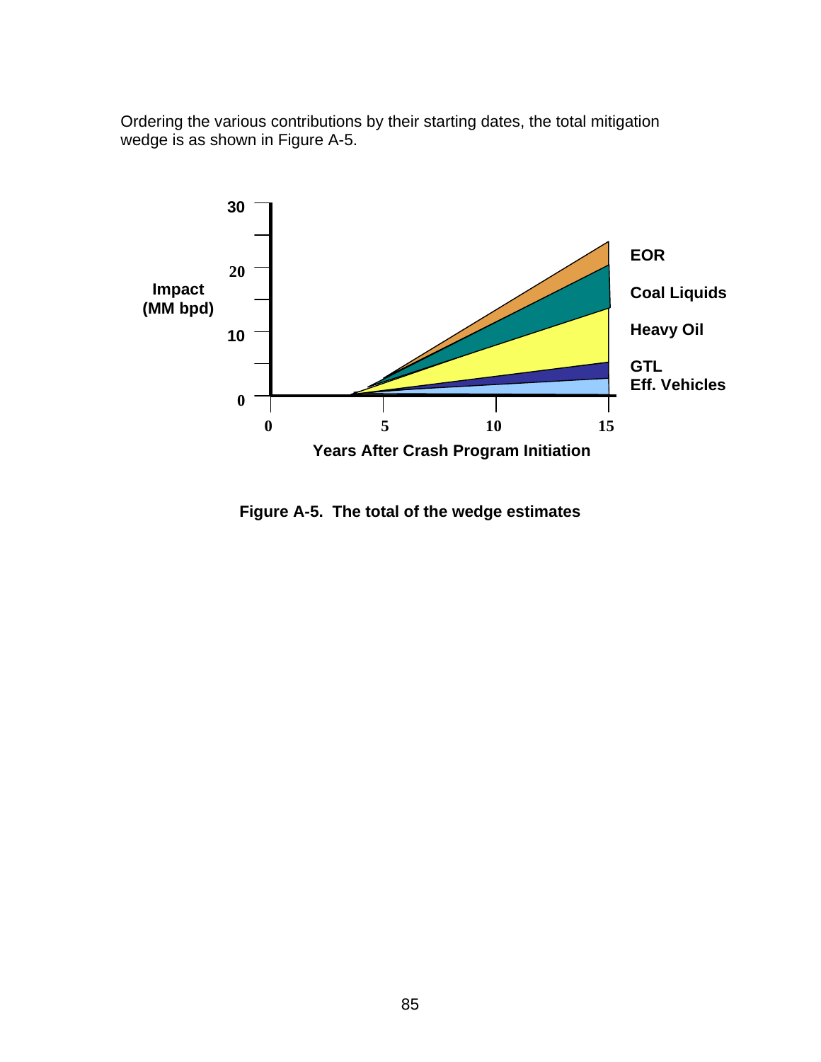Ordering the various contributions by their starting dates, the total mitigation wedge is as shown in Figure A-5.

**Figure A-5. The total of the wedge estimates**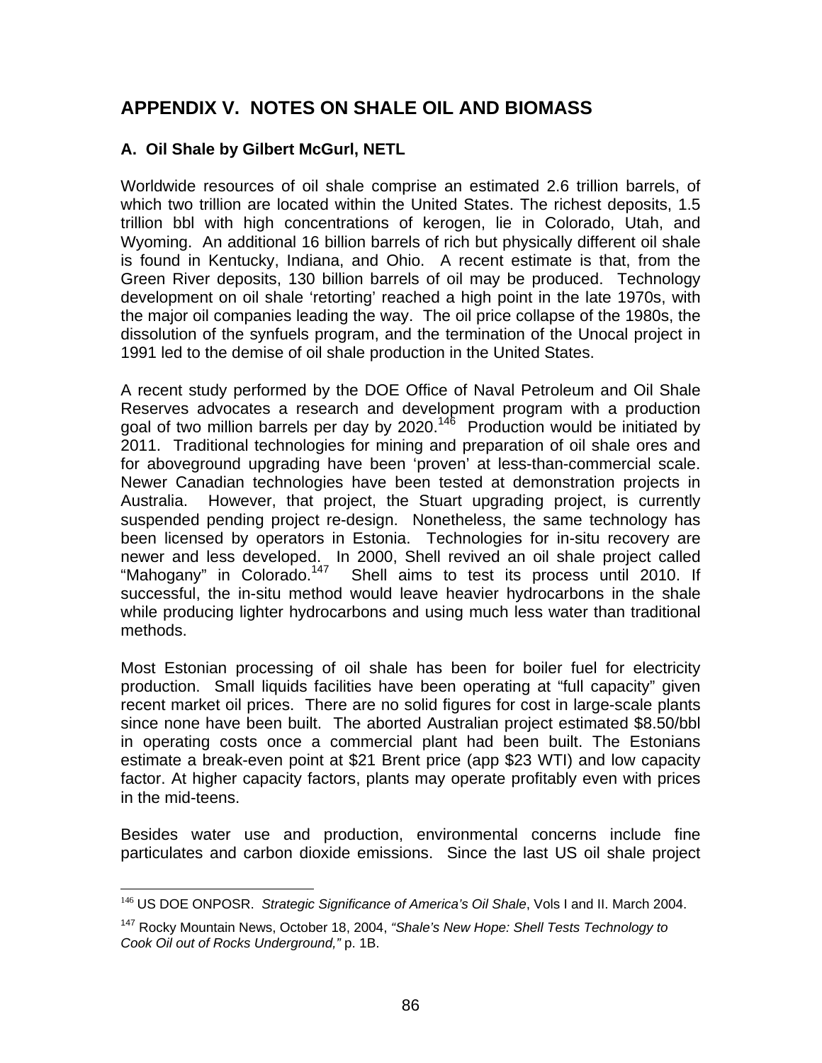# APPENDIX V. NOTES ON SHALE OIL AND BIOMASS

### A. Oil Shale by Gilbert McGurl, NETL

Worldwide resources of oil shale comprise an estimated 2.6 trillion barrels, of which two trillion are located within the United States. The richest deposits, 1.5 trillion bbl with high concentrations of kerogen, lie in Colorado, Utah, and Wyoming. An additional 16 billion barrels of rich but physically different oil shale is found in Kentucky, Indiana, and Ohio. A recent estimate is that, from the Green River deposits, 130 billion barrels of oil may be produced. Technology development on oil shale 'retorting' reached a high point in the late 1970s, with the major oil companies leading the way. The oil price collapse of the 1980s, the dissolution of the synfuels program, and the termination of the Unocal project in 1991 led to the demise of oil shale production in the United States.

A recent study performed by the DOE Office of Naval Petroleum and Oil Shale Reserves advocates a research and development program with a production goal of two million barrels per day by 2020.[146] Production would be initiated by 2011. Traditional technologies for mining and preparation of oil shale ores and for aboveground upgrading have been 'proven' at less-than-commercial scale. Newer Canadian technologies have been tested at demonstration projects in Australia. However, that project, the Stuart upgrading project, is currently suspended pending project re-design. Nonetheless, the same technology has been licensed by operators in Estonia. Technologies for in-situ recovery are newer and less developed. In 2000, Shell revived an oil shale project called "Mahogany" in Colorado.[147] Shell aims to test its process until 2010. If successful, the in-situ method would leave heavier hydrocarbons in the shale while producing lighter hydrocarbons and using much less water than traditional methods.

Most Estonian processing of oil shale has been for boiler fuel for electricity production. Small liquids facilities have been operating at "full capacity" given recent market oil prices. There are no solid figures for cost in large-scale plants since none have been built. The aborted Australian project estimated $8.50/bbl in operating costs once a commercial plant had been built. The Estonians estimate a break-even point at $21 Brent price (app $23 WTI) and low capacity factor. At higher capacity factors, plants may operate profitably even with prices in the mid-teens.

Besides water use and production, environmental concerns include fine particulates and carbon dioxide emissions. Since the last US oil shale project

---

[146] US DOE ONPOSR. *Strategic Significance of America's Oil Shale*, Vols I and II. March 2004.

[147] Rocky Mountain News, October 18, 2004, *"Shale's New Hope: Shell Tests Technology to Cook Oil out of Rocks Underground,"* p. 1B.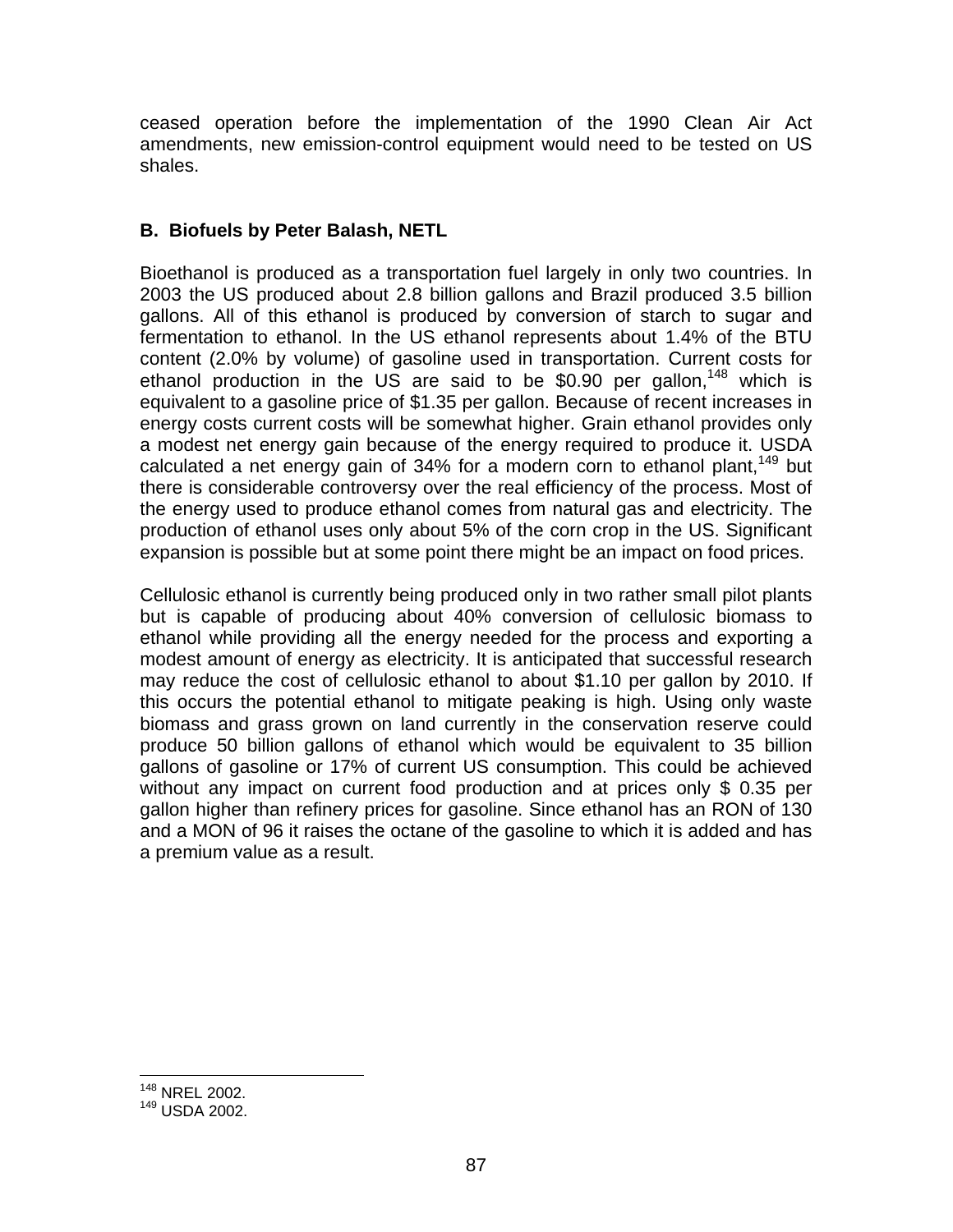ceased operation before the implementation of the 1990 Clean Air Act amendments, new emission-control equipment would need to be tested on US shales.

### B. Biofuels by Peter Balash, NETL

Bioethanol is produced as a transportation fuel largely in only two countries. In 2003 the US produced about 2.8 billion gallons and Brazil produced 3.5 billion gallons. All of this ethanol is produced by conversion of starch to sugar and fermentation to ethanol. In the US ethanol represents about 1.4% of the BTU content (2.0% by volume) of gasoline used in transportation. Current costs for ethanol production in the US are said to be $0.90 per gallon,[148] which is equivalent to a gasoline price of $1.35 per gallon. Because of recent increases in energy costs current costs will be somewhat higher. Grain ethanol provides only a modest net energy gain because of the energy required to produce it. USDA calculated a net energy gain of 34% for a modern corn to ethanol plant,[149] but there is considerable controversy over the real efficiency of the process. Most of the energy used to produce ethanol comes from natural gas and electricity. The production of ethanol uses only about 5% of the corn crop in the US. Significant expansion is possible but at some point there might be an impact on food prices.

Cellulosic ethanol is currently being produced only in two rather small pilot plants but is capable of producing about 40% conversion of cellulosic biomass to ethanol while providing all the energy needed for the process and exporting a modest amount of energy as electricity. It is anticipated that successful research may reduce the cost of cellulosic ethanol to about $1.10 per gallon by 2010. If this occurs the potential ethanol to mitigate peaking is high. Using only waste biomass and grass grown on land currently in the conservation reserve could produce 50 billion gallons of ethanol which would be equivalent to 35 billion gallons of gasoline or 17% of current US consumption. This could be achieved without any impact on current food production and at prices only $ 0.35 per gallon higher than refinery prices for gasoline. Since ethanol has an RON of 130 and a MON of 96 it raises the octane of the gasoline to which it is added and has a premium value as a result.

---

[148] NREL 2002.

[149] USDA 2002.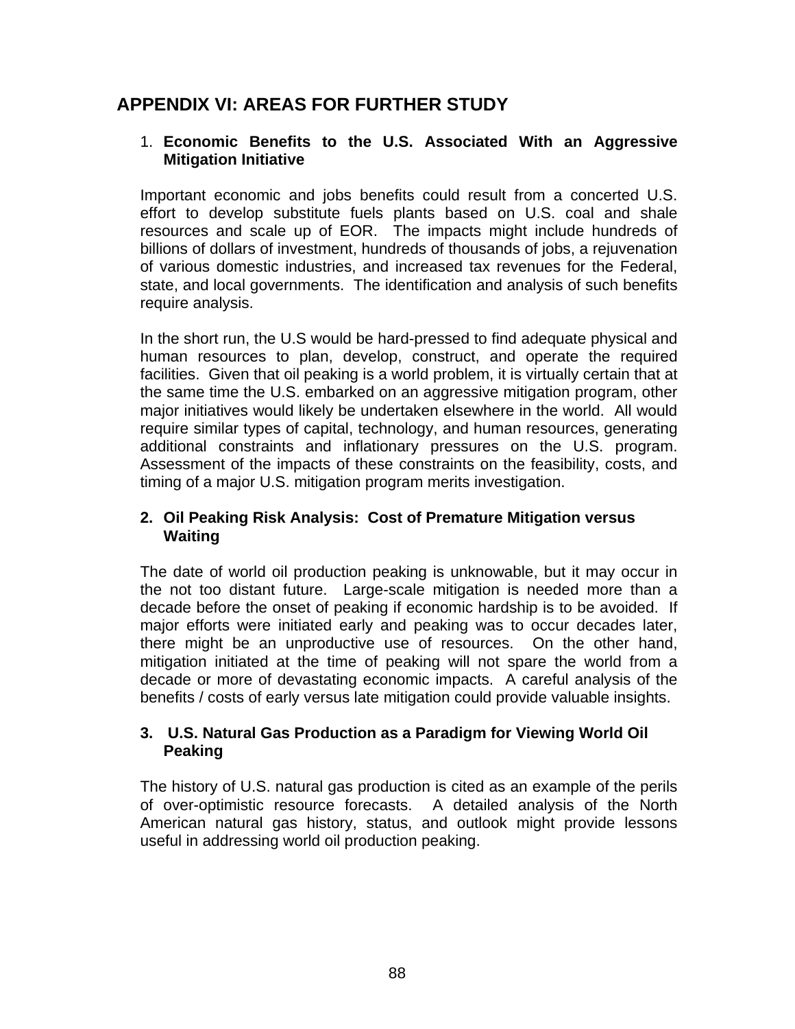## APPENDIX VI: AREAS FOR FURTHER STUDY

1. **Economic Benefits to the U.S. Associated With an Aggressive Mitigation Initiative**

Important economic and jobs benefits could result from a concerted U.S. effort to develop substitute fuels plants based on U.S. coal and shale resources and scale up of EOR. The impacts might include hundreds of billions of dollars of investment, hundreds of thousands of jobs, a rejuvenation of various domestic industries, and increased tax revenues for the Federal, state, and local governments. The identification and analysis of such benefits require analysis.

In the short run, the U.S would be hard-pressed to find adequate physical and human resources to plan, develop, construct, and operate the required facilities. Given that oil peaking is a world problem, it is virtually certain that at the same time the U.S. embarked on an aggressive mitigation program, other major initiatives would likely be undertaken elsewhere in the world. All would require similar types of capital, technology, and human resources, generating additional constraints and inflationary pressures on the U.S. program. Assessment of the impacts of these constraints on the feasibility, costs, and timing of a major U.S. mitigation program merits investigation.

2. **Oil Peaking Risk Analysis: Cost of Premature Mitigation versus Waiting**

The date of world oil production peaking is unknowable, but it may occur in the not too distant future. Large-scale mitigation is needed more than a decade before the onset of peaking if economic hardship is to be avoided. If major efforts were initiated early and peaking was to occur decades later, there might be an unproductive use of resources. On the other hand, mitigation initiated at the time of peaking will not spare the world from a decade or more of devastating economic impacts. A careful analysis of the benefits / costs of early versus late mitigation could provide valuable insights.

3. **U.S. Natural Gas Production as a Paradigm for Viewing World Oil Peaking**

The history of U.S. natural gas production is cited as an example of the perils of over-optimistic resource forecasts. A detailed analysis of the North American natural gas history, status, and outlook might provide lessons useful in addressing world oil production peaking.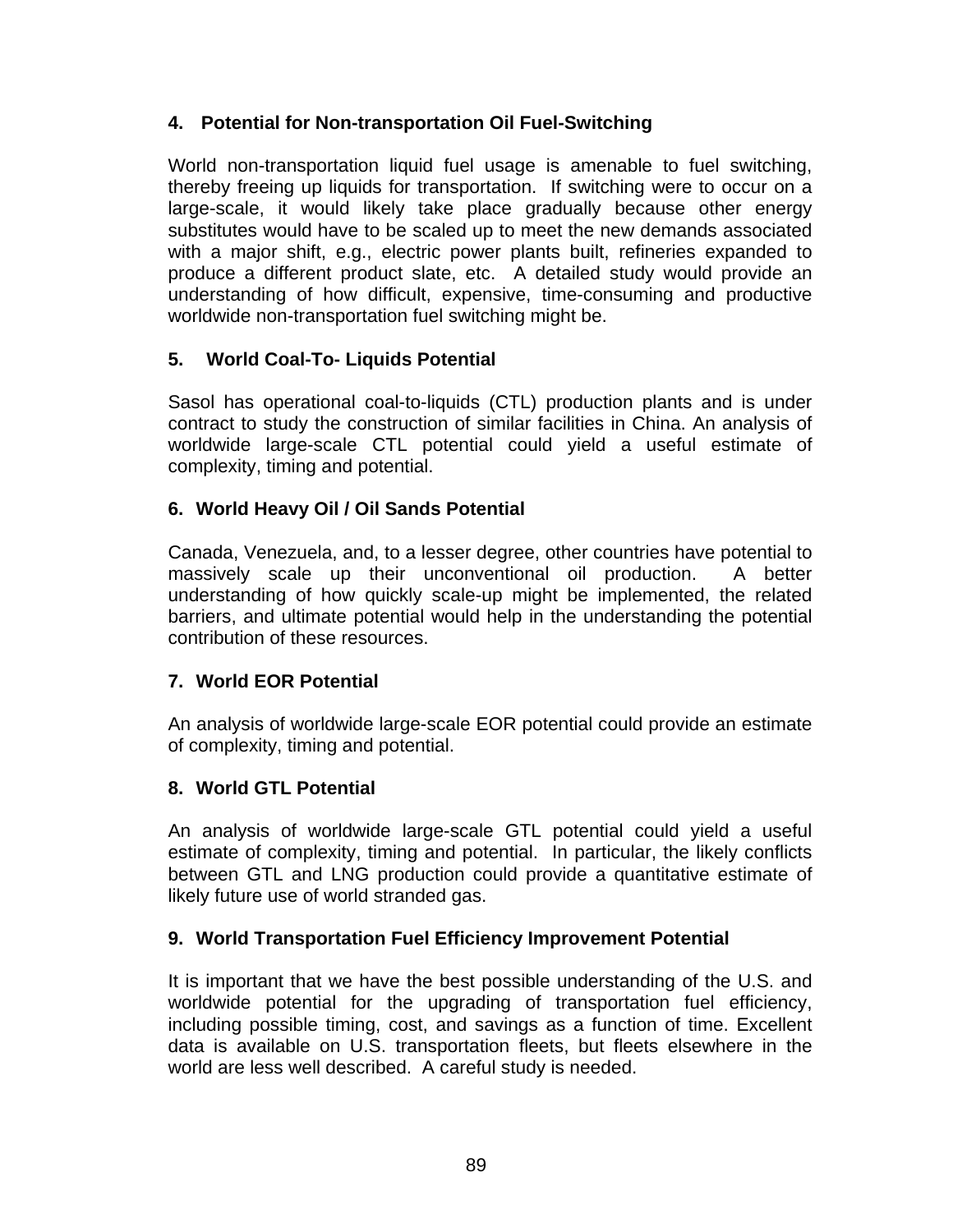**4. Potential for Non-transportation Oil Fuel-Switching**

World non-transportation liquid fuel usage is amenable to fuel switching, thereby freeing up liquids for transportation. If switching were to occur on a large-scale, it would likely take place gradually because other energy substitutes would have to be scaled up to meet the new demands associated with a major shift, e.g., electric power plants built, refineries expanded to produce a different product slate, etc. A detailed study would provide an understanding of how difficult, expensive, time-consuming and productive worldwide non-transportation fuel switching might be.

**5. World Coal-To- Liquids Potential**

Sasol has operational coal-to-liquids (CTL) production plants and is under contract to study the construction of similar facilities in China. An analysis of worldwide large-scale CTL potential could yield a useful estimate of complexity, timing and potential.

**6. World Heavy Oil / Oil Sands Potential**

Canada, Venezuela, and, to a lesser degree, other countries have potential to massively scale up their unconventional oil production. A better understanding of how quickly scale-up might be implemented, the related barriers, and ultimate potential would help in the understanding the potential contribution of these resources.

**7. World EOR Potential**

An analysis of worldwide large-scale EOR potential could provide an estimate of complexity, timing and potential.

**8. World GTL Potential**

An analysis of worldwide large-scale GTL potential could yield a useful estimate of complexity, timing and potential. In particular, the likely conflicts between GTL and LNG production could provide a quantitative estimate of likely future use of world stranded gas.

**9. World Transportation Fuel Efficiency Improvement Potential**

It is important that we have the best possible understanding of the U.S. and worldwide potential for the upgrading of transportation fuel efficiency, including possible timing, cost, and savings as a function of time. Excellent data is available on U.S. transportation fleets, but fleets elsewhere in the world are less well described. A careful study is needed.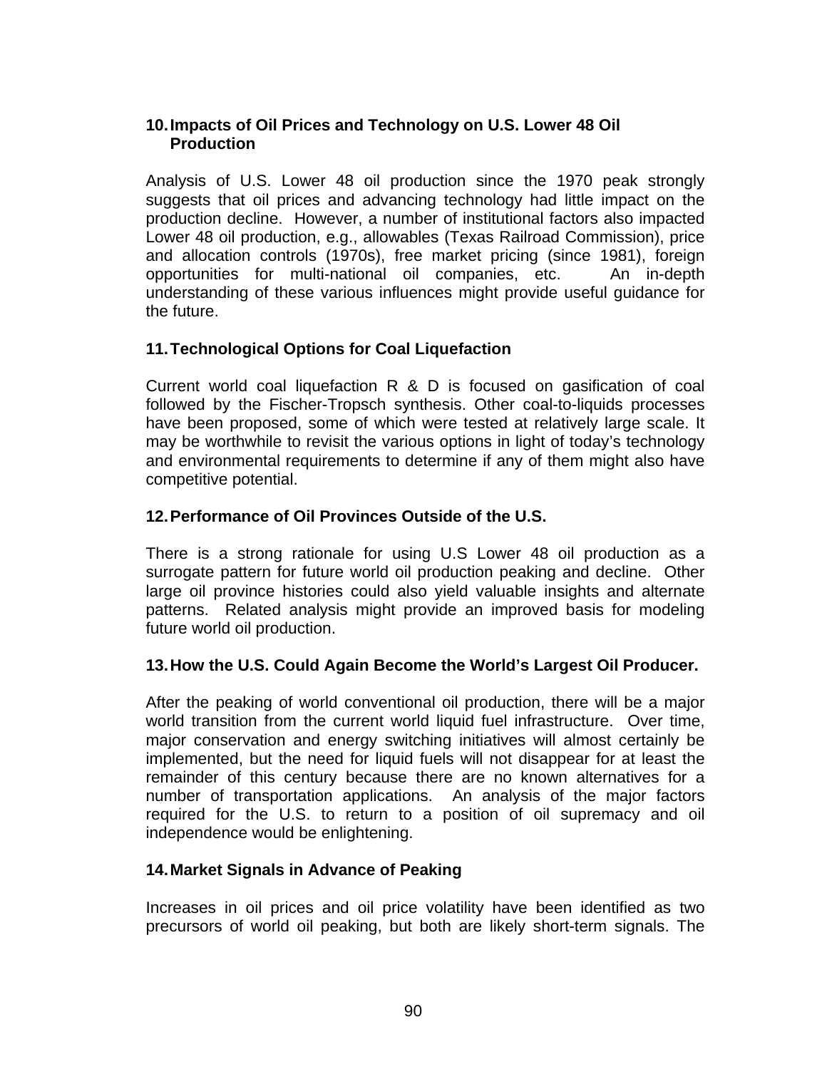### 10. Impacts of Oil Prices and Technology on U.S. Lower 48 Oil Production

Analysis of U.S. Lower 48 oil production since the 1970 peak strongly suggests that oil prices and advancing technology had little impact on the production decline. However, a number of institutional factors also impacted Lower 48 oil production, e.g., allowables (Texas Railroad Commission), price and allocation controls (1970s), free market pricing (since 1981), foreign opportunities for multi-national oil companies, etc. An in-depth understanding of these various influences might provide useful guidance for the future.

### 11. Technological Options for Coal Liquefaction

Current world coal liquefaction R & D is focused on gasification of coal followed by the Fischer-Tropsch synthesis. Other coal-to-liquids processes have been proposed, some of which were tested at relatively large scale. It may be worthwhile to revisit the various options in light of today's technology and environmental requirements to determine if any of them might also have competitive potential.

### 12. Performance of Oil Provinces Outside of the U.S.

There is a strong rationale for using U.S Lower 48 oil production as a surrogate pattern for future world oil production peaking and decline. Other large oil province histories could also yield valuable insights and alternate patterns. Related analysis might provide an improved basis for modeling future world oil production.

### 13. How the U.S. Could Again Become the World's Largest Oil Producer.

After the peaking of world conventional oil production, there will be a major world transition from the current world liquid fuel infrastructure. Over time, major conservation and energy switching initiatives will almost certainly be implemented, but the need for liquid fuels will not disappear for at least the remainder of this century because there are no known alternatives for a number of transportation applications. An analysis of the major factors required for the U.S. to return to a position of oil supremacy and oil independence would be enlightening.

### 14. Market Signals in Advance of Peaking

Increases in oil prices and oil price volatility have been identified as two precursors of world oil peaking, but both are likely short-term signals. The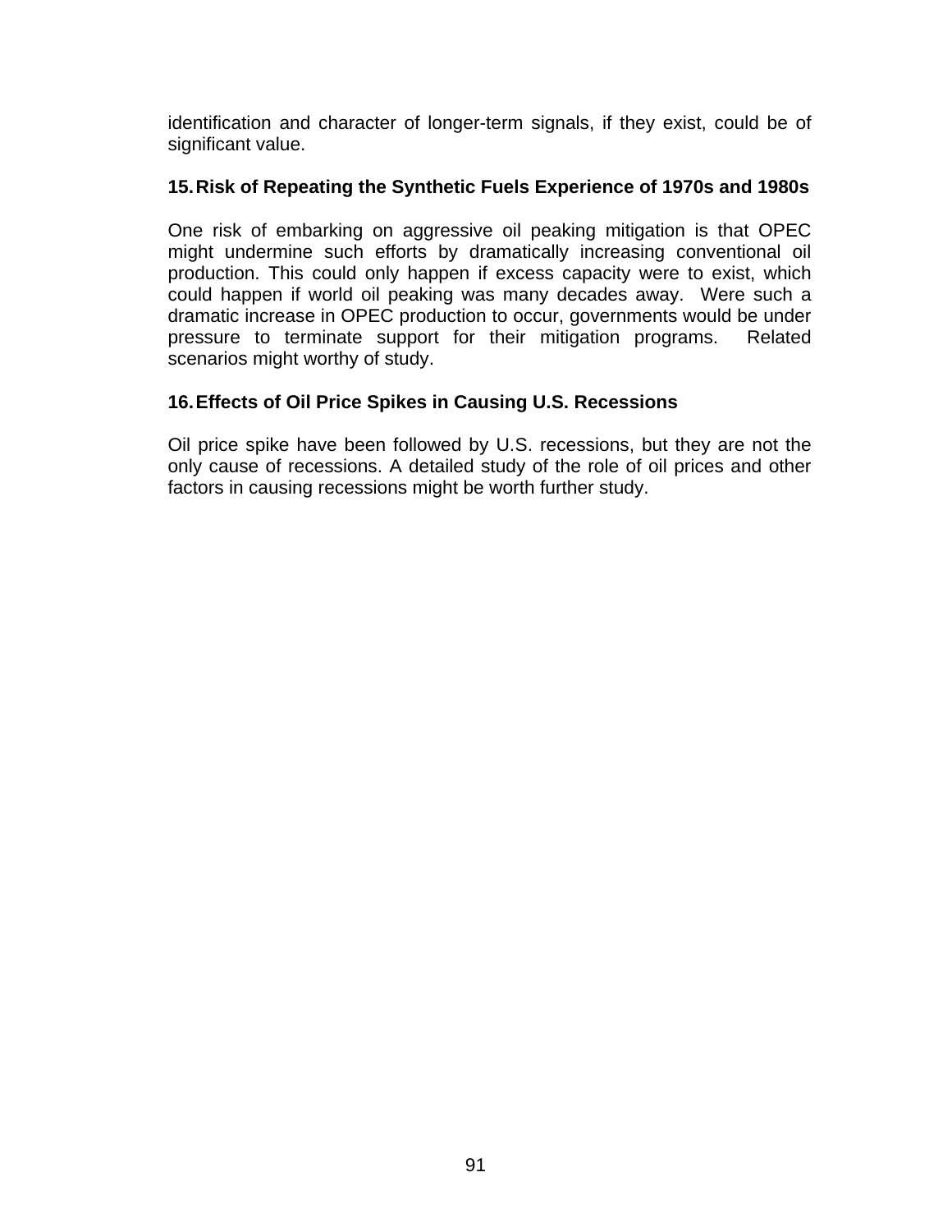identification and character of longer-term signals, if they exist, could be of significant value.

### 15. Risk of Repeating the Synthetic Fuels Experience of 1970s and 1980s

One risk of embarking on aggressive oil peaking mitigation is that OPEC might undermine such efforts by dramatically increasing conventional oil production. This could only happen if excess capacity were to exist, which could happen if world oil peaking was many decades away. Were such a dramatic increase in OPEC production to occur, governments would be under pressure to terminate support for their mitigation programs. Related scenarios might worthy of study.

### 16. Effects of Oil Price Spikes in Causing U.S. Recessions

Oil price spike have been followed by U.S. recessions, but they are not the only cause of recessions. A detailed study of the role of oil prices and other factors in causing recessions might be worth further study.